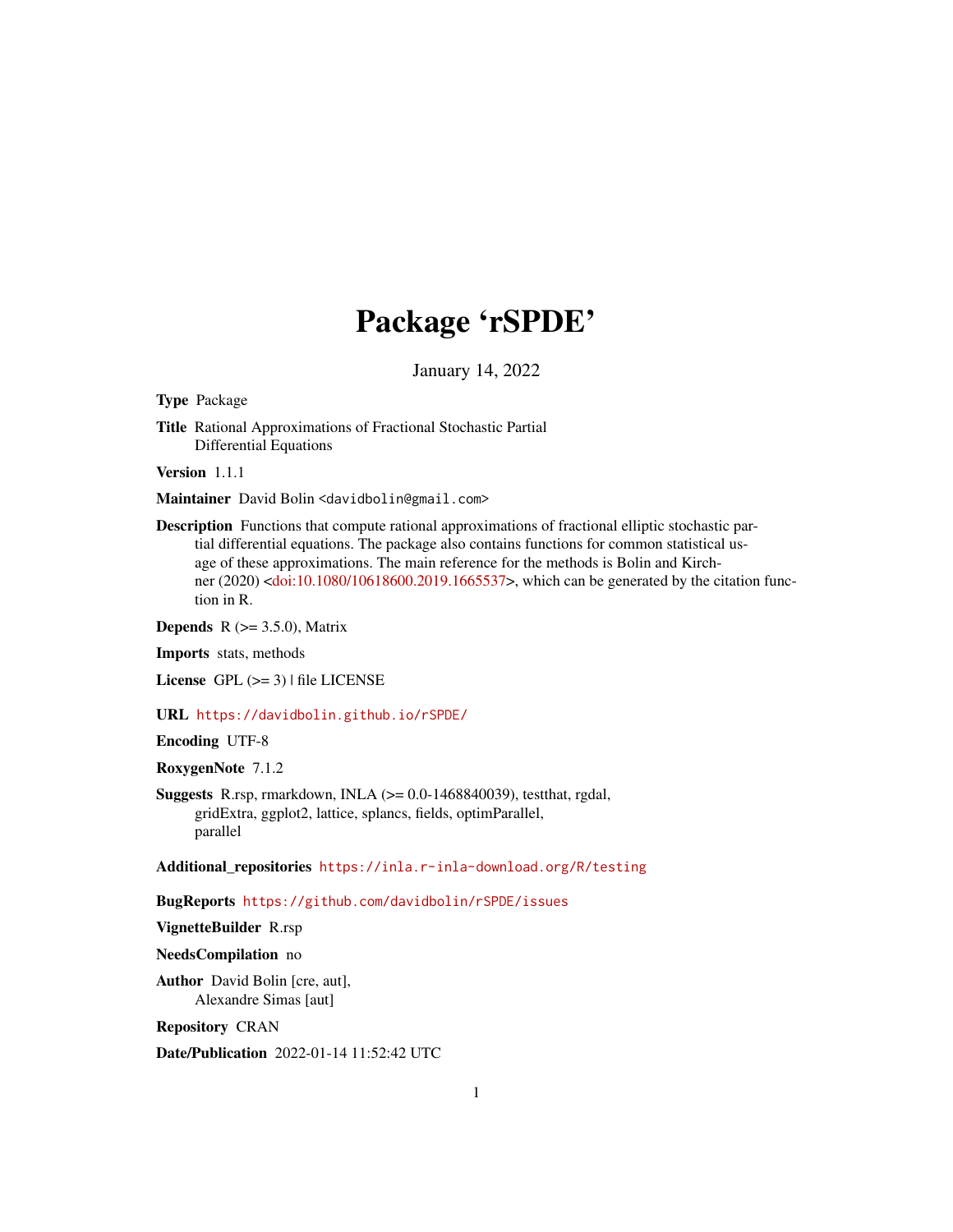# Package 'rSPDE'

January 14, 2022

**Type** Package

**Title** Rational Approximations of Fractional Stochastic Partial Differential Equations

**Version** 1.1.1

**Maintainer** David Bolin <davidbolin@gmail.com>

**Description** Functions that compute rational approximations of fractional elliptic stochastic partial differential equations. The package also contains functions for common statistical usage of these approximations. The main reference for the methods is Bolin and Kirchner (2020) <doi:10.1080/10618600.2019.1665537>, which can be generated by the citation function in R.

**Depends** R (>= 3.5.0), Matrix

**Imports** stats, methods

**License** GPL (>= 3) | file LICENSE

**URL** https://davidbolin.github.io/rSPDE/

**Encoding** UTF-8

**RoxygenNote** 7.1.2

**Suggests** R.rsp, rmarkdown, INLA (>= 0.0-1468840039), testthat, rgdal, gridExtra, ggplot2, lattice, splancs, fields, optimParallel, parallel

**Additional_repositories** https://inla.r-inla-download.org/R/testing

**BugReports** https://github.com/davidbolin/rSPDE/issues

**VignetteBuilder** R.rsp

**NeedsCompilation** no

**Author** David Bolin [cre, aut], Alexandre Simas [aut]

**Repository** CRAN

**Date/Publication** 2022-01-14 11:52:42 UTC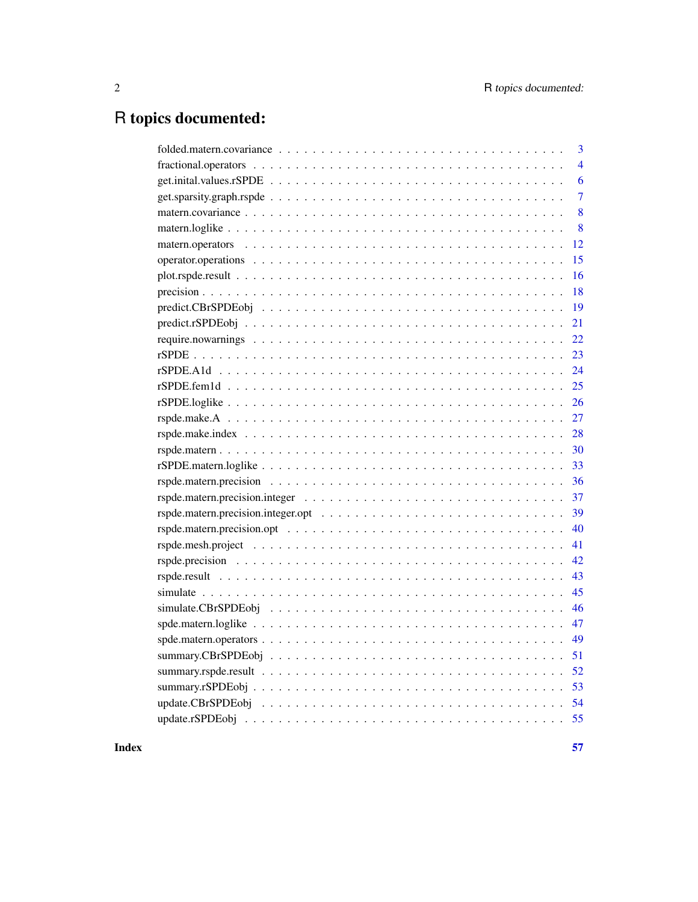# R topics documented:

| | |
|---|---|
| folded.matern.covariance | 3 |
| fractional.operators | 4 |
| get.inital.values.rSPDE | 6 |
| get.sparsity.graph.rspde | 7 |
| matern.covariance | 8 |
| matern.loglike | 8 |
| matern.operators | 12 |
| operator.operations | 15 |
| plot.rspde.result | 16 |
| precision | 18 |
| predict.CBrSPDEobj | 19 |
| predict.rSPDEobj | 21 |
| require.nowarnings | 22 |
| rSPDE | 23 |
| rSPDE.A1d | 24 |
| rSPDE.fem1d | 25 |
| rSPDE.loglike | 26 |
| rspde.make.A | 27 |
| rspde.make.index | 28 |
| rspde.matern | 30 |
| rSPDE.matern.loglike | 33 |
| rspde.matern.precision | 36 |
| rspde.matern.precision.integer | 37 |
| rspde.matern.precision.integer.opt | 39 |
| rspde.matern.precision.opt | 40 |
| rspde.mesh.project | 41 |
| rspde.precision | 42 |
| rspde.result | 43 |
| simulate | 45 |
| simulate.CBrSPDEobj | 46 |
| spde.matern.loglike | 47 |
| spde.matern.operators | 49 |
| summary.CBrSPDEobj | 51 |
| summary.rspde.result | 52 |
| summary.rSPDEobj | 53 |
| update.CBrSPDEobj | 54 |
| update.rSPDEobj | 55 |
| **Index** | **57** |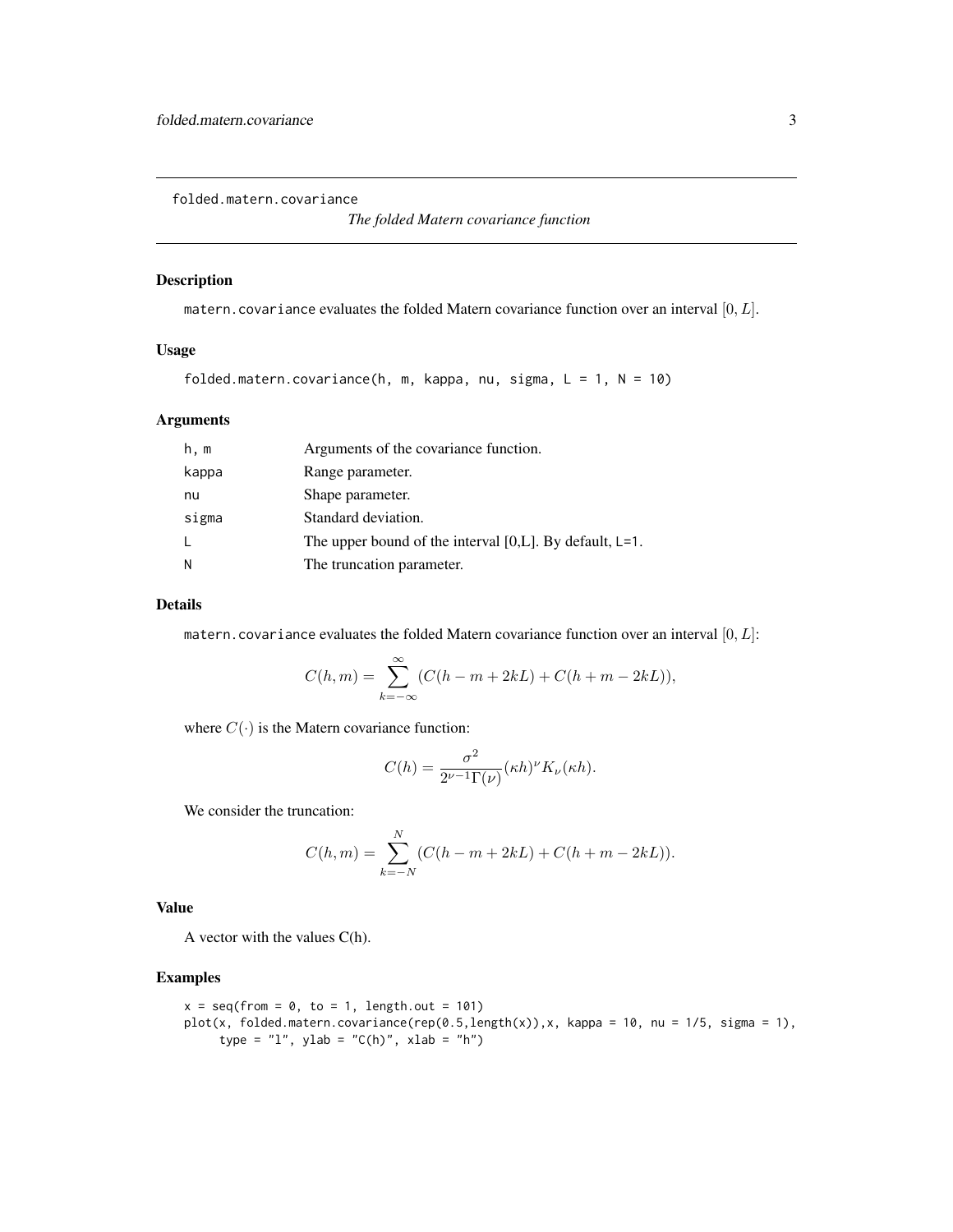folded.matern.covariance

*The folded Matern covariance function*

## Description

`matern.covariance` evaluates the folded Matern covariance function over an interval $[0, L]$.

## Usage

```
folded.matern.covariance(h, m, kappa, nu, sigma, L = 1, N = 10)
```

## Arguments

| | |
|---|---|
| h, m | Arguments of the covariance function. |
| kappa | Range parameter. |
| nu | Shape parameter. |
| sigma | Standard deviation. |
| L | The upper bound of the interval [0,L]. By default, L=1. |
| N | The truncation parameter. |

## Details

`matern.covariance` evaluates the folded Matern covariance function over an interval $[0, L]$:

$$C(h, m) = \sum_{k=-\infty}^{\infty} (C(h - m + 2kL) + C(h + m - 2kL)),$$

where $C(\cdot)$ is the Matern covariance function:

$$C(h) = \frac{\sigma^2}{2^{\nu-1}\Gamma(\nu)}(\kappa h)^{\nu} K_{\nu}(\kappa h).$$

We consider the truncation:

$$C(h, m) = \sum_{k=-N}^{N} (C(h - m + 2kL) + C(h + m - 2kL)).$$

## Value

A vector with the values C(h).

## Examples

```
x = seq(from = 0, to = 1, length.out = 101)
plot(x, folded.matern.covariance(rep(0.5,length(x)),x, kappa = 10, nu = 1/5, sigma = 1),
     type = "l", ylab = "C(h)", xlab = "h")
```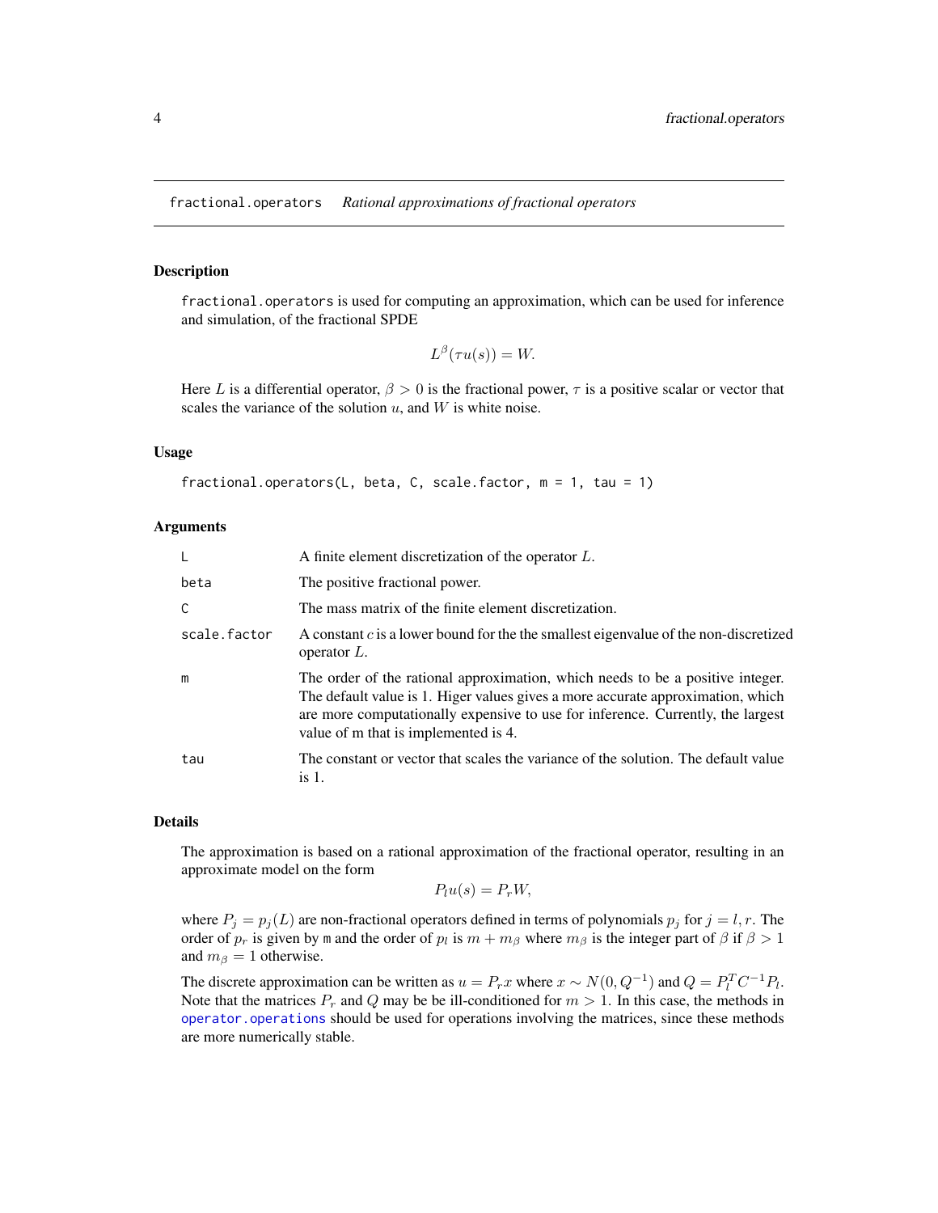fractional.operators *Rational approximations of fractional operators*

## Description

fractional.operators is used for computing an approximation, which can be used for inference and simulation, of the fractional SPDE

$$L^\beta(\tau u(s)) = W.$$

Here $L$ is a differential operator, $\beta > 0$ is the fractional power, $\tau$ is a positive scalar or vector that scales the variance of the solution $u$, and $W$ is white noise.

## Usage

```
fractional.operators(L, beta, C, scale.factor, m = 1, tau = 1)
```

## Arguments

| | |
|---|---|
| L | A finite element discretization of the operator $L$. |
| beta | The positive fractional power. |
| C | The mass matrix of the finite element discretization. |
| scale.factor | A constant $c$ is a lower bound for the the smallest eigenvalue of the non-discretized operator $L$. |
| m | The order of the rational approximation, which needs to be a positive integer. The default value is 1. Higer values gives a more accurate approximation, which are more computationally expensive to use for inference. Currently, the largest value of m that is implemented is 4. |
| tau | The constant or vector that scales the variance of the solution. The default value is 1. |

## Details

The approximation is based on a rational approximation of the fractional operator, resulting in an approximate model on the form

$$P_l u(s) = P_r W,$$

where $P_j = p_j(L)$ are non-fractional operators defined in terms of polynomials $p_j$ for $j = l, r$. The order of $p_r$ is given by m and the order of $p_l$ is $m + m_\beta$ where $m_\beta$ is the integer part of $\beta$ if $\beta > 1$ and $m_\beta = 1$ otherwise.

The discrete approximation can be written as $u = P_r x$ where $x \sim N(0, Q^{-1})$ and $Q = P_l^T C^{-1} P_l$. Note that the matrices $P_r$ and $Q$ may be be ill-conditioned for $m > 1$. In this case, the methods in operator.operations should be used for operations involving the matrices, since these methods are more numerically stable.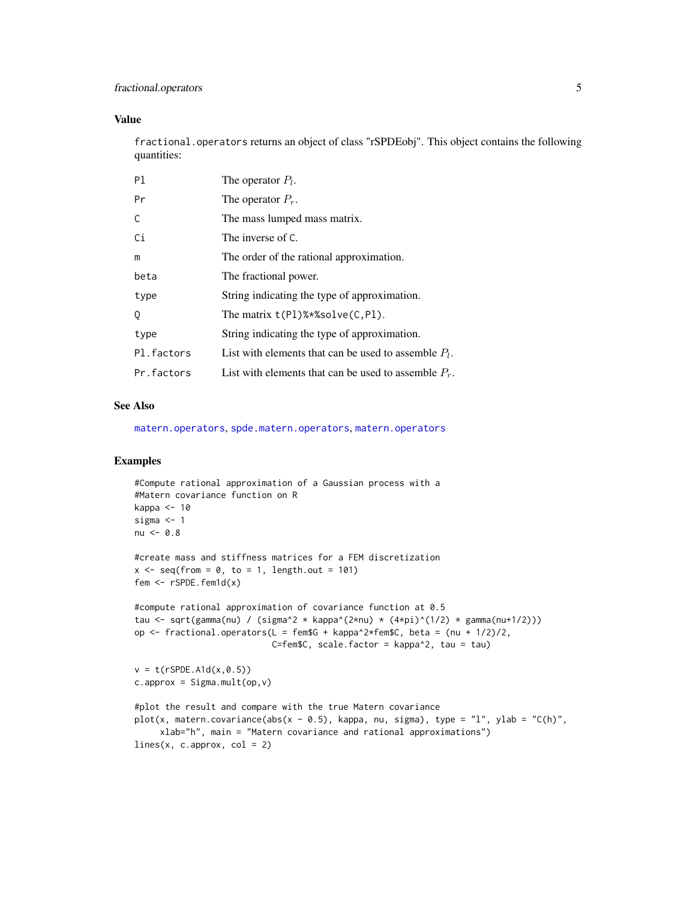### Value

fractional.operators returns an object of class "rSPDEobj". This object contains the following quantities:

| | |
|---|---|
| Pl | The operator $P_l$. |
| Pr | The operator $P_r$. |
| C | The mass lumped mass matrix. |
| Ci | The inverse of C. |
| m | The order of the rational approximation. |
| beta | The fractional power. |
| type | String indicating the type of approximation. |
| Q | The matrix t(Pl)%*%solve(C,Pl). |
| type | String indicating the type of approximation. |
| Pl.factors | List with elements that can be used to assemble $P_l$. |
| Pr.factors | List with elements that can be used to assemble $P_r$. |

### See Also

matern.operators, spde.matern.operators, matern.operators

### Examples

```
#Compute rational approximation of a Gaussian process with a
#Matern covariance function on R
kappa <- 10
sigma <- 1
nu <- 0.8

#create mass and stiffness matrices for a FEM discretization
x <- seq(from = 0, to = 1, length.out = 101)
fem <- rSPDE.fem1d(x)

#compute rational approximation of covariance function at 0.5
tau <- sqrt(gamma(nu) / (sigma^2 * kappa^(2*nu) * (4*pi)^(1/2) * gamma(nu+1/2)))
op <- fractional.operators(L = fem$G + kappa^2*fem$C, beta = (nu + 1/2)/2,
                           C=fem$C, scale.factor = kappa^2, tau = tau)

v = t(rSPDE.A1d(x,0.5))
c.approx = Sigma.mult(op,v)

#plot the result and compare with the true Matern covariance
plot(x, matern.covariance(abs(x - 0.5), kappa, nu, sigma), type = "l", ylab = "C(h)",
     xlab="h", main = "Matern covariance and rational approximations")
lines(x, c.approx, col = 2)
```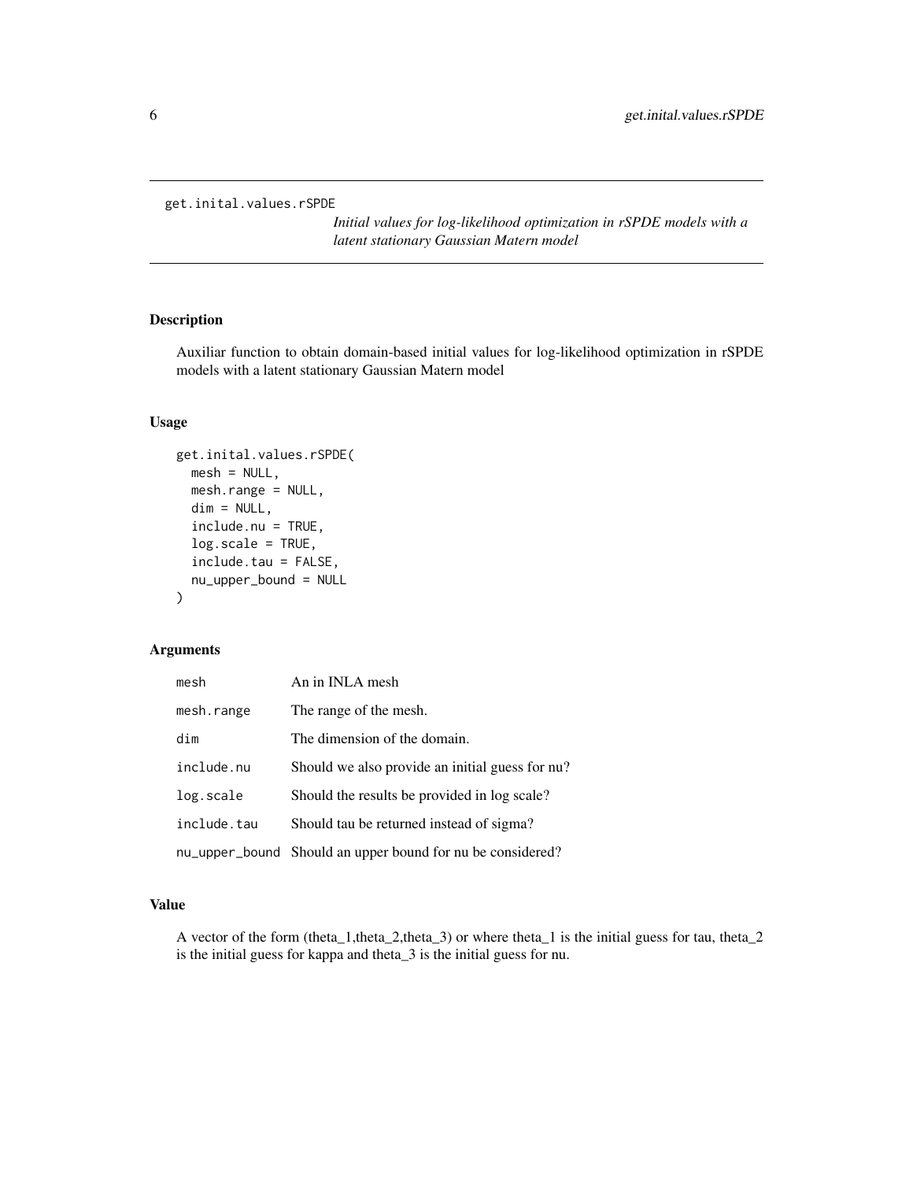`get.inital.values.rSPDE`

# *Initial values for log-likelihood optimization in rSPDE models with a latent stationary Gaussian Matern model*

## Description

Auxiliar function to obtain domain-based initial values for log-likelihood optimization in rSPDE models with a latent stationary Gaussian Matern model

## Usage

```
get.inital.values.rSPDE(
  mesh = NULL,
  mesh.range = NULL,
  dim = NULL,
  include.nu = TRUE,
  log.scale = TRUE,
  include.tau = FALSE,
  nu_upper_bound = NULL
)
```

## Arguments

| | |
|---|---|
| `mesh` | An in INLA mesh |
| `mesh.range` | The range of the mesh. |
| `dim` | The dimension of the domain. |
| `include.nu` | Should we also provide an initial guess for nu? |
| `log.scale` | Should the results be provided in log scale? |
| `include.tau` | Should tau be returned instead of sigma? |
| `nu_upper_bound` | Should an upper bound for nu be considered? |

## Value

A vector of the form (theta_1,theta_2,theta_3) or where theta_1 is the initial guess for tau, theta_2 is the initial guess for kappa and theta_3 is the initial guess for nu.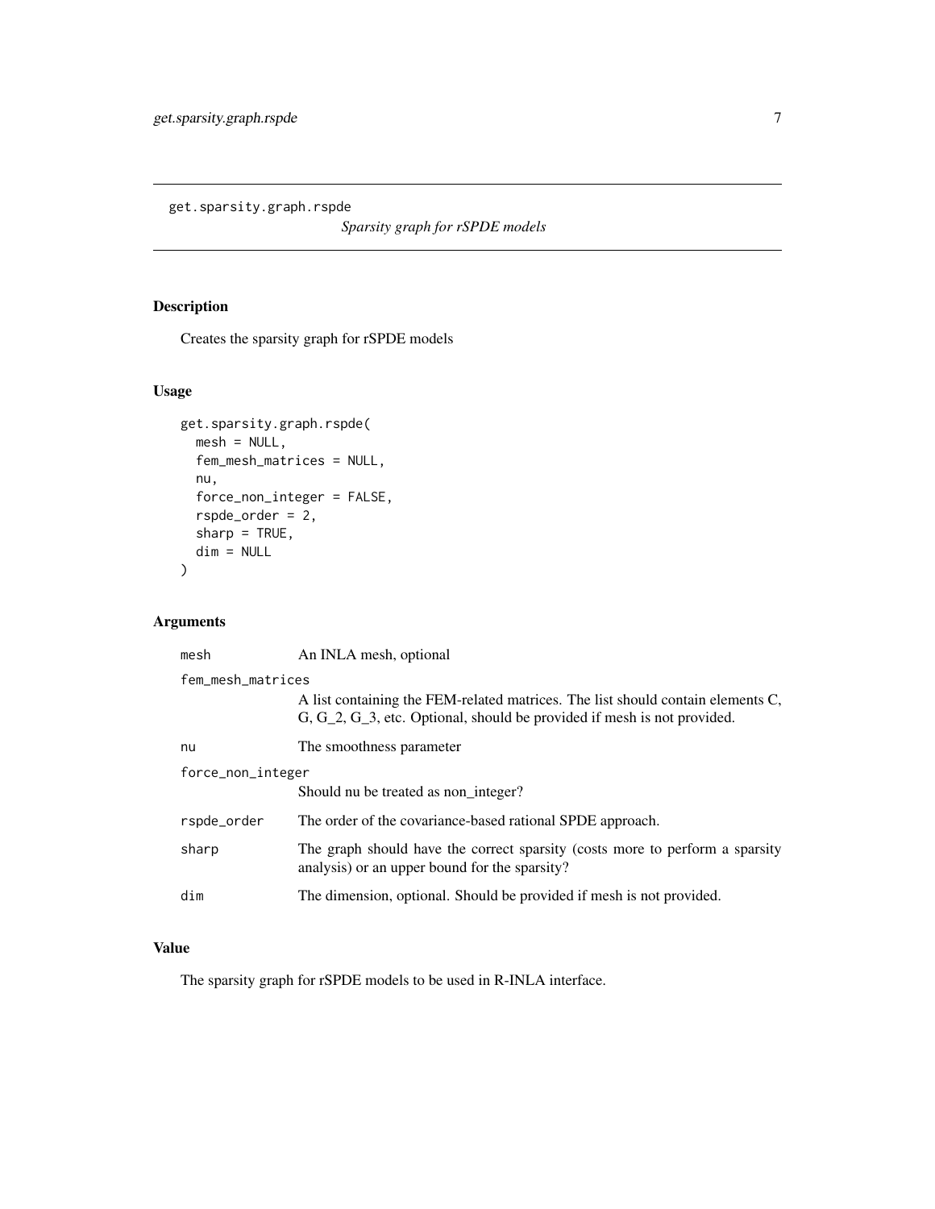## get.sparsity.graph.rspde

*Sparsity graph for rSPDE models*

### Description

Creates the sparsity graph for rSPDE models

### Usage

```
get.sparsity.graph.rspde(
  mesh = NULL,
  fem_mesh_matrices = NULL,
  nu,
  force_non_integer = FALSE,
  rspde_order = 2,
  sharp = TRUE,
  dim = NULL
)
```

### Arguments

| | |
|---|---|
| `mesh` | An INLA mesh, optional |
| `fem_mesh_matrices` | A list containing the FEM-related matrices. The list should contain elements C, G, G_2, G_3, etc. Optional, should be provided if mesh is not provided. |
| `nu` | The smoothness parameter |
| `force_non_integer` | Should nu be treated as non_integer? |
| `rspde_order` | The order of the covariance-based rational SPDE approach. |
| `sharp` | The graph should have the correct sparsity (costs more to perform a sparsity analysis) or an upper bound for the sparsity? |
| `dim` | The dimension, optional. Should be provided if mesh is not provided. |

### Value

The sparsity graph for rSPDE models to be used in R-INLA interface.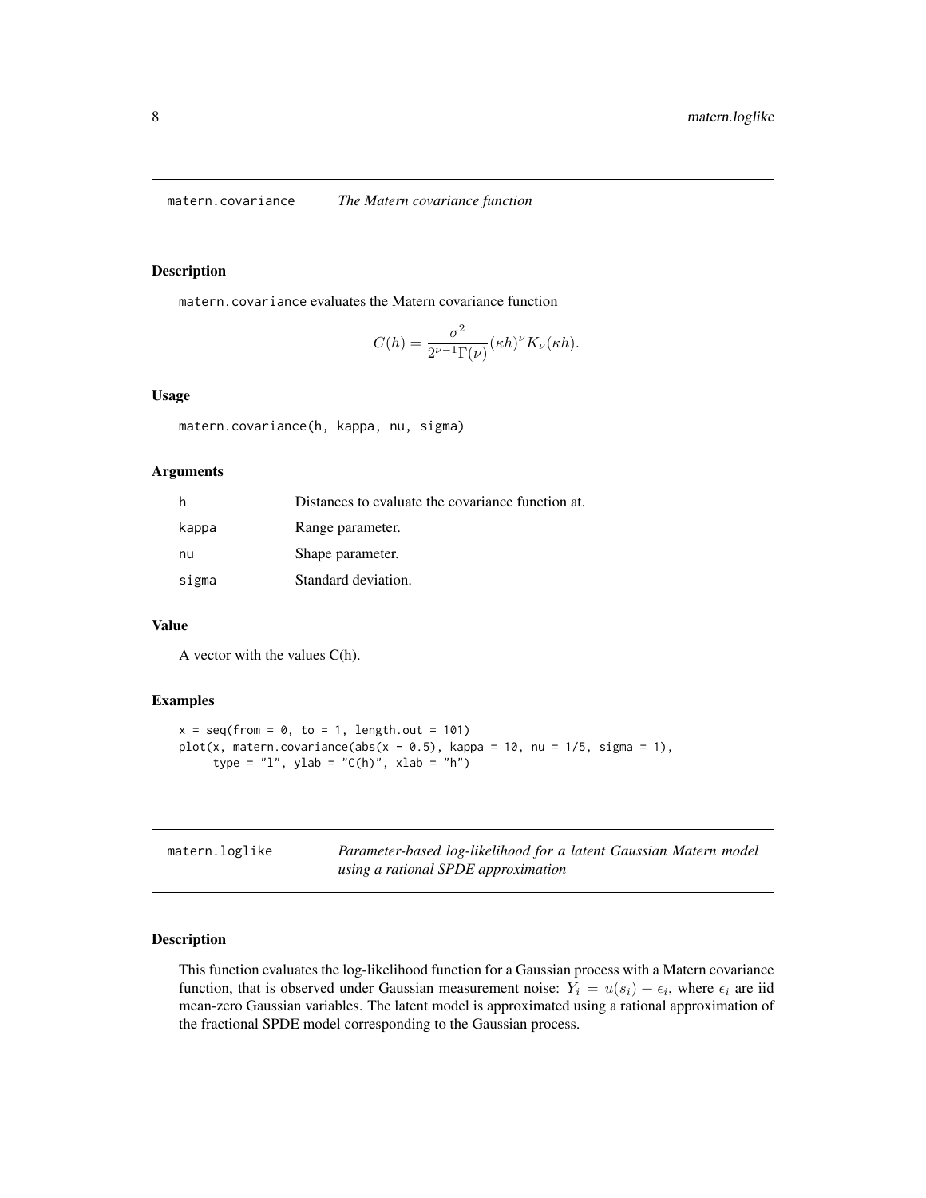## matern.covariance — *The Matern covariance function*

### Description

matern.covariance evaluates the Matern covariance function

$$C(h) = \frac{\sigma^2}{2^{\nu-1}\Gamma(\nu)}(\kappa h)^\nu K_\nu(\kappa h).$$

### Usage

```
matern.covariance(h, kappa, nu, sigma)
```

### Arguments

| | |
|---|---|
| h | Distances to evaluate the covariance function at. |
| kappa | Range parameter. |
| nu | Shape parameter. |
| sigma | Standard deviation. |

### Value

A vector with the values C(h).

### Examples

```
x = seq(from = 0, to = 1, length.out = 101)
plot(x, matern.covariance(abs(x - 0.5), kappa = 10, nu = 1/5, sigma = 1),
     type = "l", ylab = "C(h)", xlab = "h")
```

## matern.loglike — *Parameter-based log-likelihood for a latent Gaussian Matern model using a rational SPDE approximation*

### Description

This function evaluates the log-likelihood function for a Gaussian process with a Matern covariance function, that is observed under Gaussian measurement noise: $Y_i = u(s_i) + \epsilon_i$, where $\epsilon_i$ are iid mean-zero Gaussian variables. The latent model is approximated using a rational approximation of the fractional SPDE model corresponding to the Gaussian process.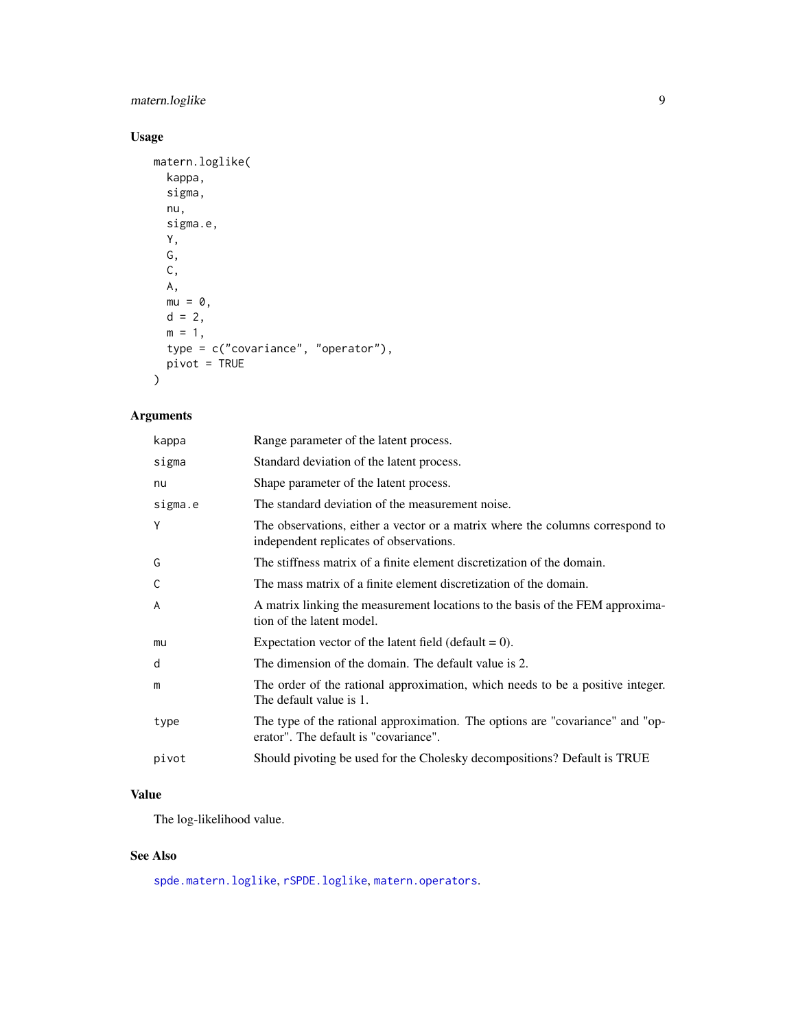## Usage

```
matern.loglike(
  kappa,
  sigma,
  nu,
  sigma.e,
  Y,
  G,
  C,
  A,
  mu = 0,
  d = 2,
  m = 1,
  type = c("covariance", "operator"),
  pivot = TRUE
)
```

## Arguments

| | |
|---|---|
| kappa | Range parameter of the latent process. |
| sigma | Standard deviation of the latent process. |
| nu | Shape parameter of the latent process. |
| sigma.e | The standard deviation of the measurement noise. |
| Y | The observations, either a vector or a matrix where the columns correspond to independent replicates of observations. |
| G | The stiffness matrix of a finite element discretization of the domain. |
| C | The mass matrix of a finite element discretization of the domain. |
| A | A matrix linking the measurement locations to the basis of the FEM approximation of the latent model. |
| mu | Expectation vector of the latent field (default = 0). |
| d | The dimension of the domain. The default value is 2. |
| m | The order of the rational approximation, which needs to be a positive integer. The default value is 1. |
| type | The type of the rational approximation. The options are "covariance" and "operator". The default is "covariance". |
| pivot | Should pivoting be used for the Cholesky decompositions? Default is TRUE |

## Value

The log-likelihood value.

## See Also

spde.matern.loglike, rSPDE.loglike, matern.operators.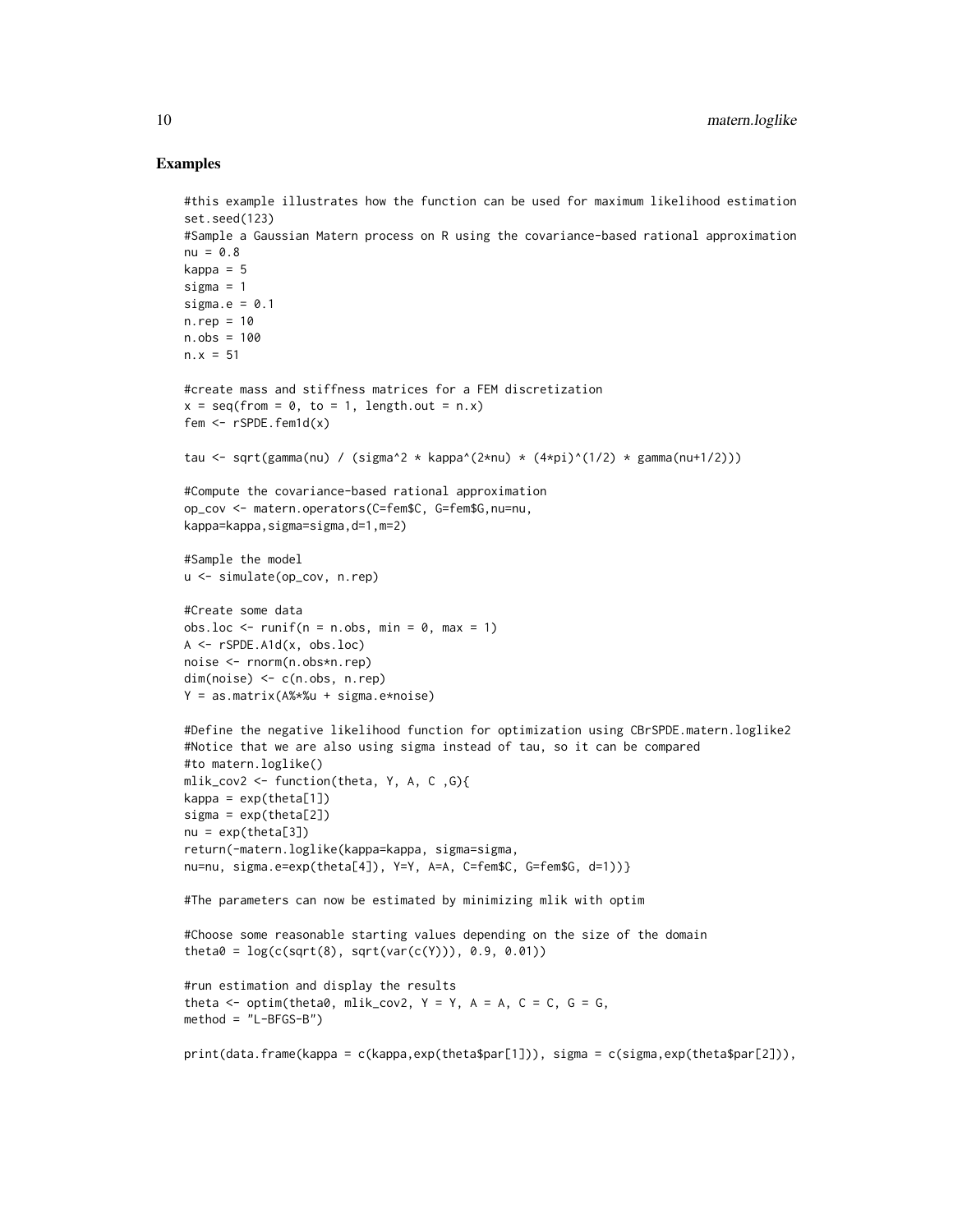### Examples

```
#this example illustrates how the function can be used for maximum likelihood estimation
set.seed(123)
#Sample a Gaussian Matern process on R using the covariance-based rational approximation
nu = 0.8
kappa = 5
sigma = 1
sigma.e = 0.1
n.rep = 10
n.obs = 100
n.x = 51

#create mass and stiffness matrices for a FEM discretization
x = seq(from = 0, to = 1, length.out = n.x)
fem <- rSPDE.fem1d(x)

tau <- sqrt(gamma(nu) / (sigma^2 * kappa^(2*nu) * (4*pi)^(1/2) * gamma(nu+1/2)))

#Compute the covariance-based rational approximation
op_cov <- matern.operators(C=fem$C, G=fem$G,nu=nu,
kappa=kappa,sigma=sigma,d=1,m=2)

#Sample the model
u <- simulate(op_cov, n.rep)

#Create some data
obs.loc <- runif(n = n.obs, min = 0, max = 1)
A <- rSPDE.A1d(x, obs.loc)
noise <- rnorm(n.obs*n.rep)
dim(noise) <- c(n.obs, n.rep)
Y = as.matrix(A%*%u + sigma.e*noise)

#Define the negative likelihood function for optimization using CBrSPDE.matern.loglike2
#Notice that we are also using sigma instead of tau, so it can be compared
#to matern.loglike()
mlik_cov2 <- function(theta, Y, A, C ,G){
kappa = exp(theta[1])
sigma = exp(theta[2])
nu = exp(theta[3])
return(-matern.loglike(kappa=kappa, sigma=sigma,
nu=nu, sigma.e=exp(theta[4]), Y=Y, A=A, C=fem$C, G=fem$G, d=1))}

#The parameters can now be estimated by minimizing mlik with optim

#Choose some reasonable starting values depending on the size of the domain
theta0 = log(c(sqrt(8), sqrt(var(c(Y))), 0.9, 0.01))

#run estimation and display the results
theta <- optim(theta0, mlik_cov2, Y = Y, A = A, C = C, G = G,
method = "L-BFGS-B")

print(data.frame(kappa = c(kappa,exp(theta$par[1])), sigma = c(sigma,exp(theta$par[2])),
```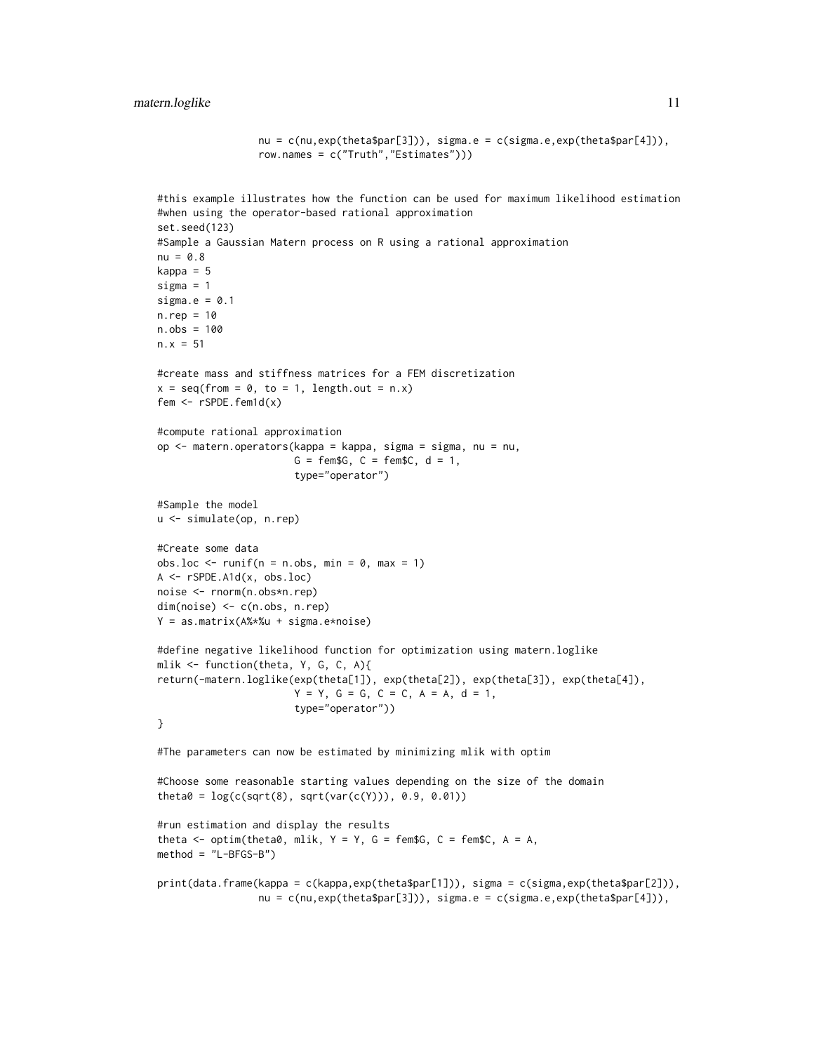```
                 nu = c(nu,exp(theta$par[3])), sigma.e = c(sigma.e,exp(theta$par[4])),
                 row.names = c("Truth","Estimates")))


#this example illustrates how the function can be used for maximum likelihood estimation
#when using the operator-based rational approximation
set.seed(123)
#Sample a Gaussian Matern process on R using a rational approximation
nu = 0.8
kappa = 5
sigma = 1
sigma.e = 0.1
n.rep = 10
n.obs = 100
n.x = 51

#create mass and stiffness matrices for a FEM discretization
x = seq(from = 0, to = 1, length.out = n.x)
fem <- rSPDE.fem1d(x)

#compute rational approximation
op <- matern.operators(kappa = kappa, sigma = sigma, nu = nu,
                       G = fem$G, C = fem$C, d = 1,
                       type="operator")

#Sample the model
u <- simulate(op, n.rep)

#Create some data
obs.loc <- runif(n = n.obs, min = 0, max = 1)
A <- rSPDE.A1d(x, obs.loc)
noise <- rnorm(n.obs*n.rep)
dim(noise) <- c(n.obs, n.rep)
Y = as.matrix(A%*%u + sigma.e*noise)

#define negative likelihood function for optimization using matern.loglike
mlik <- function(theta, Y, G, C, A){
return(-matern.loglike(exp(theta[1]), exp(theta[2]), exp(theta[3]), exp(theta[4]),
                       Y = Y, G = G, C = C, A = A, d = 1,
                       type="operator"))
}

#The parameters can now be estimated by minimizing mlik with optim

#Choose some reasonable starting values depending on the size of the domain
theta0 = log(c(sqrt(8), sqrt(var(c(Y))), 0.9, 0.01))

#run estimation and display the results
theta <- optim(theta0, mlik, Y = Y, G = fem$G, C = fem$C, A = A,
method = "L-BFGS-B")

print(data.frame(kappa = c(kappa,exp(theta$par[1])), sigma = c(sigma,exp(theta$par[2])),
                 nu = c(nu,exp(theta$par[3])), sigma.e = c(sigma.e,exp(theta$par[4])),
```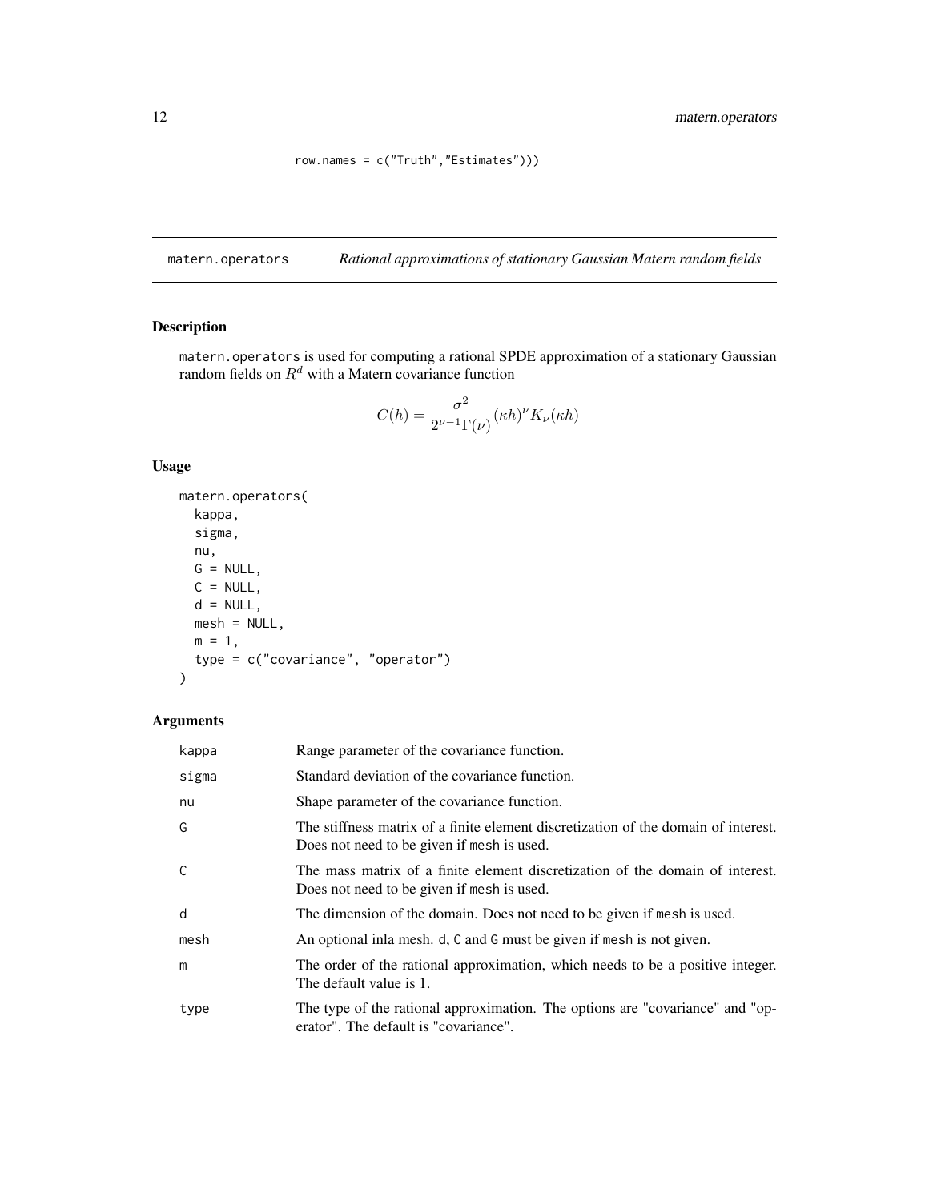```
row.names = c("Truth","Estimates")))
```

## matern.operators — *Rational approximations of stationary Gaussian Matern random fields*

### Description

matern.operators is used for computing a rational SPDE approximation of a stationary Gaussian random fields on $R^d$ with a Matern covariance function

$$C(h) = \frac{\sigma^2}{2^{\nu-1}\Gamma(\nu)}(\kappa h)^{\nu} K_{\nu}(\kappa h)$$

### Usage

```
matern.operators(
  kappa,
  sigma,
  nu,
  G = NULL,
  C = NULL,
  d = NULL,
  mesh = NULL,
  m = 1,
  type = c("covariance", "operator")
)
```

### Arguments

| Argument | Description |
|---|---|
| kappa | Range parameter of the covariance function. |
| sigma | Standard deviation of the covariance function. |
| nu | Shape parameter of the covariance function. |
| G | The stiffness matrix of a finite element discretization of the domain of interest. Does not need to be given if mesh is used. |
| C | The mass matrix of a finite element discretization of the domain of interest. Does not need to be given if mesh is used. |
| d | The dimension of the domain. Does not need to be given if mesh is used. |
| mesh | An optional inla mesh. d, C and G must be given if mesh is not given. |
| m | The order of the rational approximation, which needs to be a positive integer. The default value is 1. |
| type | The type of the rational approximation. The options are "covariance" and "operator". The default is "covariance". |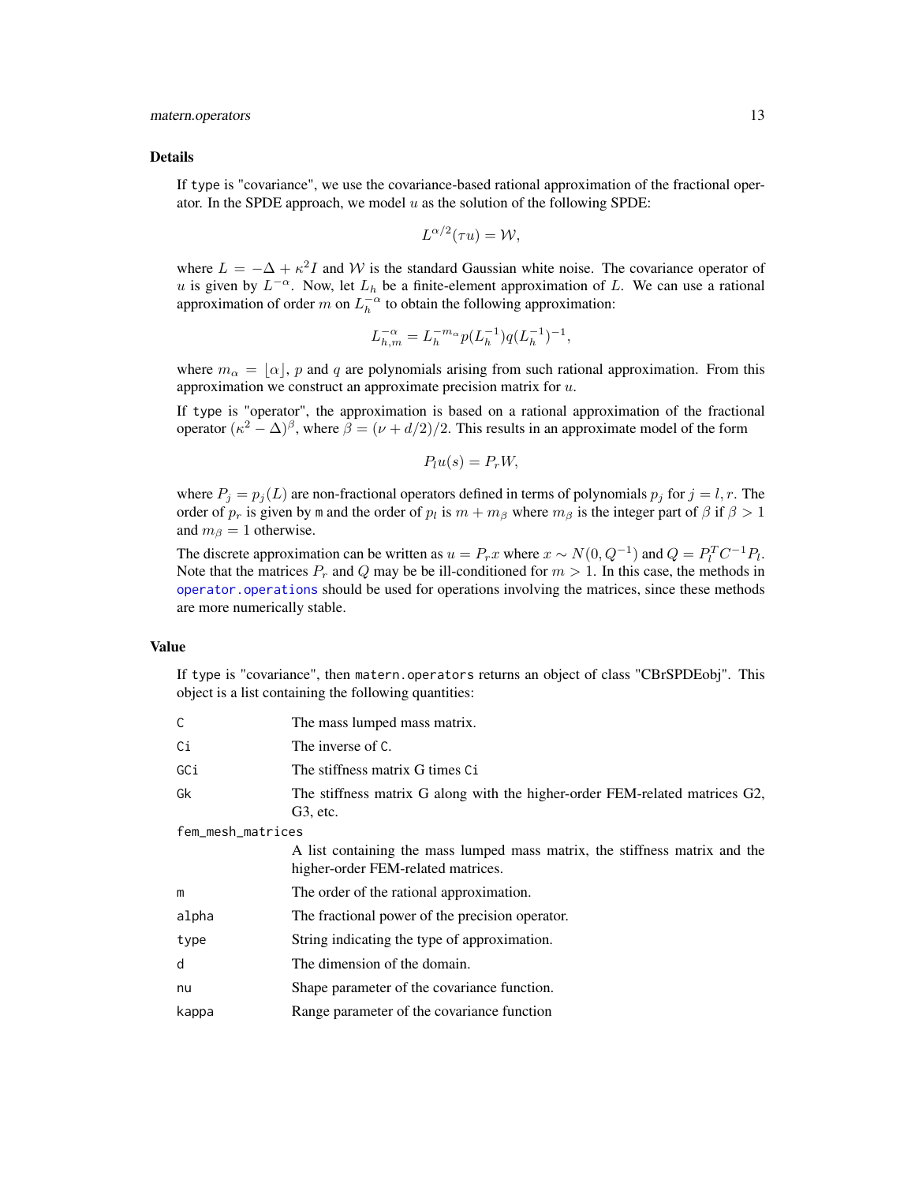## Details

If type is "covariance", we use the covariance-based rational approximation of the fractional operator. In the SPDE approach, we model $u$ as the solution of the following SPDE:

$$L^{\alpha/2}(\tau u) = \mathcal{W},$$

where $L = -\Delta + \kappa^2 I$ and $\mathcal{W}$ is the standard Gaussian white noise. The covariance operator of $u$ is given by $L^{-\alpha}$. Now, let $L_h$ be a finite-element approximation of $L$. We can use a rational approximation of order $m$ on $L_h^{-\alpha}$ to obtain the following approximation:

$$L_{h,m}^{-\alpha} = L_h^{-m_\alpha} p(L_h^{-1}) q(L_h^{-1})^{-1},$$

where $m_\alpha = \lfloor \alpha \rfloor$, $p$ and $q$ are polynomials arising from such rational approximation. From this approximation we construct an approximate precision matrix for $u$.

If type is "operator", the approximation is based on a rational approximation of the fractional operator $(\kappa^2 - \Delta)^\beta$, where $\beta = (\nu + d/2)/2$. This results in an approximate model of the form

$$P_l u(s) = P_r W,$$

where $P_j = p_j(L)$ are non-fractional operators defined in terms of polynomials $p_j$ for $j = l, r$. The order of $p_r$ is given by m and the order of $p_l$ is $m + m_\beta$ where $m_\beta$ is the integer part of $\beta$ if $\beta > 1$ and $m_\beta = 1$ otherwise.

The discrete approximation can be written as $u = P_r x$ where $x \sim N(0, Q^{-1})$ and $Q = P_l^T C^{-1} P_l$. Note that the matrices $P_r$ and $Q$ may be be ill-conditioned for $m > 1$. In this case, the methods in operator.operations should be used for operations involving the matrices, since these methods are more numerically stable.

## Value

If type is "covariance", then matern.operators returns an object of class "CBrSPDEobj". This object is a list containing the following quantities:

| | |
|---|---|
| C | The mass lumped mass matrix. |
| Ci | The inverse of C. |
| GCi | The stiffness matrix G times Ci |
| Gk | The stiffness matrix G along with the higher-order FEM-related matrices G2, G3, etc. |
| fem_mesh_matrices | A list containing the mass lumped mass matrix, the stiffness matrix and the higher-order FEM-related matrices. |
| m | The order of the rational approximation. |
| alpha | The fractional power of the precision operator. |
| type | String indicating the type of approximation. |
| d | The dimension of the domain. |
| nu | Shape parameter of the covariance function. |
| kappa | Range parameter of the covariance function |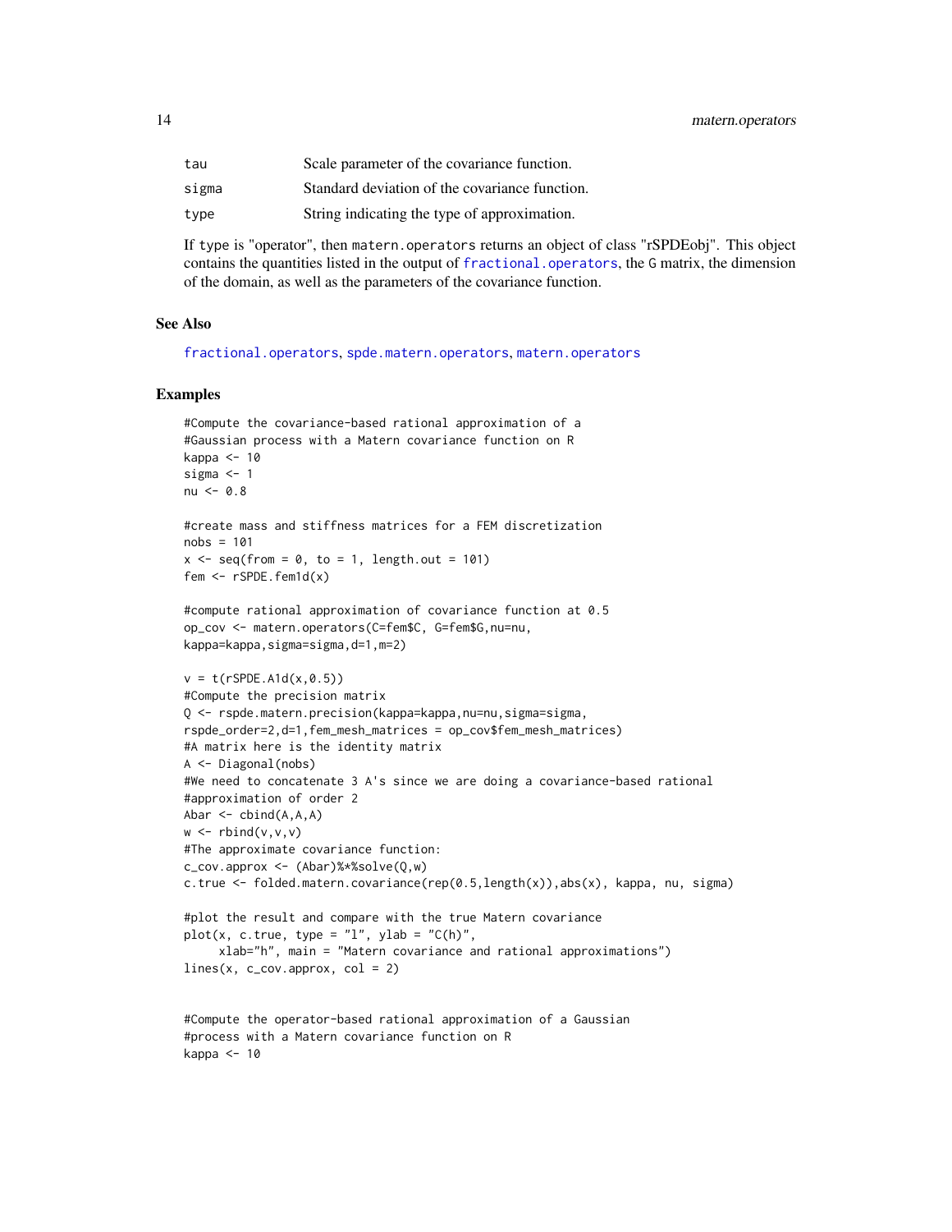| | |
|---|---|
| tau | Scale parameter of the covariance function. |
| sigma | Standard deviation of the covariance function. |
| type | String indicating the type of approximation. |

If type is "operator", then matern.operators returns an object of class "rSPDEobj". This object contains the quantities listed in the output of fractional.operators, the G matrix, the dimension of the domain, as well as the parameters of the covariance function.

## See Also

fractional.operators, spde.matern.operators, matern.operators

## Examples

```
#Compute the covariance-based rational approximation of a
#Gaussian process with a Matern covariance function on R
kappa <- 10
sigma <- 1
nu <- 0.8

#create mass and stiffness matrices for a FEM discretization
nobs = 101
x <- seq(from = 0, to = 1, length.out = 101)
fem <- rSPDE.fem1d(x)

#compute rational approximation of covariance function at 0.5
op_cov <- matern.operators(C=fem$C, G=fem$G,nu=nu,
kappa=kappa,sigma=sigma,d=1,m=2)

v = t(rSPDE.A1d(x,0.5))
#Compute the precision matrix
Q <- rspde.matern.precision(kappa=kappa,nu=nu,sigma=sigma,
rspde_order=2,d=1,fem_mesh_matrices = op_cov$fem_mesh_matrices)
#A matrix here is the identity matrix
A <- Diagonal(nobs)
#We need to concatenate 3 A's since we are doing a covariance-based rational
#approximation of order 2
Abar <- cbind(A,A,A)
w <- rbind(v,v,v)
#The approximate covariance function:
c_cov.approx <- (Abar)%*%solve(Q,w)
c.true <- folded.matern.covariance(rep(0.5,length(x)),abs(x), kappa, nu, sigma)

#plot the result and compare with the true Matern covariance
plot(x, c.true, type = "l", ylab = "C(h)",
     xlab="h", main = "Matern covariance and rational approximations")
lines(x, c_cov.approx, col = 2)


#Compute the operator-based rational approximation of a Gaussian
#process with a Matern covariance function on R
kappa <- 10
```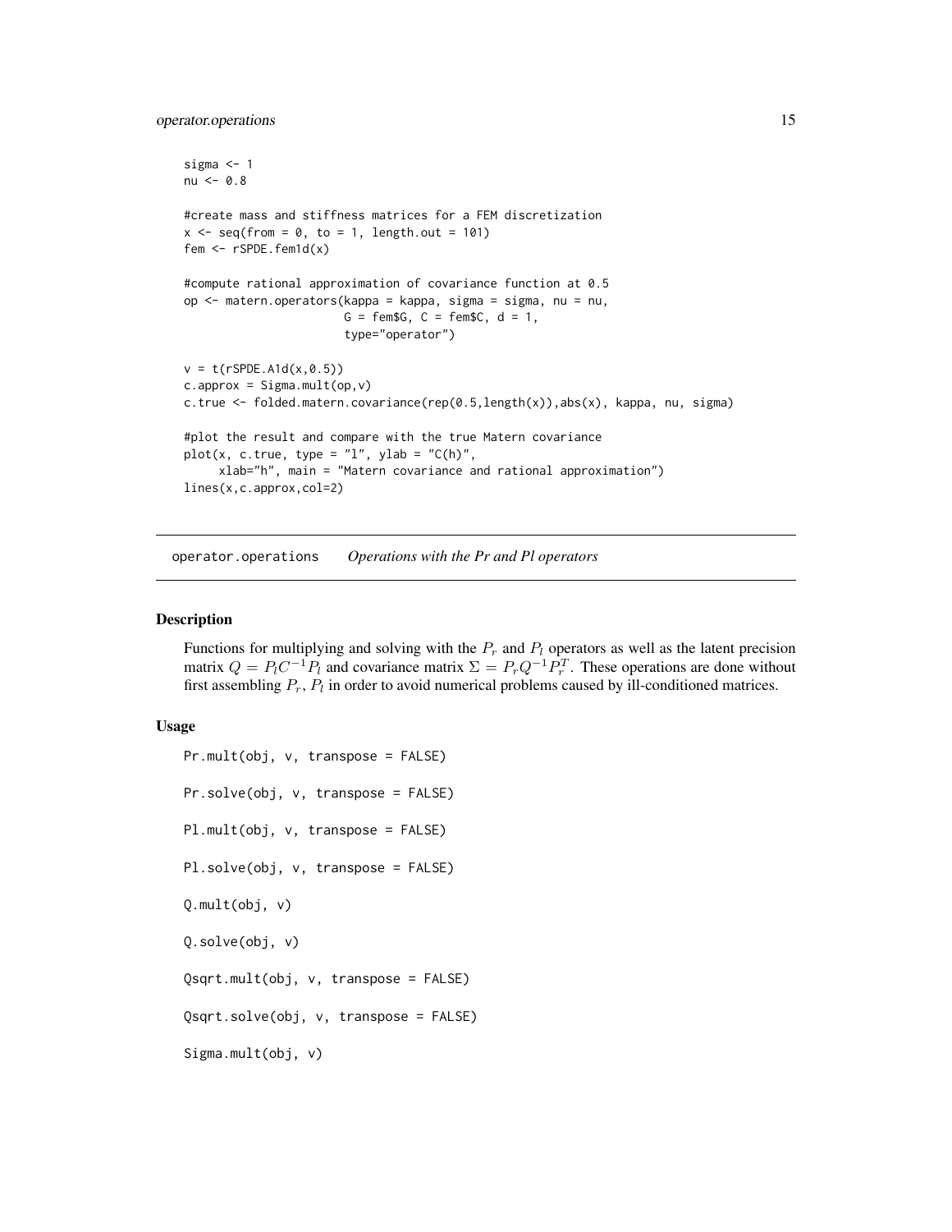```
sigma <- 1
nu <- 0.8

#create mass and stiffness matrices for a FEM discretization
x <- seq(from = 0, to = 1, length.out = 101)
fem <- rSPDE.fem1d(x)

#compute rational approximation of covariance function at 0.5
op <- matern.operators(kappa = kappa, sigma = sigma, nu = nu,
                       G = fem$G, C = fem$C, d = 1,
                       type="operator")

v = t(rSPDE.A1d(x,0.5))
c.approx = Sigma.mult(op,v)
c.true <- folded.matern.covariance(rep(0.5,length(x)),abs(x), kappa, nu, sigma)

#plot the result and compare with the true Matern covariance
plot(x, c.true, type = "l", ylab = "C(h)",
     xlab="h", main = "Matern covariance and rational approximation")
lines(x,c.approx,col=2)
```

## operator.operations *Operations with the Pr and Pl operators*

### Description

Functions for multiplying and solving with the $P_r$ and $P_l$ operators as well as the latent precision matrix $Q = P_l C^{-1} P_l$ and covariance matrix $\Sigma = P_r Q^{-1} P_r^T$. These operations are done without first assembling $P_r$, $P_l$ in order to avoid numerical problems caused by ill-conditioned matrices.

### Usage

```
Pr.mult(obj, v, transpose = FALSE)

Pr.solve(obj, v, transpose = FALSE)

Pl.mult(obj, v, transpose = FALSE)

Pl.solve(obj, v, transpose = FALSE)

Q.mult(obj, v)

Q.solve(obj, v)

Qsqrt.mult(obj, v, transpose = FALSE)

Qsqrt.solve(obj, v, transpose = FALSE)

Sigma.mult(obj, v)
```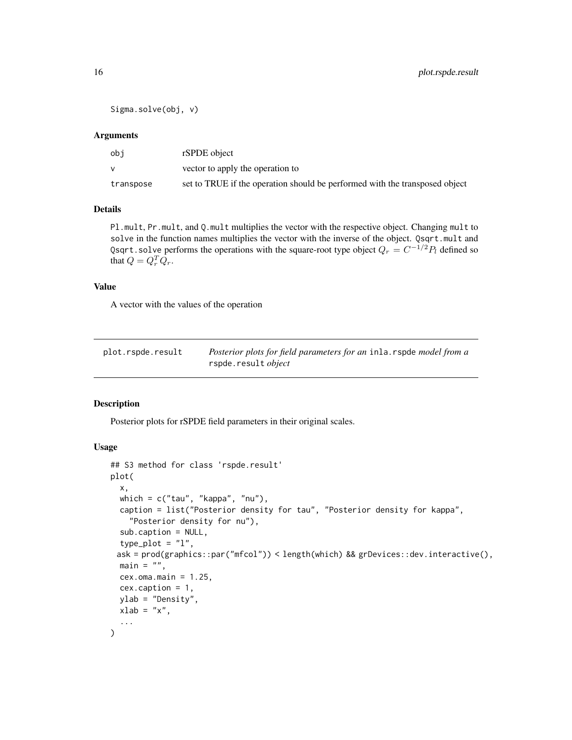```
Sigma.solve(obj, v)
```

### Arguments

| | |
|---|---|
| obj | rSPDE object |
| v | vector to apply the operation to |
| transpose | set to TRUE if the operation should be performed with the transposed object |

### Details

`Pl.mult`, `Pr.mult`, and `Q.mult` multiplies the vector with the respective object. Changing `mult` to `solve` in the function names multiplies the vector with the inverse of the object. `Qsqrt.mult` and `Qsqrt.solve` performs the operations with the square-root type object $Q_r = C^{-1/2}P_l$ defined so that $Q = Q_r^T Q_r$.

### Value

A vector with the values of the operation

---

## plot.rspde.result — *Posterior plots for field parameters for an* `inla.rspde` *model from a* `rspde.result` *object*

---

### Description

Posterior plots for rSPDE field parameters in their original scales.

### Usage

```
## S3 method for class 'rspde.result'
plot(
  x,
  which = c("tau", "kappa", "nu"),
  caption = list("Posterior density for tau", "Posterior density for kappa",
    "Posterior density for nu"),
  sub.caption = NULL,
  type_plot = "l",
  ask = prod(graphics::par("mfcol")) < length(which) && grDevices::dev.interactive(),
  main = "",
  cex.oma.main = 1.25,
  cex.caption = 1,
  ylab = "Density",
  xlab = "x",
  ...
)
```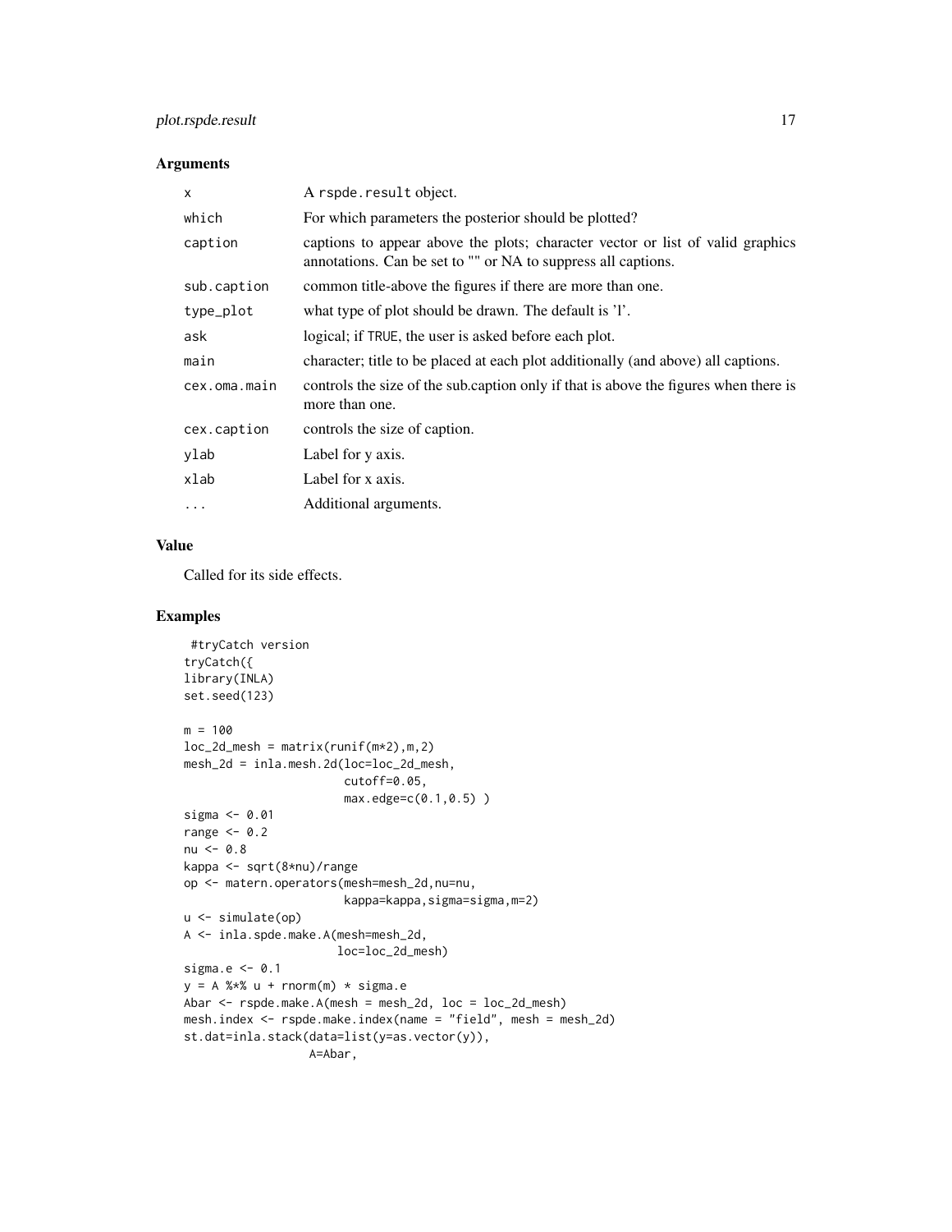### Arguments

| | |
|---|---|
| x | A rspde.result object. |
| which | For which parameters the posterior should be plotted? |
| caption | captions to appear above the plots; character vector or list of valid graphics annotations. Can be set to "" or NA to suppress all captions. |
| sub.caption | common title-above the figures if there are more than one. |
| type_plot | what type of plot should be drawn. The default is 'l'. |
| ask | logical; if TRUE, the user is asked before each plot. |
| main | character; title to be placed at each plot additionally (and above) all captions. |
| cex.oma.main | controls the size of the sub.caption only if that is above the figures when there is more than one. |
| cex.caption | controls the size of caption. |
| ylab | Label for y axis. |
| xlab | Label for x axis. |
| ... | Additional arguments. |

### Value

Called for its side effects.

### Examples

```
 #tryCatch version
tryCatch({
library(INLA)
set.seed(123)

m = 100
loc_2d_mesh = matrix(runif(m*2),m,2)
mesh_2d = inla.mesh.2d(loc=loc_2d_mesh,
                       cutoff=0.05,
                       max.edge=c(0.1,0.5) )
sigma <- 0.01
range <- 0.2
nu <- 0.8
kappa <- sqrt(8*nu)/range
op <- matern.operators(mesh=mesh_2d,nu=nu,
                       kappa=kappa,sigma=sigma,m=2)
u <- simulate(op)
A <- inla.spde.make.A(mesh=mesh_2d,
                      loc=loc_2d_mesh)
sigma.e <- 0.1
y = A %*% u + rnorm(m) * sigma.e
Abar <- rspde.make.A(mesh = mesh_2d, loc = loc_2d_mesh)
mesh.index <- rspde.make.index(name = "field", mesh = mesh_2d)
st.dat=inla.stack(data=list(y=as.vector(y)),
                  A=Abar,
```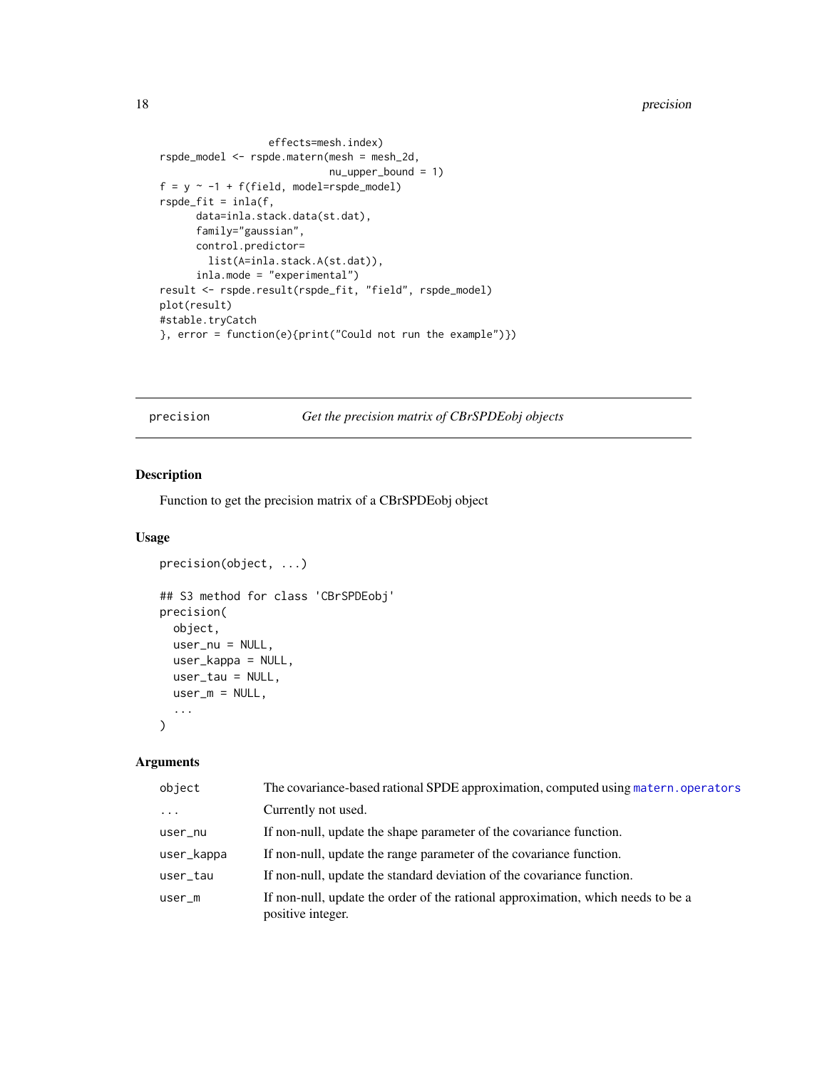```
                  effects=mesh.index)
rspde_model <- rspde.matern(mesh = mesh_2d,
                            nu_upper_bound = 1)
f = y ~ -1 + f(field, model=rspde_model)
rspde_fit = inla(f,
      data=inla.stack.data(st.dat),
      family="gaussian",
      control.predictor=
        list(A=inla.stack.A(st.dat)),
      inla.mode = "experimental")
result <- rspde.result(rspde_fit, "field", rspde_model)
plot(result)
#stable.tryCatch
}, error = function(e){print("Could not run the example")})
```

## precision — *Get the precision matrix of CBrSPDEobj objects*

### Description

Function to get the precision matrix of a CBrSPDEobj object

### Usage

```
precision(object, ...)

## S3 method for class 'CBrSPDEobj'
precision(
  object,
  user_nu = NULL,
  user_kappa = NULL,
  user_tau = NULL,
  user_m = NULL,
  ...
)
```

### Arguments

| | |
|---|---|
| `object` | The covariance-based rational SPDE approximation, computed using `matern.operators` |
| `...` | Currently not used. |
| `user_nu` | If non-null, update the shape parameter of the covariance function. |
| `user_kappa` | If non-null, update the range parameter of the covariance function. |
| `user_tau` | If non-null, update the standard deviation of the covariance function. |
| `user_m` | If non-null, update the order of the rational approximation, which needs to be a positive integer. |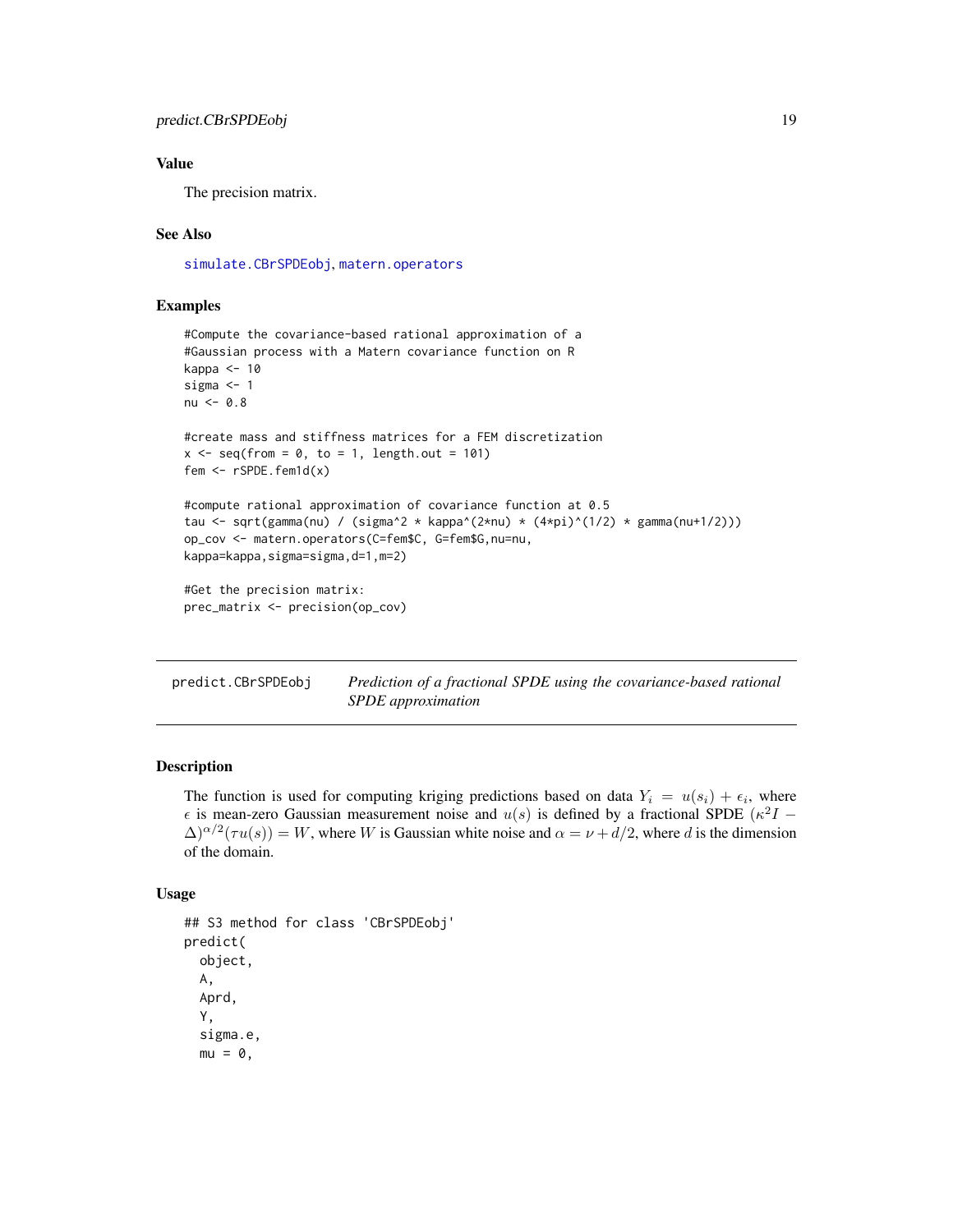## Value

The precision matrix.

## See Also

simulate.CBrSPDEobj, matern.operators

## Examples

```
#Compute the covariance-based rational approximation of a
#Gaussian process with a Matern covariance function on R
kappa <- 10
sigma <- 1
nu <- 0.8

#create mass and stiffness matrices for a FEM discretization
x <- seq(from = 0, to = 1, length.out = 101)
fem <- rSPDE.fem1d(x)

#compute rational approximation of covariance function at 0.5
tau <- sqrt(gamma(nu) / (sigma^2 * kappa^(2*nu) * (4*pi)^(1/2) * gamma(nu+1/2)))
op_cov <- matern.operators(C=fem$C, G=fem$G,nu=nu,
kappa=kappa,sigma=sigma,d=1,m=2)

#Get the precision matrix:
prec_matrix <- precision(op_cov)
```

---

# predict.CBrSPDEobj — *Prediction of a fractional SPDE using the covariance-based rational SPDE approximation*

## Description

The function is used for computing kriging predictions based on data $Y_i = u(s_i) + \epsilon_i$, where $\epsilon$ is mean-zero Gaussian measurement noise and $u(s)$ is defined by a fractional SPDE $(\kappa^2 I - \Delta)^{\alpha/2}(\tau u(s)) = W$, where $W$ is Gaussian white noise and $\alpha = \nu + d/2$, where $d$ is the dimension of the domain.

## Usage

```
## S3 method for class 'CBrSPDEobj'
predict(
  object,
  A,
  Aprd,
  Y,
  sigma.e,
  mu = 0,
```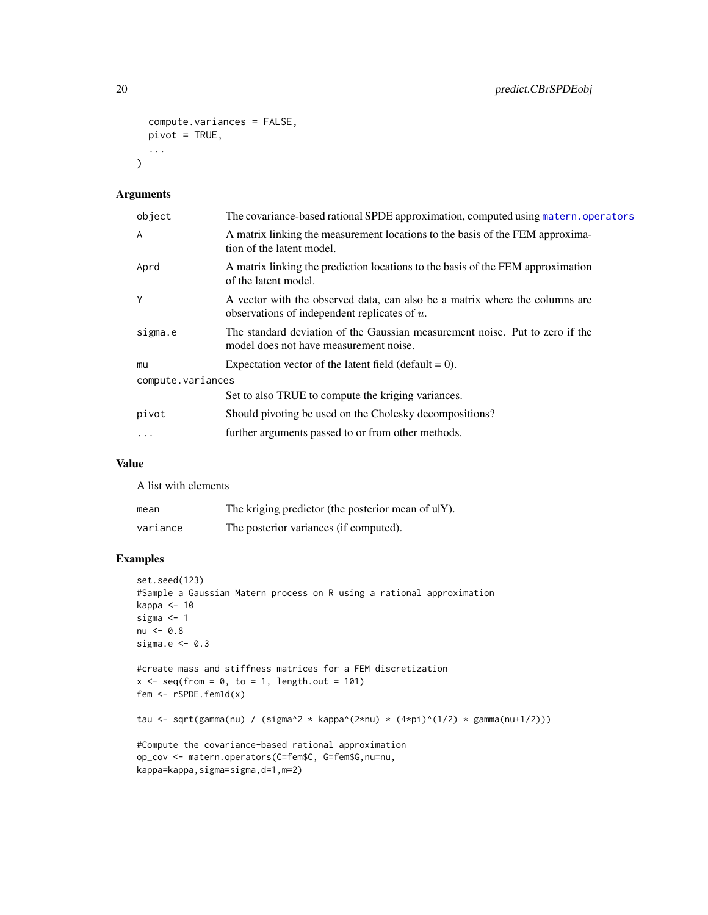```
  compute.variances = FALSE,
  pivot = TRUE,
  ...
)
```

## Arguments

| Argument | Description |
|---|---|
| object | The covariance-based rational SPDE approximation, computed using matern.operators |
| A | A matrix linking the measurement locations to the basis of the FEM approximation of the latent model. |
| Aprd | A matrix linking the prediction locations to the basis of the FEM approximation of the latent model. |
| Y | A vector with the observed data, can also be a matrix where the columns are observations of independent replicates of $u$. |
| sigma.e | The standard deviation of the Gaussian measurement noise. Put to zero if the model does not have measurement noise. |
| mu | Expectation vector of the latent field (default = 0). |
| compute.variances | Set to also TRUE to compute the kriging variances. |
| pivot | Should pivoting be used on the Cholesky decompositions? |
| ... | further arguments passed to or from other methods. |

## Value

A list with elements

| Element | Description |
|---|---|
| mean | The kriging predictor (the posterior mean of u\|Y). |
| variance | The posterior variances (if computed). |

## Examples

```
set.seed(123)
#Sample a Gaussian Matern process on R using a rational approximation
kappa <- 10
sigma <- 1
nu <- 0.8
sigma.e <- 0.3

#create mass and stiffness matrices for a FEM discretization
x <- seq(from = 0, to = 1, length.out = 101)
fem <- rSPDE.fem1d(x)

tau <- sqrt(gamma(nu) / (sigma^2 * kappa^(2*nu) * (4*pi)^(1/2) * gamma(nu+1/2)))

#Compute the covariance-based rational approximation
op_cov <- matern.operators(C=fem$C, G=fem$G,nu=nu,
kappa=kappa,sigma=sigma,d=1,m=2)
```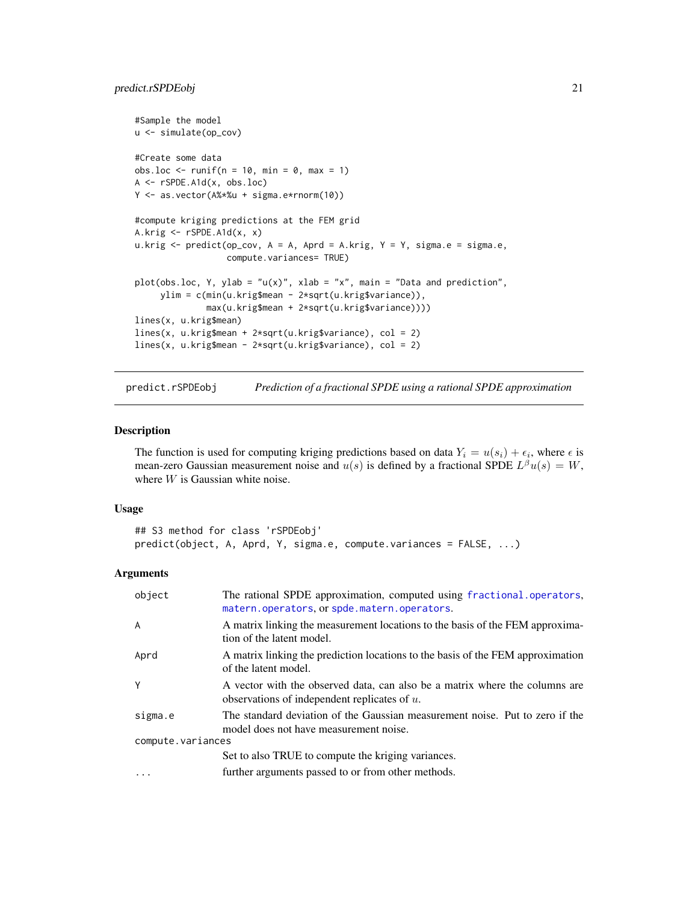```
#Sample the model
u <- simulate(op_cov)

#Create some data
obs.loc <- runif(n = 10, min = 0, max = 1)
A <- rSPDE.A1d(x, obs.loc)
Y <- as.vector(A%*%u + sigma.e*rnorm(10))

#compute kriging predictions at the FEM grid
A.krig <- rSPDE.A1d(x, x)
u.krig <- predict(op_cov, A = A, Aprd = A.krig, Y = Y, sigma.e = sigma.e,
                  compute.variances= TRUE)

plot(obs.loc, Y, ylab = "u(x)", xlab = "x", main = "Data and prediction",
     ylim = c(min(u.krig$mean - 2*sqrt(u.krig$variance)),
              max(u.krig$mean + 2*sqrt(u.krig$variance))))
lines(x, u.krig$mean)
lines(x, u.krig$mean + 2*sqrt(u.krig$variance), col = 2)
lines(x, u.krig$mean - 2*sqrt(u.krig$variance), col = 2)
```

## predict.rSPDEobj — *Prediction of a fractional SPDE using a rational SPDE approximation*

### Description

The function is used for computing kriging predictions based on data $Y_i = u(s_i) + \epsilon_i$, where $\epsilon$ is mean-zero Gaussian measurement noise and $u(s)$ is defined by a fractional SPDE $L^\beta u(s) = W$, where $W$ is Gaussian white noise.

### Usage

```
## S3 method for class 'rSPDEobj'
predict(object, A, Aprd, Y, sigma.e, compute.variances = FALSE, ...)
```

### Arguments

| | |
|---|---|
| object | The rational SPDE approximation, computed using fractional.operators, matern.operators, or spde.matern.operators. |
| A | A matrix linking the measurement locations to the basis of the FEM approximation of the latent model. |
| Aprd | A matrix linking the prediction locations to the basis of the FEM approximation of the latent model. |
| Y | A vector with the observed data, can also be a matrix where the columns are observations of independent replicates of $u$. |
| sigma.e | The standard deviation of the Gaussian measurement noise. Put to zero if the model does not have measurement noise. |
| compute.variances | Set to also TRUE to compute the kriging variances. |
| ... | further arguments passed to or from other methods. |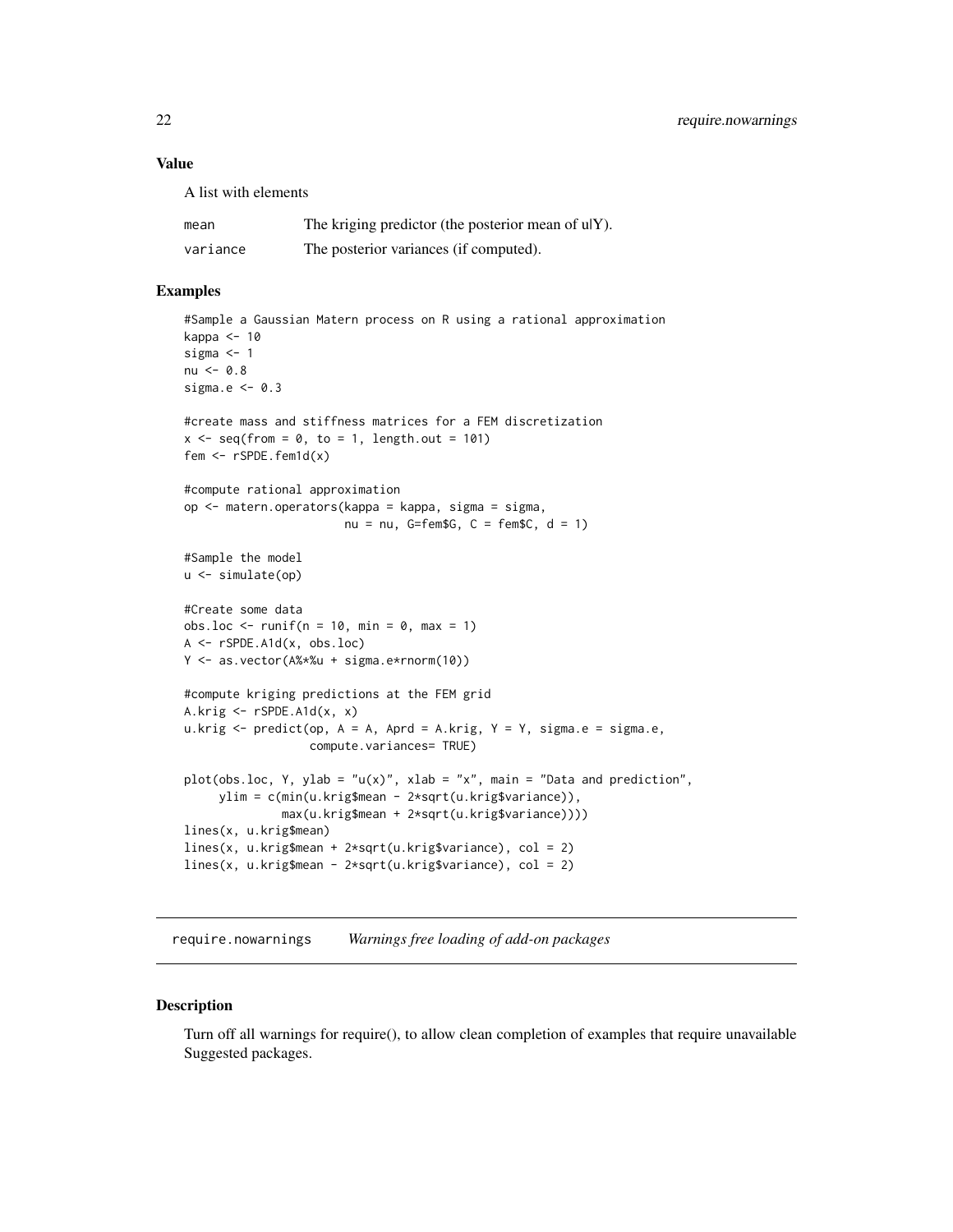### Value

A list with elements

| | |
|---|---|
| mean | The kriging predictor (the posterior mean of u\|Y). |
| variance | The posterior variances (if computed). |

### Examples

```
#Sample a Gaussian Matern process on R using a rational approximation
kappa <- 10
sigma <- 1
nu <- 0.8
sigma.e <- 0.3

#create mass and stiffness matrices for a FEM discretization
x <- seq(from = 0, to = 1, length.out = 101)
fem <- rSPDE.fem1d(x)

#compute rational approximation
op <- matern.operators(kappa = kappa, sigma = sigma,
                       nu = nu, G=fem$G, C = fem$C, d = 1)

#Sample the model
u <- simulate(op)

#Create some data
obs.loc <- runif(n = 10, min = 0, max = 1)
A <- rSPDE.A1d(x, obs.loc)
Y <- as.vector(A%*%u + sigma.e*rnorm(10))

#compute kriging predictions at the FEM grid
A.krig <- rSPDE.A1d(x, x)
u.krig <- predict(op, A = A, Aprd = A.krig, Y = Y, sigma.e = sigma.e,
                  compute.variances= TRUE)

plot(obs.loc, Y, ylab = "u(x)", xlab = "x", main = "Data and prediction",
     ylim = c(min(u.krig$mean - 2*sqrt(u.krig$variance)),
              max(u.krig$mean + 2*sqrt(u.krig$variance))))
lines(x, u.krig$mean)
lines(x, u.krig$mean + 2*sqrt(u.krig$variance), col = 2)
lines(x, u.krig$mean - 2*sqrt(u.krig$variance), col = 2)
```

## require.nowarnings *Warnings free loading of add-on packages*

### Description

Turn off all warnings for require(), to allow clean completion of examples that require unavailable Suggested packages.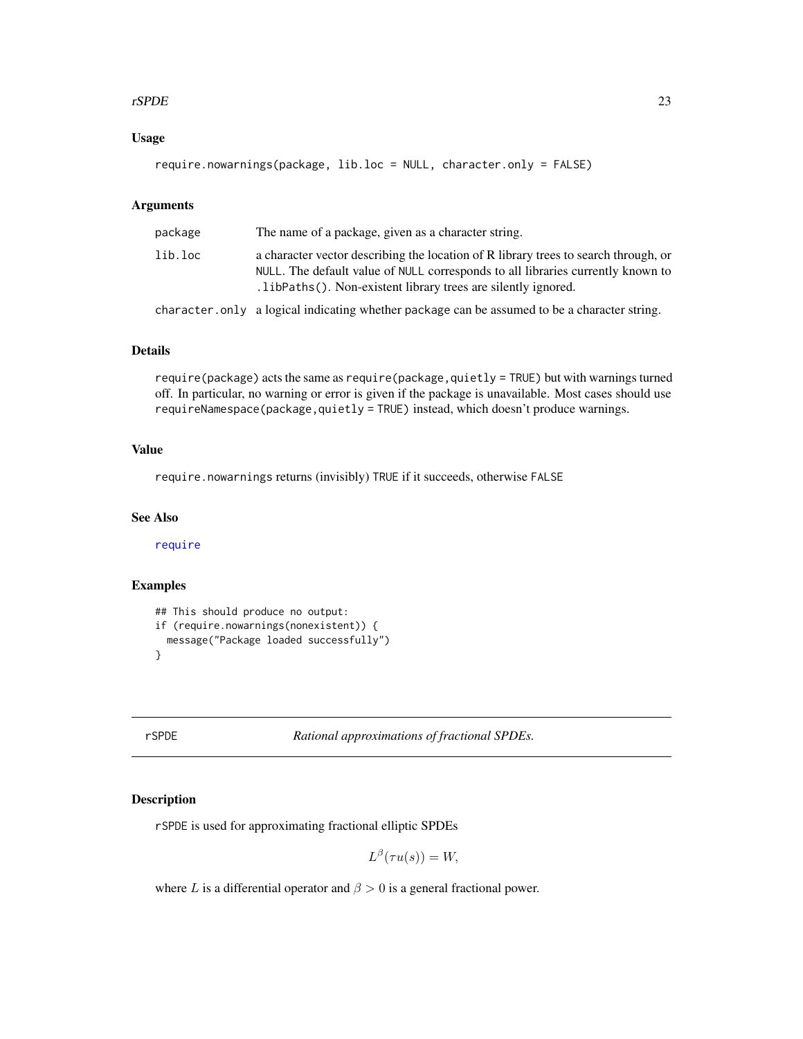## Usage

```
require.nowarnings(package, lib.loc = NULL, character.only = FALSE)
```

## Arguments

| | |
|---|---|
| package | The name of a package, given as a character string. |
| lib.loc | a character vector describing the location of R library trees to search through, or NULL. The default value of NULL corresponds to all libraries currently known to .libPaths(). Non-existent library trees are silently ignored. |
| character.only | a logical indicating whether package can be assumed to be a character string. |

## Details

require(package) acts the same as require(package,quietly = TRUE) but with warnings turned off. In particular, no warning or error is given if the package is unavailable. Most cases should use requireNamespace(package,quietly = TRUE) instead, which doesn't produce warnings.

## Value

require.nowarnings returns (invisibly) TRUE if it succeeds, otherwise FALSE

## See Also

require

## Examples

```
## This should produce no output:
if (require.nowarnings(nonexistent)) {
  message("Package loaded successfully")
}
```

---

# rSPDE *Rational approximations of fractional SPDEs.*

---

## Description

rSPDE is used for approximating fractional elliptic SPDEs

$$L^{\beta}(\tau u(s)) = W,$$

where $L$ is a differential operator and $\beta > 0$ is a general fractional power.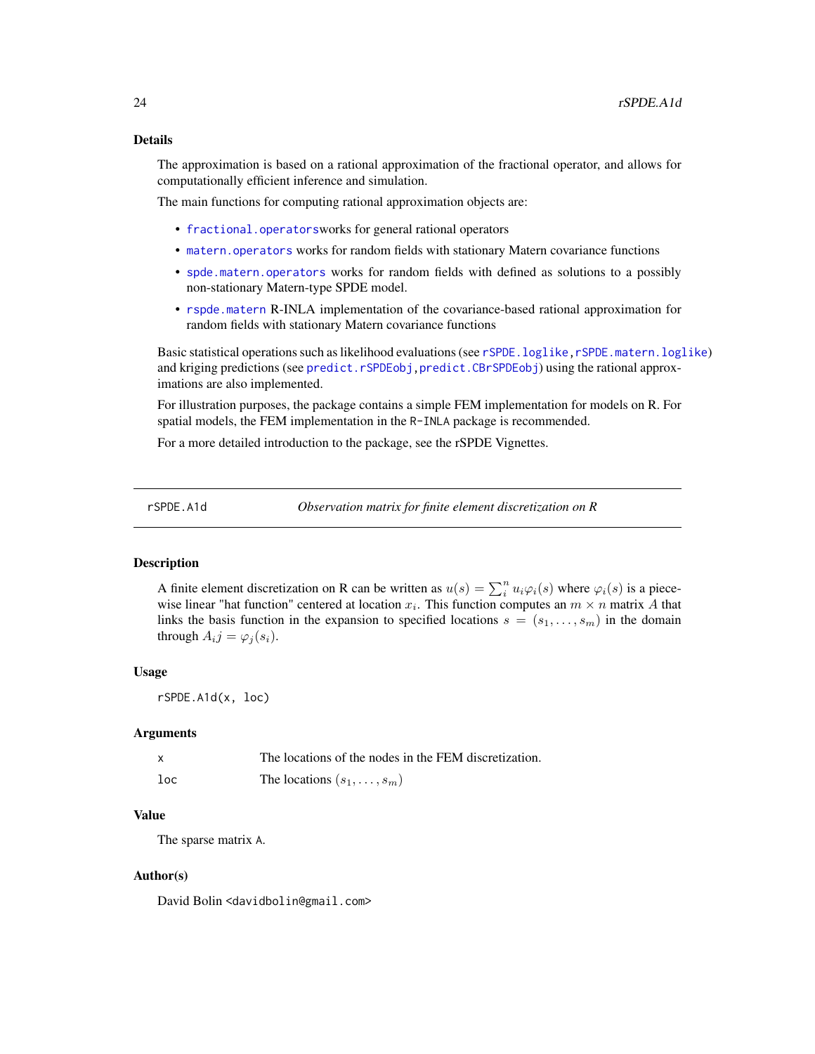### Details

The approximation is based on a rational approximation of the fractional operator, and allows for computationally efficient inference and simulation.

The main functions for computing rational approximation objects are:

- `fractional.operators`works for general rational operators
- `matern.operators` works for random fields with stationary Matern covariance functions
- `spde.matern.operators` works for random fields with defined as solutions to a possibly non-stationary Matern-type SPDE model.
- `rspde.matern` R-INLA implementation of the covariance-based rational approximation for random fields with stationary Matern covariance functions

Basic statistical operations such as likelihood evaluations (see `rSPDE.loglike`,`rSPDE.matern.loglike`) and kriging predictions (see `predict.rSPDEobj`,`predict.CBrSPDEobj`) using the rational approximations are also implemented.

For illustration purposes, the package contains a simple FEM implementation for models on R. For spatial models, the FEM implementation in the `R-INLA` package is recommended.

For a more detailed introduction to the package, see the rSPDE Vignettes.

---

## rSPDE.A1d — *Observation matrix for finite element discretization on R*

### Description

A finite element discretization on R can be written as $u(s) = \sum_i^n u_i \varphi_i(s)$ where $\varphi_i(s)$ is a piecewise linear "hat function" centered at location $x_i$. This function computes an $m \times n$ matrix $A$ that links the basis function in the expansion to specified locations $s = (s_1, \ldots, s_m)$ in the domain through $A_ij = \varphi_j(s_i)$.

### Usage

```
rSPDE.A1d(x, loc)
```

### Arguments

| | |
|---|---|
| x | The locations of the nodes in the FEM discretization. |
| loc | The locations $(s_1, \ldots, s_m)$ |

### Value

The sparse matrix `A`.

### Author(s)

David Bolin <davidbolin@gmail.com>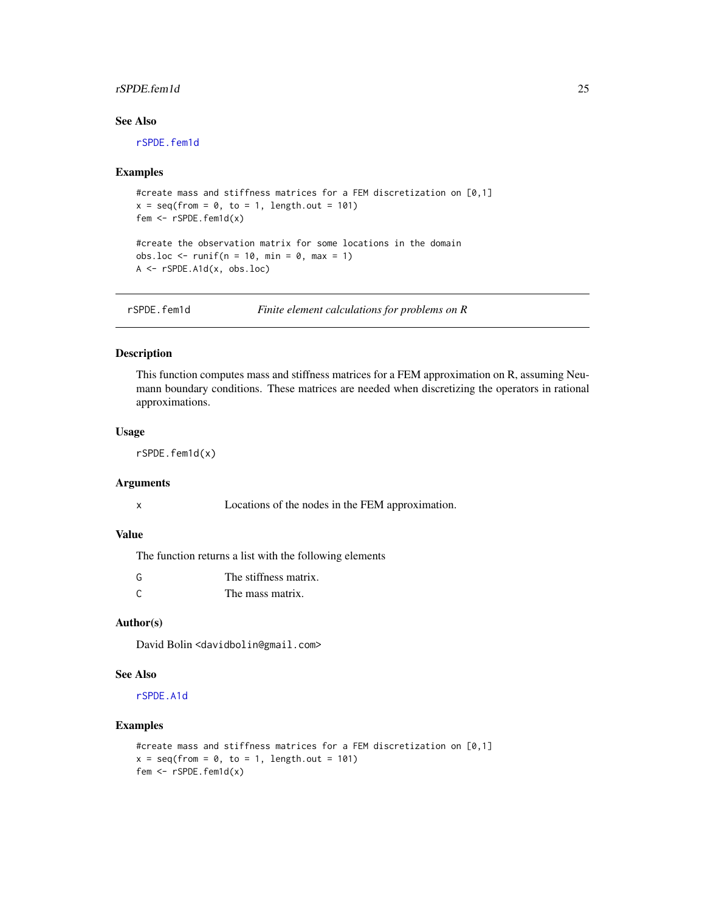### See Also

rSPDE.fem1d

### Examples

```
#create mass and stiffness matrices for a FEM discretization on [0,1]
x = seq(from = 0, to = 1, length.out = 101)
fem <- rSPDE.fem1d(x)

#create the observation matrix for some locations in the domain
obs.loc <- runif(n = 10, min = 0, max = 1)
A <- rSPDE.A1d(x, obs.loc)
```

---

## rSPDE.fem1d — *Finite element calculations for problems on R*

---

### Description

This function computes mass and stiffness matrices for a FEM approximation on R, assuming Neumann boundary conditions. These matrices are needed when discretizing the operators in rational approximations.

### Usage

```
rSPDE.fem1d(x)
```

### Arguments

| | |
|---|---|
| x | Locations of the nodes in the FEM approximation. |

### Value

The function returns a list with the following elements

| | |
|---|---|
| G | The stiffness matrix. |
| C | The mass matrix. |

### Author(s)

David Bolin <davidbolin@gmail.com>

### See Also

rSPDE.A1d

### Examples

```
#create mass and stiffness matrices for a FEM discretization on [0,1]
x = seq(from = 0, to = 1, length.out = 101)
fem <- rSPDE.fem1d(x)
```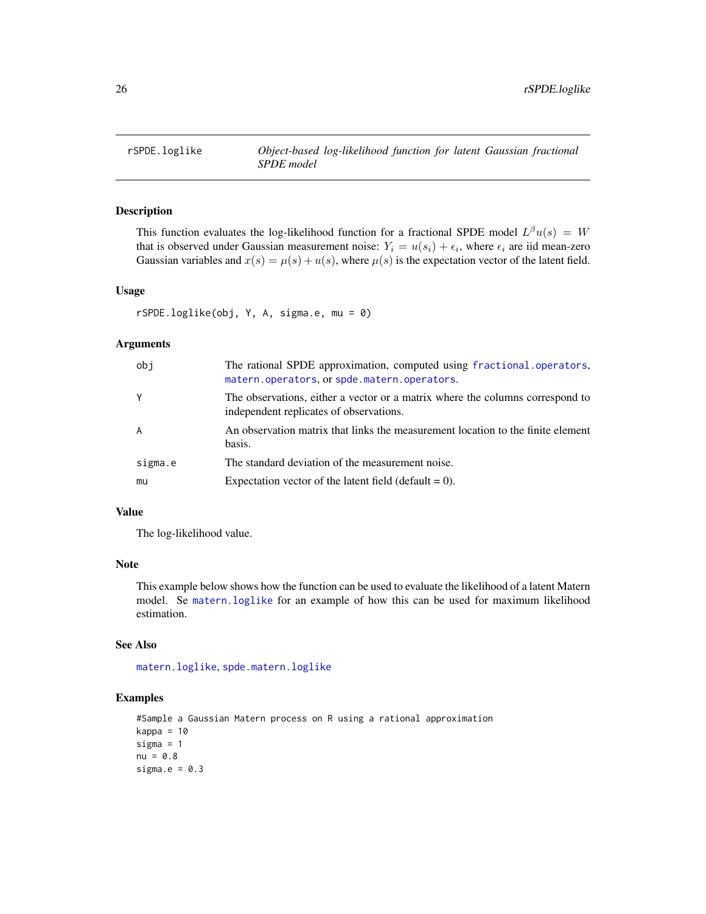## rSPDE.loglike — *Object-based log-likelihood function for latent Gaussian fractional SPDE model*

### Description

This function evaluates the log-likelihood function for a fractional SPDE model $L^\beta u(s) = W$ that is observed under Gaussian measurement noise: $Y_i = u(s_i) + \epsilon_i$, where $\epsilon_i$ are iid mean-zero Gaussian variables and $x(s) = \mu(s) + u(s)$, where $\mu(s)$ is the expectation vector of the latent field.

### Usage

```
rSPDE.loglike(obj, Y, A, sigma.e, mu = 0)
```

### Arguments

| | |
|---|---|
| obj | The rational SPDE approximation, computed using fractional.operators, matern.operators, or spde.matern.operators. |
| Y | The observations, either a vector or a matrix where the columns correspond to independent replicates of observations. |
| A | An observation matrix that links the measurement location to the finite element basis. |
| sigma.e | The standard deviation of the measurement noise. |
| mu | Expectation vector of the latent field (default = 0). |

### Value

The log-likelihood value.

### Note

This example below shows how the function can be used to evaluate the likelihood of a latent Matern model. Se matern.loglike for an example of how this can be used for maximum likelihood estimation.

### See Also

matern.loglike, spde.matern.loglike

### Examples

```
#Sample a Gaussian Matern process on R using a rational approximation
kappa = 10
sigma = 1
nu = 0.8
sigma.e = 0.3
```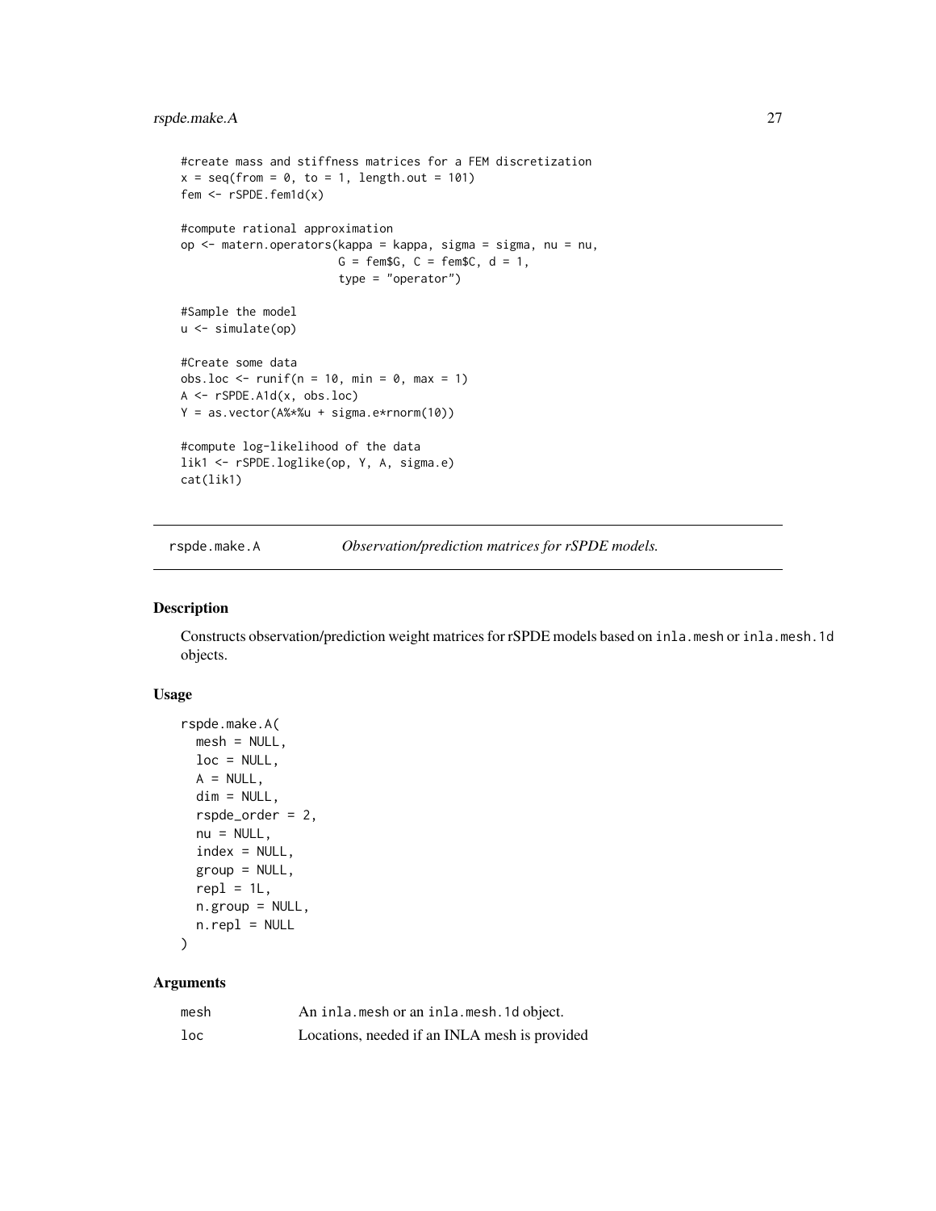```
#create mass and stiffness matrices for a FEM discretization
x = seq(from = 0, to = 1, length.out = 101)
fem <- rSPDE.fem1d(x)

#compute rational approximation
op <- matern.operators(kappa = kappa, sigma = sigma, nu = nu,
                       G = fem$G, C = fem$C, d = 1,
                       type = "operator")

#Sample the model
u <- simulate(op)

#Create some data
obs.loc <- runif(n = 10, min = 0, max = 1)
A <- rSPDE.A1d(x, obs.loc)
Y = as.vector(A%*%u + sigma.e*rnorm(10))

#compute log-likelihood of the data
lik1 <- rSPDE.loglike(op, Y, A, sigma.e)
cat(lik1)
```

## rspde.make.A — *Observation/prediction matrices for rSPDE models.*

### Description

Constructs observation/prediction weight matrices for rSPDE models based on `inla.mesh` or `inla.mesh.1d` objects.

### Usage

```
rspde.make.A(
  mesh = NULL,
  loc = NULL,
  A = NULL,
  dim = NULL,
  rspde_order = 2,
  nu = NULL,
  index = NULL,
  group = NULL,
  repl = 1L,
  n.group = NULL,
  n.repl = NULL
)
```

### Arguments

| | |
|---|---|
| `mesh` | An `inla.mesh` or an `inla.mesh.1d` object. |
| `loc` | Locations, needed if an INLA mesh is provided |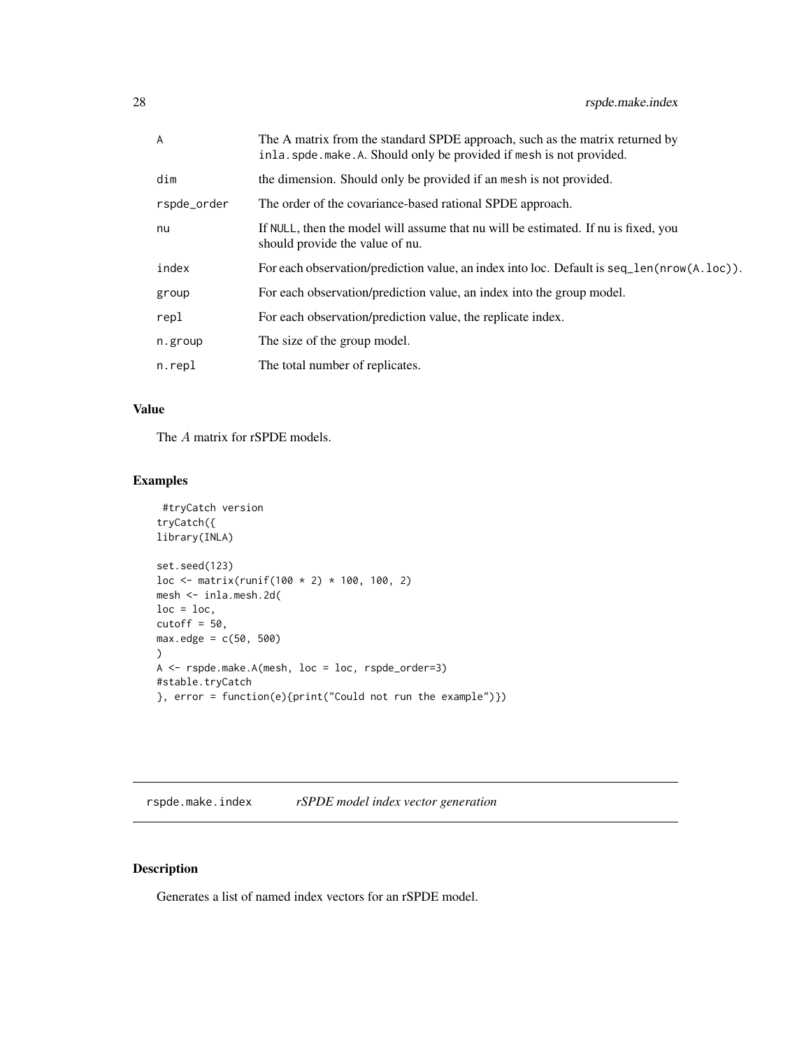| | |
|---|---|
| A | The A matrix from the standard SPDE approach, such as the matrix returned by `inla.spde.make.A`. Should only be provided if `mesh` is not provided. |
| dim | the dimension. Should only be provided if an `mesh` is not provided. |
| rspde_order | The order of the covariance-based rational SPDE approach. |
| nu | If `NULL`, then the model will assume that nu will be estimated. If nu is fixed, you should provide the value of nu. |
| index | For each observation/prediction value, an index into loc. Default is `seq_len(nrow(A.loc))`. |
| group | For each observation/prediction value, an index into the group model. |
| repl | For each observation/prediction value, the replicate index. |
| n.group | The size of the group model. |
| n.repl | The total number of replicates. |

### Value

The $A$ matrix for rSPDE models.

### Examples

```
 #tryCatch version
tryCatch({
library(INLA)

set.seed(123)
loc <- matrix(runif(100 * 2) * 100, 100, 2)
mesh <- inla.mesh.2d(
loc = loc,
cutoff = 50,
max.edge = c(50, 500)
)
A <- rspde.make.A(mesh, loc = loc, rspde_order=3)
#stable.tryCatch
}, error = function(e){print("Could not run the example")})
```

---

## rspde.make.index — *rSPDE model index vector generation*

---

### Description

Generates a list of named index vectors for an rSPDE model.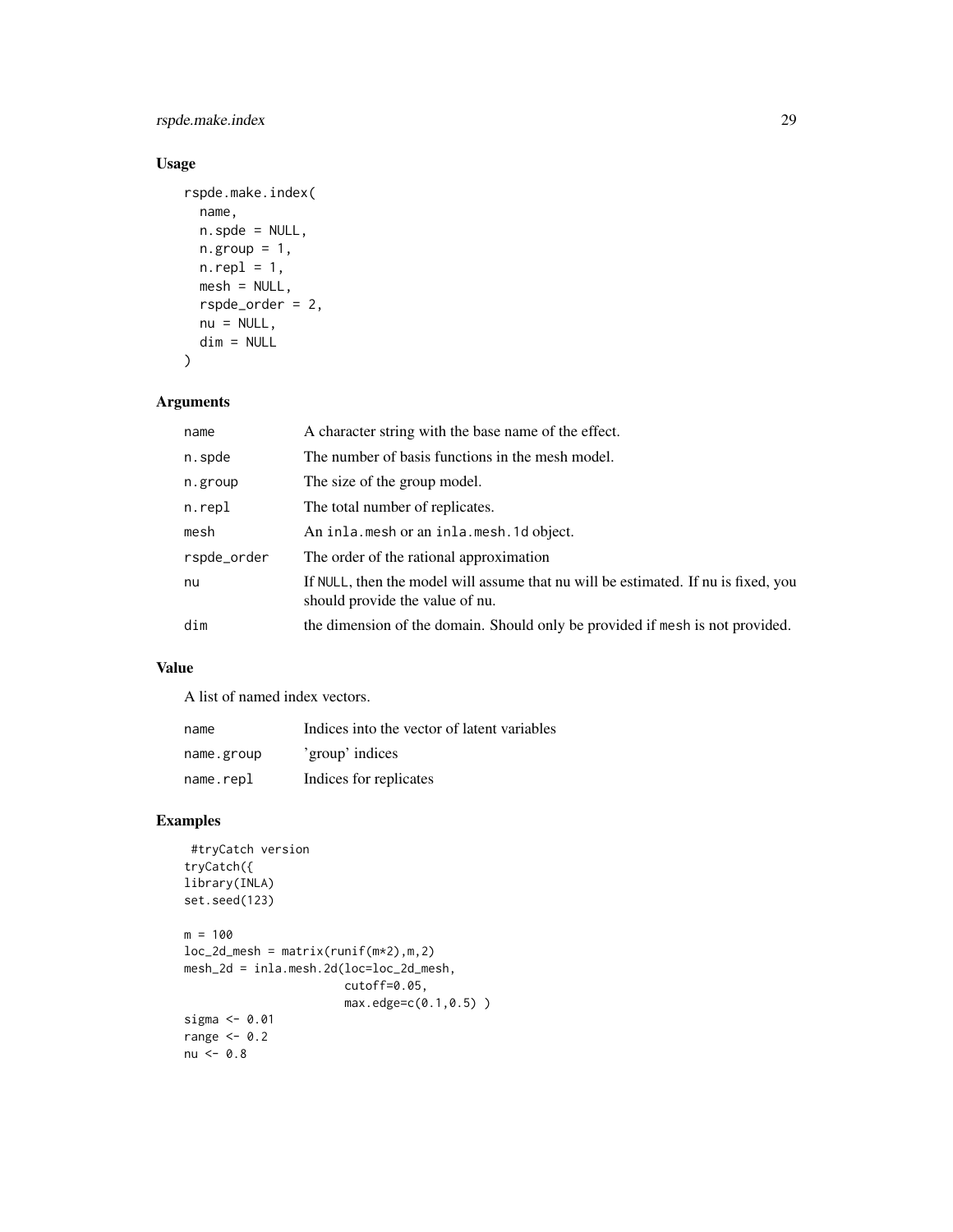## Usage

```
rspde.make.index(
  name,
  n.spde = NULL,
  n.group = 1,
  n.repl = 1,
  mesh = NULL,
  rspde_order = 2,
  nu = NULL,
  dim = NULL
)
```

## Arguments

| | |
|---|---|
| name | A character string with the base name of the effect. |
| n.spde | The number of basis functions in the mesh model. |
| n.group | The size of the group model. |
| n.repl | The total number of replicates. |
| mesh | An inla.mesh or an inla.mesh.1d object. |
| rspde_order | The order of the rational approximation |
| nu | If NULL, then the model will assume that nu will be estimated. If nu is fixed, you should provide the value of nu. |
| dim | the dimension of the domain. Should only be provided if mesh is not provided. |

## Value

A list of named index vectors.

| | |
|---|---|
| name | Indices into the vector of latent variables |
| name.group | 'group' indices |
| name.repl | Indices for replicates |

## Examples

```
 #tryCatch version
tryCatch({
library(INLA)
set.seed(123)

m = 100
loc_2d_mesh = matrix(runif(m*2),m,2)
mesh_2d = inla.mesh.2d(loc=loc_2d_mesh,
                       cutoff=0.05,
                       max.edge=c(0.1,0.5) )
sigma <- 0.01
range <- 0.2
nu <- 0.8
```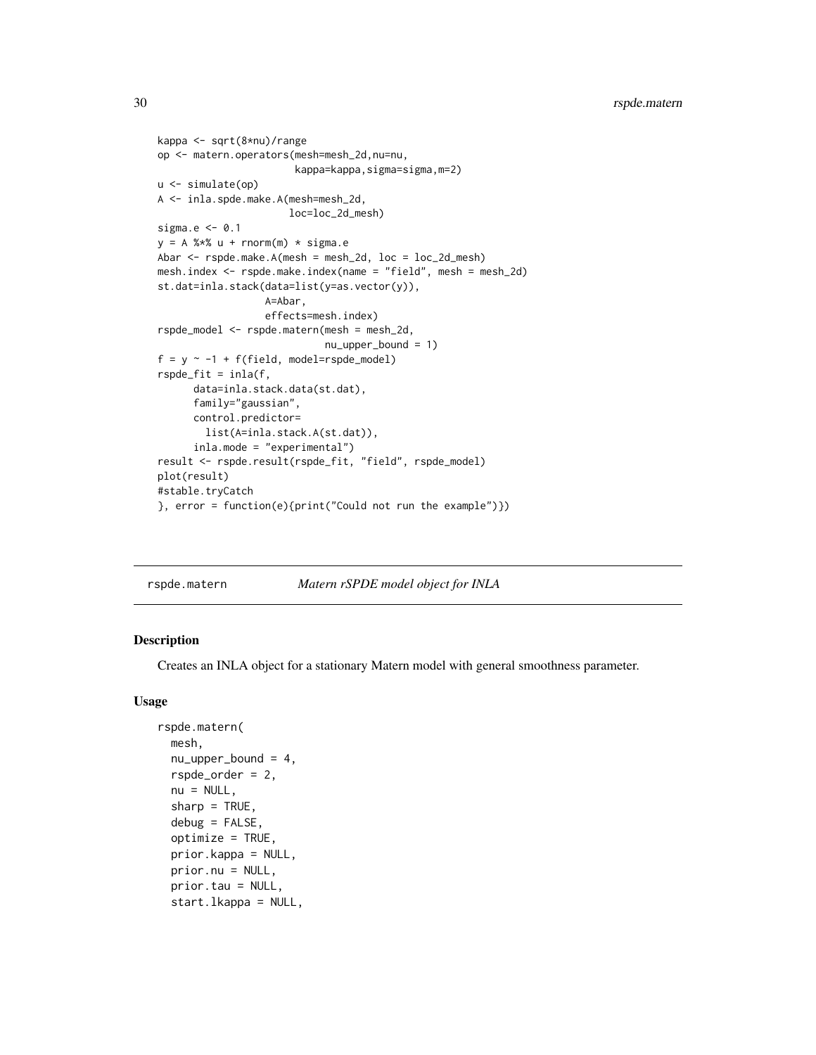```
kappa <- sqrt(8*nu)/range
op <- matern.operators(mesh=mesh_2d,nu=nu,
                       kappa=kappa,sigma=sigma,m=2)
u <- simulate(op)
A <- inla.spde.make.A(mesh=mesh_2d,
                      loc=loc_2d_mesh)
sigma.e <- 0.1
y = A %*% u + rnorm(m) * sigma.e
Abar <- rspde.make.A(mesh = mesh_2d, loc = loc_2d_mesh)
mesh.index <- rspde.make.index(name = "field", mesh = mesh_2d)
st.dat=inla.stack(data=list(y=as.vector(y)),
                  A=Abar,
                  effects=mesh.index)
rspde_model <- rspde.matern(mesh = mesh_2d,
                            nu_upper_bound = 1)
f = y ~ -1 + f(field, model=rspde_model)
rspde_fit = inla(f,
      data=inla.stack.data(st.dat),
      family="gaussian",
      control.predictor=
        list(A=inla.stack.A(st.dat)),
      inla.mode = "experimental")
result <- rspde.result(rspde_fit, "field", rspde_model)
plot(result)
#stable.tryCatch
}, error = function(e){print("Could not run the example")})
```

---

rspde.matern &nbsp;&nbsp;&nbsp;&nbsp;&nbsp;&nbsp;&nbsp; *Matern rSPDE model object for INLA*

---

## Description

Creates an INLA object for a stationary Matern model with general smoothness parameter.

## Usage

```
rspde.matern(
  mesh,
  nu_upper_bound = 4,
  rspde_order = 2,
  nu = NULL,
  sharp = TRUE,
  debug = FALSE,
  optimize = TRUE,
  prior.kappa = NULL,
  prior.nu = NULL,
  prior.tau = NULL,
  start.lkappa = NULL,
```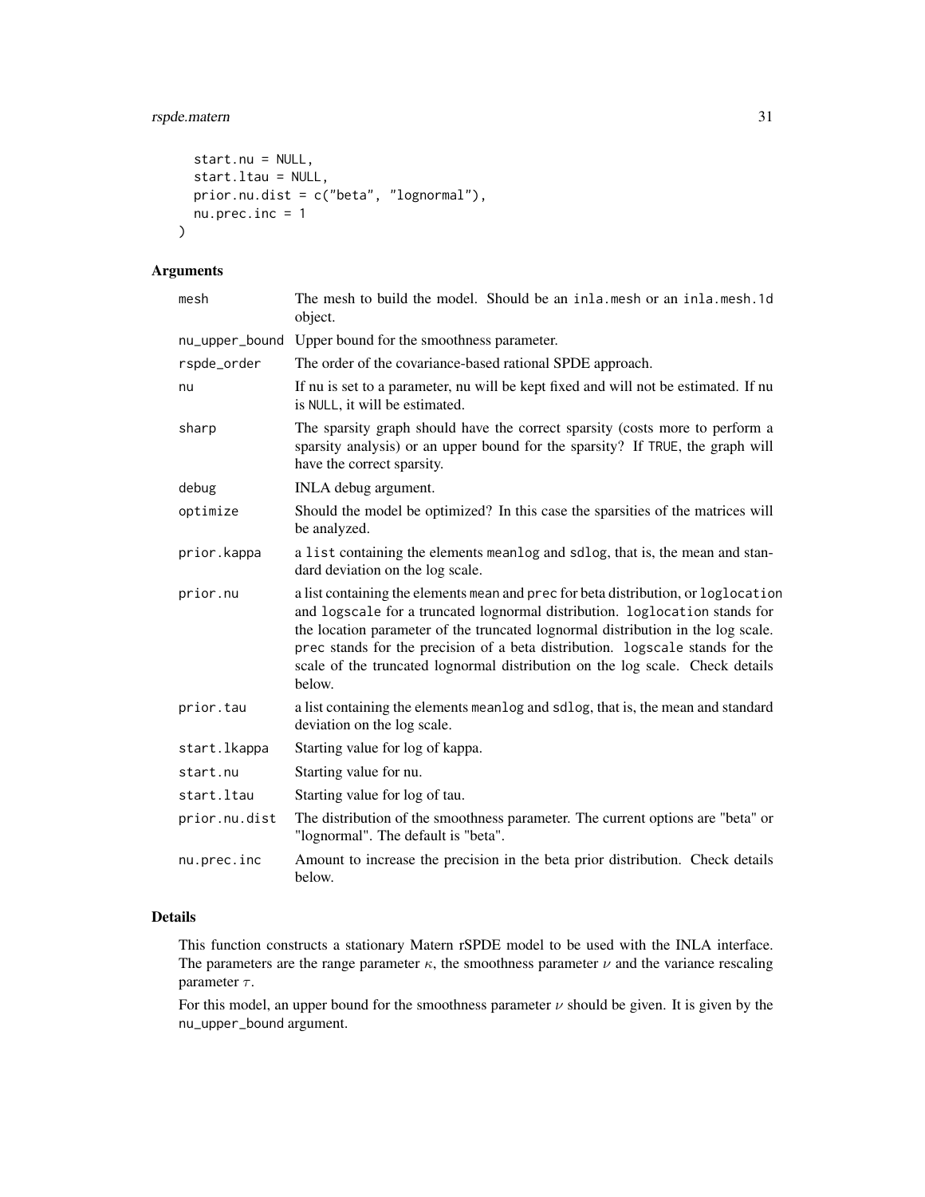```
  start.nu = NULL,
  start.ltau = NULL,
  prior.nu.dist = c("beta", "lognormal"),
  nu.prec.inc = 1
)
```

## Arguments

| | |
|---|---|
| mesh | The mesh to build the model. Should be an inla.mesh or an inla.mesh.1d object. |
| nu_upper_bound | Upper bound for the smoothness parameter. |
| rspde_order | The order of the covariance-based rational SPDE approach. |
| nu | If nu is set to a parameter, nu will be kept fixed and will not be estimated. If nu is NULL, it will be estimated. |
| sharp | The sparsity graph should have the correct sparsity (costs more to perform a sparsity analysis) or an upper bound for the sparsity? If TRUE, the graph will have the correct sparsity. |
| debug | INLA debug argument. |
| optimize | Should the model be optimized? In this case the sparsities of the matrices will be analyzed. |
| prior.kappa | a list containing the elements meanlog and sdlog, that is, the mean and standard deviation on the log scale. |
| prior.nu | a list containing the elements mean and prec for beta distribution, or loglocation and logscale for a truncated lognormal distribution. loglocation stands for the location parameter of the truncated lognormal distribution in the log scale. prec stands for the precision of a beta distribution. logscale stands for the scale of the truncated lognormal distribution on the log scale. Check details below. |
| prior.tau | a list containing the elements meanlog and sdlog, that is, the mean and standard deviation on the log scale. |
| start.lkappa | Starting value for log of kappa. |
| start.nu | Starting value for nu. |
| start.ltau | Starting value for log of tau. |
| prior.nu.dist | The distribution of the smoothness parameter. The current options are "beta" or "lognormal". The default is "beta". |
| nu.prec.inc | Amount to increase the precision in the beta prior distribution. Check details below. |

## Details

This function constructs a stationary Matern rSPDE model to be used with the INLA interface. The parameters are the range parameter $\kappa$, the smoothness parameter $\nu$ and the variance rescaling parameter $\tau$.

For this model, an upper bound for the smoothness parameter $\nu$ should be given. It is given by the nu_upper_bound argument.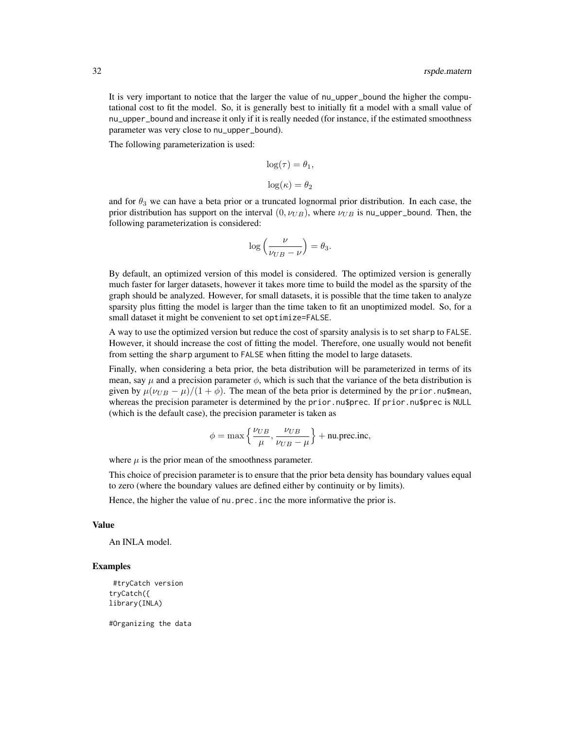It is very important to notice that the larger the value of nu_upper_bound the higher the computational cost to fit the model. So, it is generally best to initially fit a model with a small value of nu_upper_bound and increase it only if it is really needed (for instance, if the estimated smoothness parameter was very close to nu_upper_bound).

The following parameterization is used:

$$\log(\tau) = \theta_1,$$

$$\log(\kappa) = \theta_2$$

and for $\theta_3$ we can have a beta prior or a truncated lognormal prior distribution. In each case, the prior distribution has support on the interval $(0, \nu_{UB})$, where $\nu_{UB}$ is nu_upper_bound. Then, the following parameterization is considered:

$$\log\left(\frac{\nu}{\nu_{UB} - \nu}\right) = \theta_3.$$

By default, an optimized version of this model is considered. The optimized version is generally much faster for larger datasets, however it takes more time to build the model as the sparsity of the graph should be analyzed. However, for small datasets, it is possible that the time taken to analyze sparsity plus fitting the model is larger than the time taken to fit an unoptimized model. So, for a small dataset it might be convenient to set optimize=FALSE.

A way to use the optimized version but reduce the cost of sparsity analysis is to set sharp to FALSE. However, it should increase the cost of fitting the model. Therefore, one usually would not benefit from setting the sharp argument to FALSE when fitting the model to large datasets.

Finally, when considering a beta prior, the beta distribution will be parameterized in terms of its mean, say $\mu$ and a precision parameter $\phi$, which is such that the variance of the beta distribution is given by $\mu(\nu_{UB} - \mu)/(1 + \phi)$. The mean of the beta prior is determined by the prior.nu$mean, whereas the precision parameter is determined by the prior.nu$prec. If prior.nu$prec is NULL (which is the default case), the precision parameter is taken as

$$\phi = \max\left\{\frac{\nu_{UB}}{\mu}, \frac{\nu_{UB}}{\nu_{UB} - \mu}\right\} + \text{nu.prec.inc},$$

where $\mu$ is the prior mean of the smoothness parameter.

This choice of precision parameter is to ensure that the prior beta density has boundary values equal to zero (where the boundary values are defined either by continuity or by limits).

Hence, the higher the value of nu.prec.inc the more informative the prior is.

## Value

An INLA model.

## Examples

```
 #tryCatch version
tryCatch({
library(INLA)

#Organizing the data
```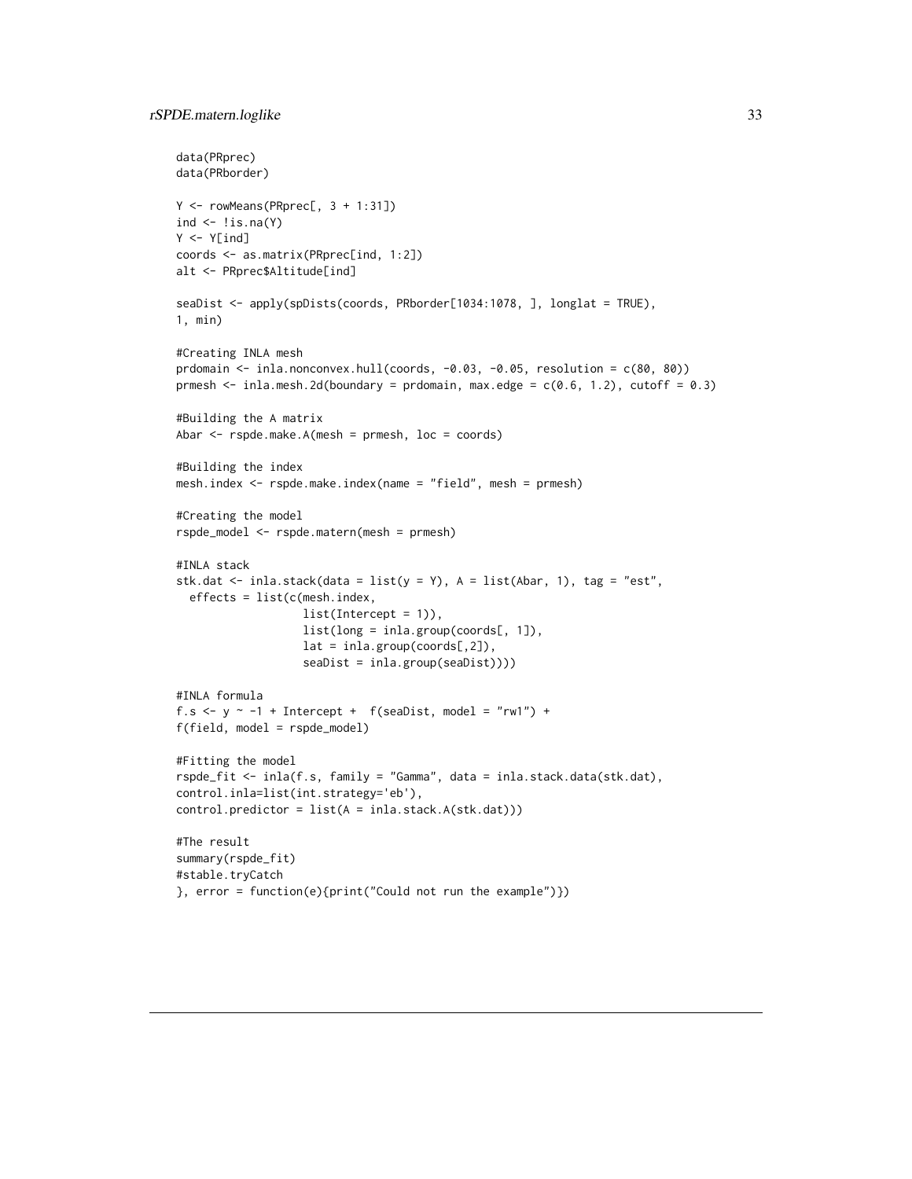```
data(PRprec)
data(PRborder)

Y <- rowMeans(PRprec[, 3 + 1:31])
ind <- !is.na(Y)
Y <- Y[ind]
coords <- as.matrix(PRprec[ind, 1:2])
alt <- PRprec$Altitude[ind]

seaDist <- apply(spDists(coords, PRborder[1034:1078, ], longlat = TRUE),
1, min)

#Creating INLA mesh
prdomain <- inla.nonconvex.hull(coords, -0.03, -0.05, resolution = c(80, 80))
prmesh <- inla.mesh.2d(boundary = prdomain, max.edge = c(0.6, 1.2), cutoff = 0.3)

#Building the A matrix
Abar <- rspde.make.A(mesh = prmesh, loc = coords)

#Building the index
mesh.index <- rspde.make.index(name = "field", mesh = prmesh)

#Creating the model
rspde_model <- rspde.matern(mesh = prmesh)

#INLA stack
stk.dat <- inla.stack(data = list(y = Y), A = list(Abar, 1), tag = "est",
  effects = list(c(mesh.index,
                   list(Intercept = 1)),
                   list(long = inla.group(coords[, 1]),
                   lat = inla.group(coords[,2]),
                   seaDist = inla.group(seaDist))))

#INLA formula
f.s <- y ~ -1 + Intercept +  f(seaDist, model = "rw1") +
f(field, model = rspde_model)

#Fitting the model
rspde_fit <- inla(f.s, family = "Gamma", data = inla.stack.data(stk.dat),
control.inla=list(int.strategy='eb'),
control.predictor = list(A = inla.stack.A(stk.dat)))

#The result
summary(rspde_fit)
#stable.tryCatch
}, error = function(e){print("Could not run the example")})
```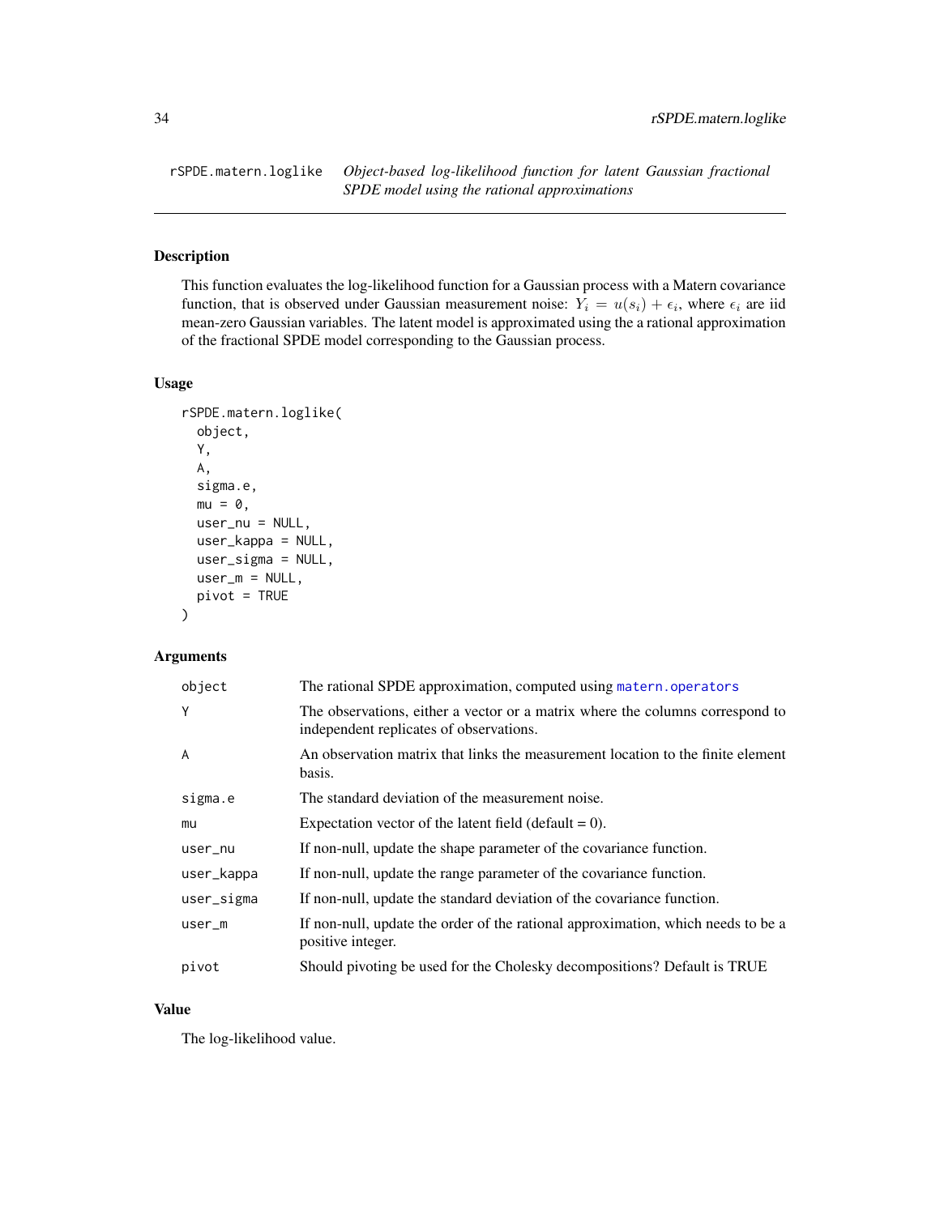# rSPDE.matern.loglike

*Object-based log-likelihood function for latent Gaussian fractional SPDE model using the rational approximations*

## Description

This function evaluates the log-likelihood function for a Gaussian process with a Matern covariance function, that is observed under Gaussian measurement noise: $Y_i = u(s_i) + \epsilon_i$, where $\epsilon_i$ are iid mean-zero Gaussian variables. The latent model is approximated using the a rational approximation of the fractional SPDE model corresponding to the Gaussian process.

## Usage

```
rSPDE.matern.loglike(
  object,
  Y,
  A,
  sigma.e,
  mu = 0,
  user_nu = NULL,
  user_kappa = NULL,
  user_sigma = NULL,
  user_m = NULL,
  pivot = TRUE
)
```

## Arguments

| | |
|---|---|
| object | The rational SPDE approximation, computed using matern.operators |
| Y | The observations, either a vector or a matrix where the columns correspond to independent replicates of observations. |
| A | An observation matrix that links the measurement location to the finite element basis. |
| sigma.e | The standard deviation of the measurement noise. |
| mu | Expectation vector of the latent field (default = 0). |
| user_nu | If non-null, update the shape parameter of the covariance function. |
| user_kappa | If non-null, update the range parameter of the covariance function. |
| user_sigma | If non-null, update the standard deviation of the covariance function. |
| user_m | If non-null, update the order of the rational approximation, which needs to be a positive integer. |
| pivot | Should pivoting be used for the Cholesky decompositions? Default is TRUE |

## Value

The log-likelihood value.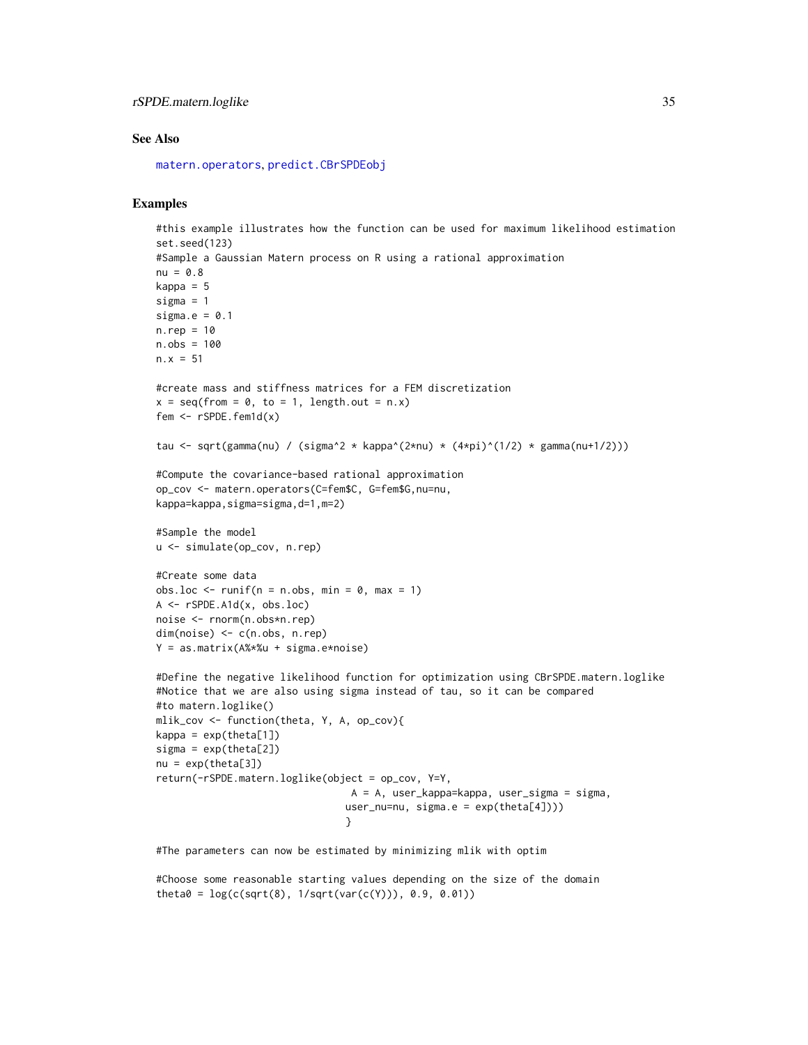### See Also

matern.operators, predict.CBrSPDEobj

### Examples

```
#this example illustrates how the function can be used for maximum likelihood estimation
set.seed(123)
#Sample a Gaussian Matern process on R using a rational approximation
nu = 0.8
kappa = 5
sigma = 1
sigma.e = 0.1
n.rep = 10
n.obs = 100
n.x = 51

#create mass and stiffness matrices for a FEM discretization
x = seq(from = 0, to = 1, length.out = n.x)
fem <- rSPDE.fem1d(x)

tau <- sqrt(gamma(nu) / (sigma^2 * kappa^(2*nu) * (4*pi)^(1/2) * gamma(nu+1/2)))

#Compute the covariance-based rational approximation
op_cov <- matern.operators(C=fem$C, G=fem$G,nu=nu,
kappa=kappa,sigma=sigma,d=1,m=2)

#Sample the model
u <- simulate(op_cov, n.rep)

#Create some data
obs.loc <- runif(n = n.obs, min = 0, max = 1)
A <- rSPDE.A1d(x, obs.loc)
noise <- rnorm(n.obs*n.rep)
dim(noise) <- c(n.obs, n.rep)
Y = as.matrix(A%*%u + sigma.e*noise)

#Define the negative likelihood function for optimization using CBrSPDE.matern.loglike
#Notice that we are also using sigma instead of tau, so it can be compared
#to matern.loglike()
mlik_cov <- function(theta, Y, A, op_cov){
kappa = exp(theta[1])
sigma = exp(theta[2])
nu = exp(theta[3])
return(-rSPDE.matern.loglike(object = op_cov, Y=Y,
                                 A = A, user_kappa=kappa, user_sigma = sigma,
                                user_nu=nu, sigma.e = exp(theta[4])))
                                }

#The parameters can now be estimated by minimizing mlik with optim

#Choose some reasonable starting values depending on the size of the domain
theta0 = log(c(sqrt(8), 1/sqrt(var(c(Y))), 0.9, 0.01))
```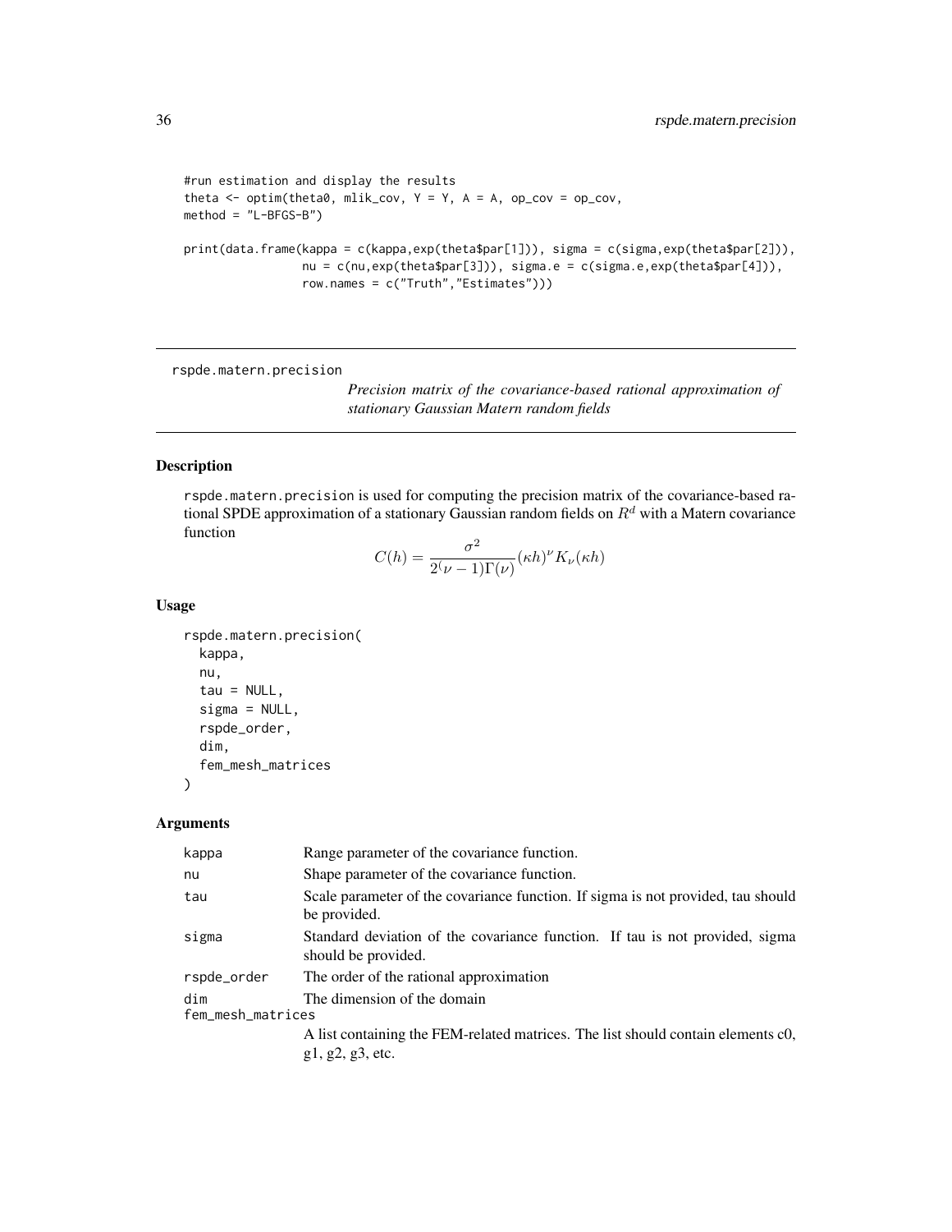```
#run estimation and display the results
theta <- optim(theta0, mlik_cov, Y = Y, A = A, op_cov = op_cov,
method = "L-BFGS-B")

print(data.frame(kappa = c(kappa,exp(theta$par[1])), sigma = c(sigma,exp(theta$par[2])),
                 nu = c(nu,exp(theta$par[3])), sigma.e = c(sigma.e,exp(theta$par[4])),
                 row.names = c("Truth","Estimates")))
```

---

## rspde.matern.precision

*Precision matrix of the covariance-based rational approximation of stationary Gaussian Matern random fields*

### Description

`rspde.matern.precision` is used for computing the precision matrix of the covariance-based rational SPDE approximation of a stationary Gaussian random fields on $R^d$ with a Matern covariance function

$$C(h) = \frac{\sigma^2}{2^(\nu - 1)\Gamma(\nu)}(\kappa h)^\nu K_\nu(\kappa h)$$

### Usage

```
rspde.matern.precision(
  kappa,
  nu,
  tau = NULL,
  sigma = NULL,
  rspde_order,
  dim,
  fem_mesh_matrices
)
```

### Arguments

| | |
|---|---|
| kappa | Range parameter of the covariance function. |
| nu | Shape parameter of the covariance function. |
| tau | Scale parameter of the covariance function. If sigma is not provided, tau should be provided. |
| sigma | Standard deviation of the covariance function. If tau is not provided, sigma should be provided. |
| rspde_order | The order of the rational approximation |
| dim | The dimension of the domain |
| fem_mesh_matrices | A list containing the FEM-related matrices. The list should contain elements c0, g1, g2, g3, etc. |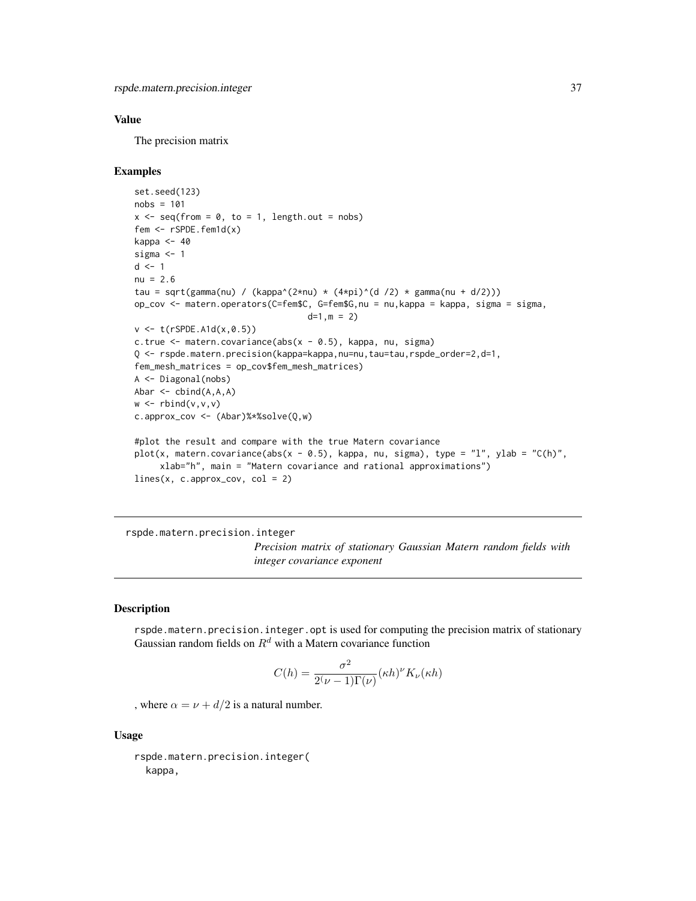### Value

The precision matrix

### Examples

```
set.seed(123)
nobs = 101
x <- seq(from = 0, to = 1, length.out = nobs)
fem <- rSPDE.fem1d(x)
kappa <- 40
sigma <- 1
d <- 1
nu = 2.6
tau = sqrt(gamma(nu) / (kappa^(2*nu) * (4*pi)^(d /2) * gamma(nu + d/2)))
op_cov <- matern.operators(C=fem$C, G=fem$G,nu = nu,kappa = kappa, sigma = sigma,
                                    d=1,m = 2)
v <- t(rSPDE.A1d(x,0.5))
c.true <- matern.covariance(abs(x - 0.5), kappa, nu, sigma)
Q <- rspde.matern.precision(kappa=kappa,nu=nu,tau=tau,rspde_order=2,d=1,
fem_mesh_matrices = op_cov$fem_mesh_matrices)
A <- Diagonal(nobs)
Abar <- cbind(A,A,A)
w <- rbind(v,v,v)
c.approx_cov <- (Abar)%*%solve(Q,w)

#plot the result and compare with the true Matern covariance
plot(x, matern.covariance(abs(x - 0.5), kappa, nu, sigma), type = "l", ylab = "C(h)",
     xlab="h", main = "Matern covariance and rational approximations")
lines(x, c.approx_cov, col = 2)
```

---

## rspde.matern.precision.integer

*Precision matrix of stationary Gaussian Matern random fields with integer covariance exponent*

---

### Description

rspde.matern.precision.integer.opt is used for computing the precision matrix of stationary Gaussian random fields on $R^d$ with a Matern covariance function

$$C(h) = \frac{\sigma^2}{2^(\nu - 1)\Gamma(\nu)}(\kappa h)^\nu K_\nu(\kappa h)$$

, where $\alpha = \nu + d/2$ is a natural number.

### Usage

```
rspde.matern.precision.integer(
  kappa,
```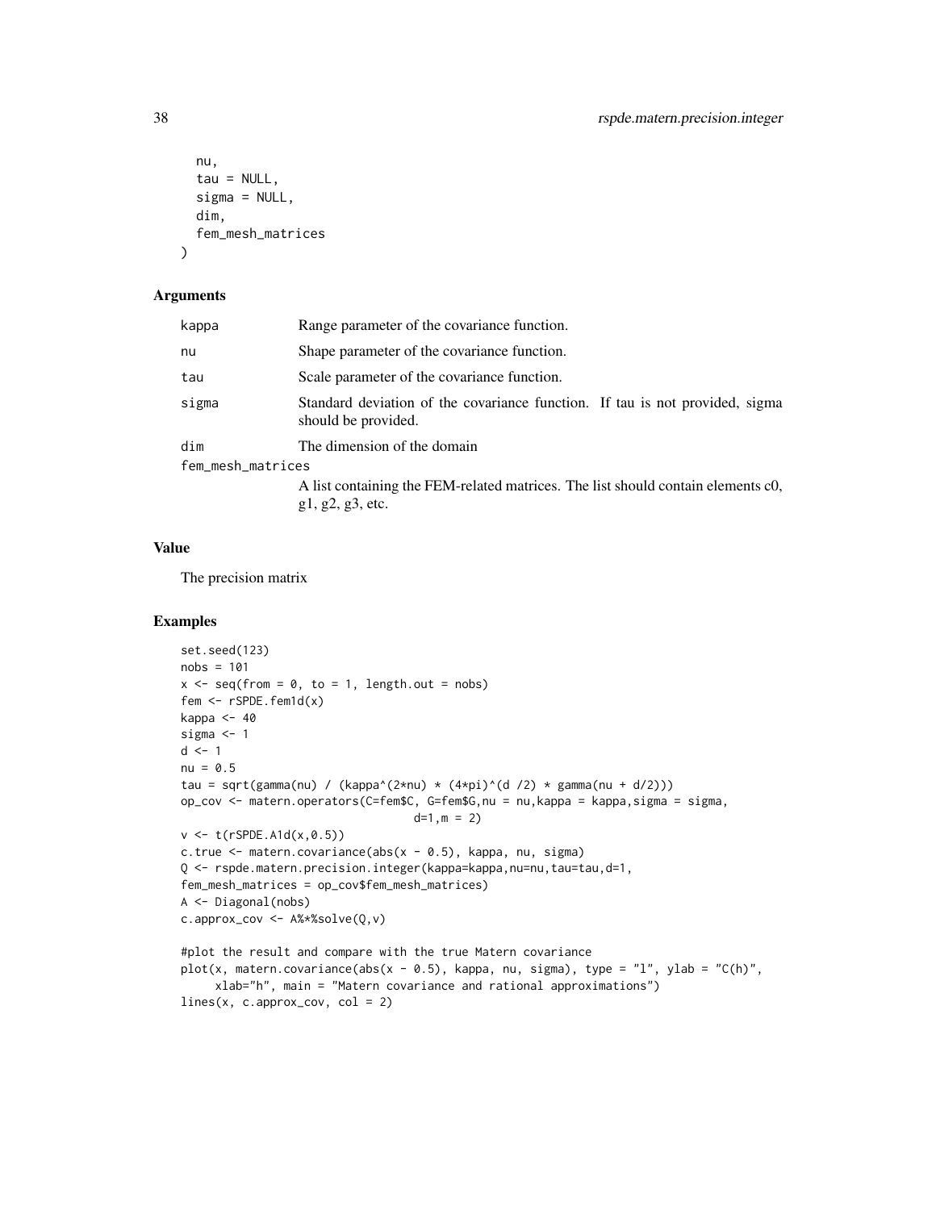```
  nu,
  tau = NULL,
  sigma = NULL,
  dim,
  fem_mesh_matrices
)
```

## Arguments

| | |
|---|---|
| kappa | Range parameter of the covariance function. |
| nu | Shape parameter of the covariance function. |
| tau | Scale parameter of the covariance function. |
| sigma | Standard deviation of the covariance function. If tau is not provided, sigma should be provided. |
| dim | The dimension of the domain |
| fem_mesh_matrices | A list containing the FEM-related matrices. The list should contain elements c0, g1, g2, g3, etc. |

## Value

The precision matrix

## Examples

```
set.seed(123)
nobs = 101
x <- seq(from = 0, to = 1, length.out = nobs)
fem <- rSPDE.fem1d(x)
kappa <- 40
sigma <- 1
d <- 1
nu = 0.5
tau = sqrt(gamma(nu) / (kappa^(2*nu) * (4*pi)^(d /2) * gamma(nu + d/2)))
op_cov <- matern.operators(C=fem$C, G=fem$G,nu = nu,kappa = kappa,sigma = sigma,
                              d=1,m = 2)
v <- t(rSPDE.A1d(x,0.5))
c.true <- matern.covariance(abs(x - 0.5), kappa, nu, sigma)
Q <- rspde.matern.precision.integer(kappa=kappa,nu=nu,tau=tau,d=1,
fem_mesh_matrices = op_cov$fem_mesh_matrices)
A <- Diagonal(nobs)
c.approx_cov <- A%*%solve(Q,v)

#plot the result and compare with the true Matern covariance
plot(x, matern.covariance(abs(x - 0.5), kappa, nu, sigma), type = "l", ylab = "C(h)",
     xlab="h", main = "Matern covariance and rational approximations")
lines(x, c.approx_cov, col = 2)
```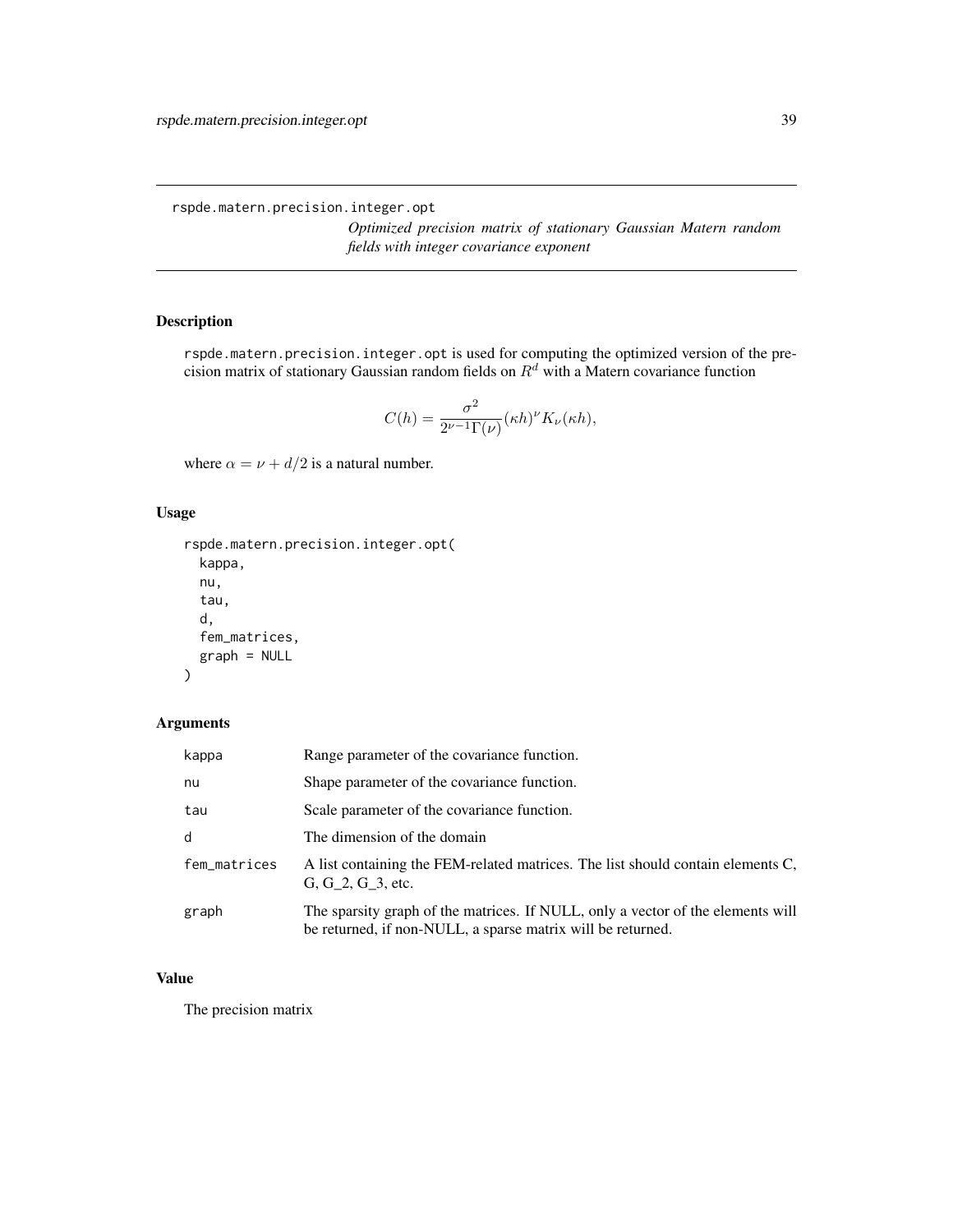rspde.matern.precision.integer.opt

*Optimized precision matrix of stationary Gaussian Matern random fields with integer covariance exponent*

## Description

rspde.matern.precision.integer.opt is used for computing the optimized version of the precision matrix of stationary Gaussian random fields on $R^d$ with a Matern covariance function

$$C(h) = \frac{\sigma^2}{2^{\nu-1}\Gamma(\nu)}(\kappa h)^\nu K_\nu(\kappa h),$$

where $\alpha = \nu + d/2$ is a natural number.

## Usage

```
rspde.matern.precision.integer.opt(
  kappa,
  nu,
  tau,
  d,
  fem_matrices,
  graph = NULL
)
```

## Arguments

| | |
|---|---|
| kappa | Range parameter of the covariance function. |
| nu | Shape parameter of the covariance function. |
| tau | Scale parameter of the covariance function. |
| d | The dimension of the domain |
| fem_matrices | A list containing the FEM-related matrices. The list should contain elements C, G, G_2, G_3, etc. |
| graph | The sparsity graph of the matrices. If NULL, only a vector of the elements will be returned, if non-NULL, a sparse matrix will be returned. |

## Value

The precision matrix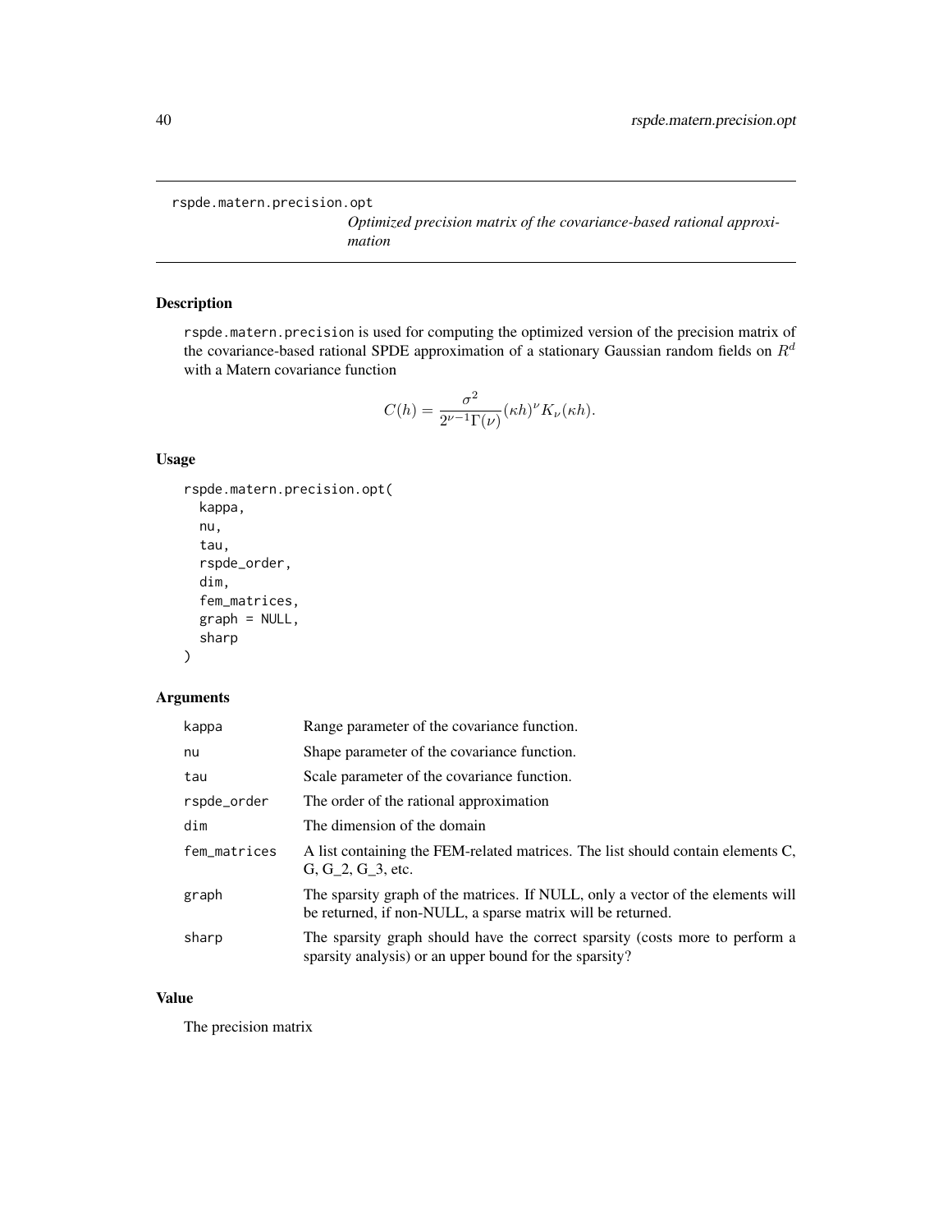rspde.matern.precision.opt

*Optimized precision matrix of the covariance-based rational approximation*

## Description

rspde.matern.precision is used for computing the optimized version of the precision matrix of the covariance-based rational SPDE approximation of a stationary Gaussian random fields on $R^d$ with a Matern covariance function

$$C(h) = \frac{\sigma^2}{2^{\nu-1}\Gamma(\nu)}(\kappa h)^\nu K_\nu(\kappa h).$$

## Usage

```
rspde.matern.precision.opt(
  kappa,
  nu,
  tau,
  rspde_order,
  dim,
  fem_matrices,
  graph = NULL,
  sharp
)
```

## Arguments

| | |
|---|---|
| kappa | Range parameter of the covariance function. |
| nu | Shape parameter of the covariance function. |
| tau | Scale parameter of the covariance function. |
| rspde_order | The order of the rational approximation |
| dim | The dimension of the domain |
| fem_matrices | A list containing the FEM-related matrices. The list should contain elements C, G, G_2, G_3, etc. |
| graph | The sparsity graph of the matrices. If NULL, only a vector of the elements will be returned, if non-NULL, a sparse matrix will be returned. |
| sharp | The sparsity graph should have the correct sparsity (costs more to perform a sparsity analysis) or an upper bound for the sparsity? |

## Value

The precision matrix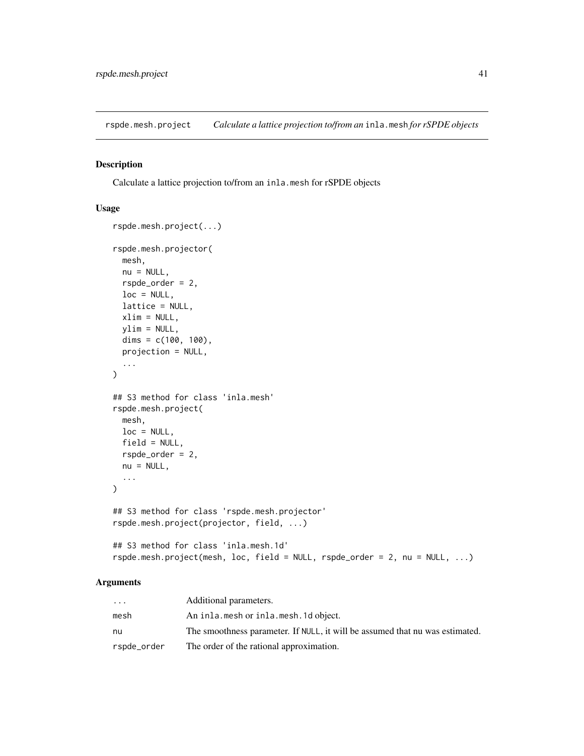## rspde.mesh.project — *Calculate a lattice projection to/from an* `inla.mesh` *for rSPDE objects*

### Description

Calculate a lattice projection to/from an `inla.mesh` for rSPDE objects

### Usage

```
rspde.mesh.project(...)

rspde.mesh.projector(
  mesh,
  nu = NULL,
  rspde_order = 2,
  loc = NULL,
  lattice = NULL,
  xlim = NULL,
  ylim = NULL,
  dims = c(100, 100),
  projection = NULL,
  ...
)

## S3 method for class 'inla.mesh'
rspde.mesh.project(
  mesh,
  loc = NULL,
  field = NULL,
  rspde_order = 2,
  nu = NULL,
  ...
)

## S3 method for class 'rspde.mesh.projector'
rspde.mesh.project(projector, field, ...)

## S3 method for class 'inla.mesh.1d'
rspde.mesh.project(mesh, loc, field = NULL, rspde_order = 2, nu = NULL, ...)
```

### Arguments

| | |
|---|---|
| `...` | Additional parameters. |
| `mesh` | An `inla.mesh` or `inla.mesh.1d` object. |
| `nu` | The smoothness parameter. If `NULL`, it will be assumed that nu was estimated. |
| `rspde_order` | The order of the rational approximation. |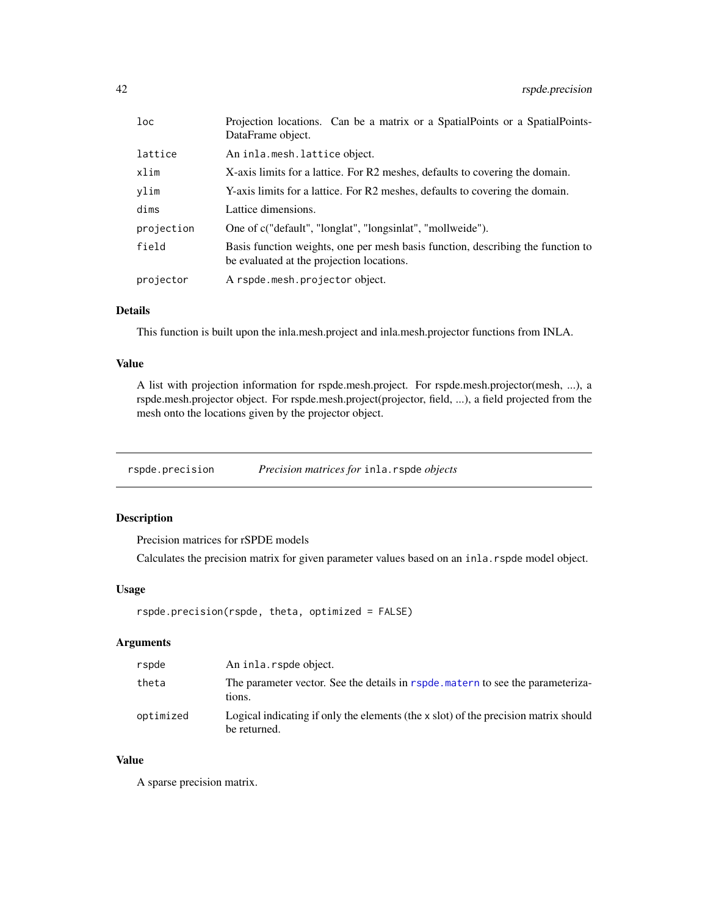| | |
|---|---|
| `loc` | Projection locations. Can be a matrix or a SpatialPoints or a SpatialPoints-DataFrame object. |
| `lattice` | An `inla.mesh.lattice` object. |
| `xlim` | X-axis limits for a lattice. For R2 meshes, defaults to covering the domain. |
| `ylim` | Y-axis limits for a lattice. For R2 meshes, defaults to covering the domain. |
| `dims` | Lattice dimensions. |
| `projection` | One of c("default", "longlat", "longsinlat", "mollweide"). |
| `field` | Basis function weights, one per mesh basis function, describing the function to be evaluated at the projection locations. |
| `projector` | A `rspde.mesh.projector` object. |

### Details

This function is built upon the inla.mesh.project and inla.mesh.projector functions from INLA.

### Value

A list with projection information for rspde.mesh.project. For rspde.mesh.projector(mesh, ...), a rspde.mesh.projector object. For rspde.mesh.project(projector, field, ...), a field projected from the mesh onto the locations given by the projector object.

---

## `rspde.precision` *Precision matrices for* `inla.rspde` *objects*

---

### Description

Precision matrices for rSPDE models

Calculates the precision matrix for given parameter values based on an `inla.rspde` model object.

### Usage

```
rspde.precision(rspde, theta, optimized = FALSE)
```

### Arguments

| | |
|---|---|
| `rspde` | An `inla.rspde` object. |
| `theta` | The parameter vector. See the details in `rspde.matern` to see the parameterizations. |
| `optimized` | Logical indicating if only the elements (the x slot) of the precision matrix should be returned. |

### Value

A sparse precision matrix.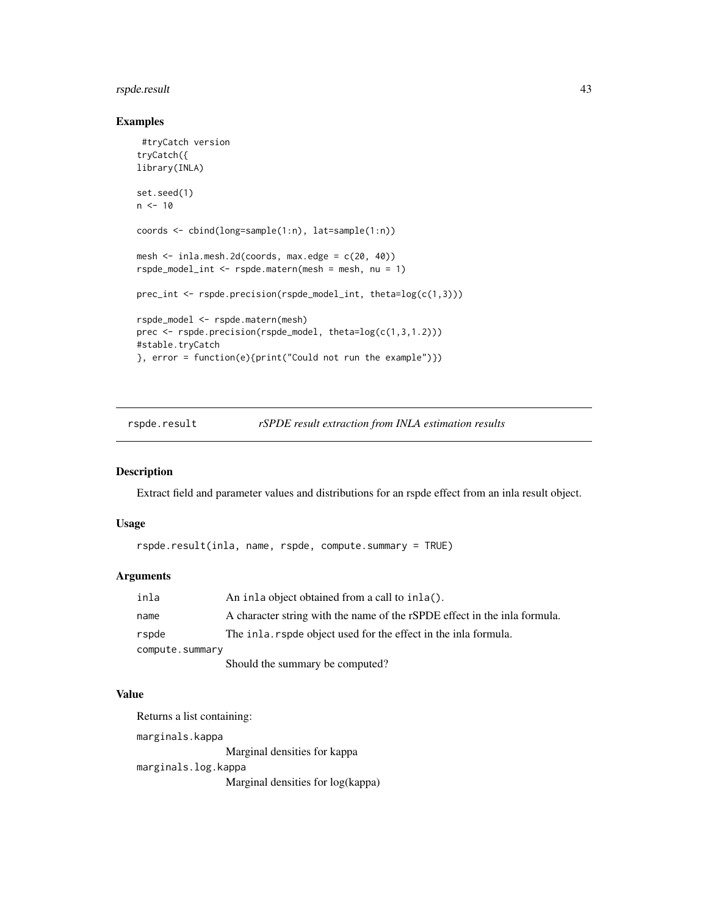## Examples

```
 #tryCatch version
tryCatch({
library(INLA)

set.seed(1)
n <- 10

coords <- cbind(long=sample(1:n), lat=sample(1:n))

mesh <- inla.mesh.2d(coords, max.edge = c(20, 40))
rspde_model_int <- rspde.matern(mesh = mesh, nu = 1)

prec_int <- rspde.precision(rspde_model_int, theta=log(c(1,3)))

rspde_model <- rspde.matern(mesh)
prec <- rspde.precision(rspde_model, theta=log(c(1,3,1.2)))
#stable.tryCatch
}, error = function(e){print("Could not run the example")})
```

---

# rspde.result — *rSPDE result extraction from INLA estimation results*

---

## Description

Extract field and parameter values and distributions for an rspde effect from an inla result object.

## Usage

```
rspde.result(inla, name, rspde, compute.summary = TRUE)
```

## Arguments

| | |
|---|---|
| `inla` | An `inla` object obtained from a call to `inla()`. |
| `name` | A character string with the name of the rSPDE effect in the inla formula. |
| `rspde` | The `inla.rspde` object used for the effect in the inla formula. |
| `compute.summary` | Should the summary be computed? |

## Value

Returns a list containing:

`marginals.kappa`
: Marginal densities for kappa

`marginals.log.kappa`
: Marginal densities for log(kappa)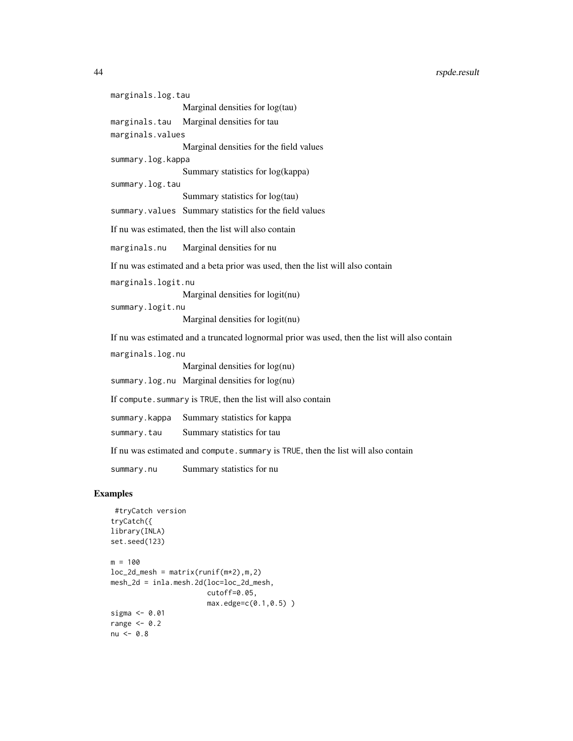`marginals.log.tau`
: Marginal densities for log(tau)

`marginals.tau`
: Marginal densities for tau

`marginals.values`
: Marginal densities for the field values

`summary.log.kappa`
: Summary statistics for log(kappa)

`summary.log.tau`
: Summary statistics for log(tau)

`summary.values`
: Summary statistics for the field values

If nu was estimated, then the list will also contain

`marginals.nu`
: Marginal densities for nu

If nu was estimated and a beta prior was used, then the list will also contain

`marginals.logit.nu`
: Marginal densities for logit(nu)

`summary.logit.nu`
: Marginal densities for logit(nu)

If nu was estimated and a truncated lognormal prior was used, then the list will also contain

`marginals.log.nu`
: Marginal densities for log(nu)

`summary.log.nu`
: Marginal densities for log(nu)

If `compute.summary` is `TRUE`, then the list will also contain

`summary.kappa`
: Summary statistics for kappa

`summary.tau`
: Summary statistics for tau

If nu was estimated and `compute.summary` is `TRUE`, then the list will also contain

`summary.nu`
: Summary statistics for nu

## Examples

```
 #tryCatch version
tryCatch({
library(INLA)
set.seed(123)

m = 100
loc_2d_mesh = matrix(runif(m*2),m,2)
mesh_2d = inla.mesh.2d(loc=loc_2d_mesh,
                       cutoff=0.05,
                       max.edge=c(0.1,0.5) )
sigma <- 0.01
range <- 0.2
nu <- 0.8
```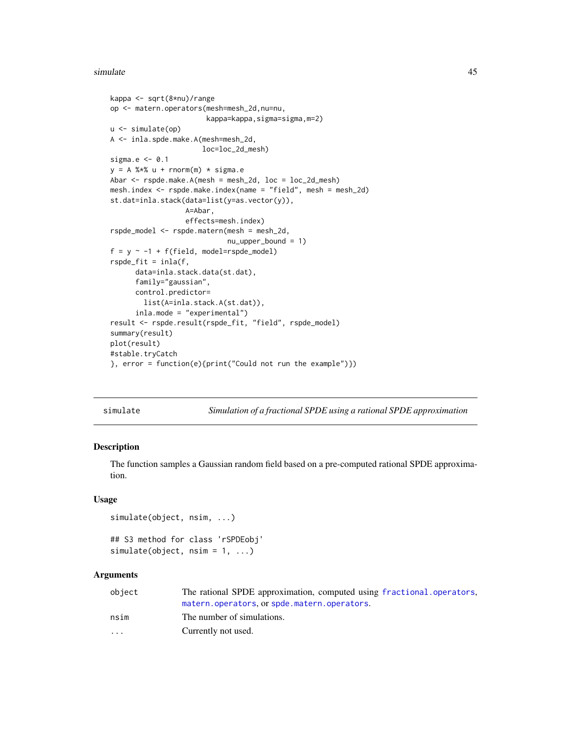```
kappa <- sqrt(8*nu)/range
op <- matern.operators(mesh=mesh_2d,nu=nu,
                       kappa=kappa,sigma=sigma,m=2)
u <- simulate(op)
A <- inla.spde.make.A(mesh=mesh_2d,
                      loc=loc_2d_mesh)
sigma.e <- 0.1
y = A %*% u + rnorm(m) * sigma.e
Abar <- rspde.make.A(mesh = mesh_2d, loc = loc_2d_mesh)
mesh.index <- rspde.make.index(name = "field", mesh = mesh_2d)
st.dat=inla.stack(data=list(y=as.vector(y)),
                  A=Abar,
                  effects=mesh.index)
rspde_model <- rspde.matern(mesh = mesh_2d,
                            nu_upper_bound = 1)
f = y ~ -1 + f(field, model=rspde_model)
rspde_fit = inla(f,
      data=inla.stack.data(st.dat),
      family="gaussian",
      control.predictor=
        list(A=inla.stack.A(st.dat)),
      inla.mode = "experimental")
result <- rspde.result(rspde_fit, "field", rspde_model)
summary(result)
plot(result)
#stable.tryCatch
}, error = function(e){print("Could not run the example")})
```

## simulate — *Simulation of a fractional SPDE using a rational SPDE approximation*

### Description

The function samples a Gaussian random field based on a pre-computed rational SPDE approximation.

### Usage

```
simulate(object, nsim, ...)

## S3 method for class 'rSPDEobj'
simulate(object, nsim = 1, ...)
```

### Arguments

| | |
|---|---|
| object | The rational SPDE approximation, computed using fractional.operators, matern.operators, or spde.matern.operators. |
| nsim | The number of simulations. |
| ... | Currently not used. |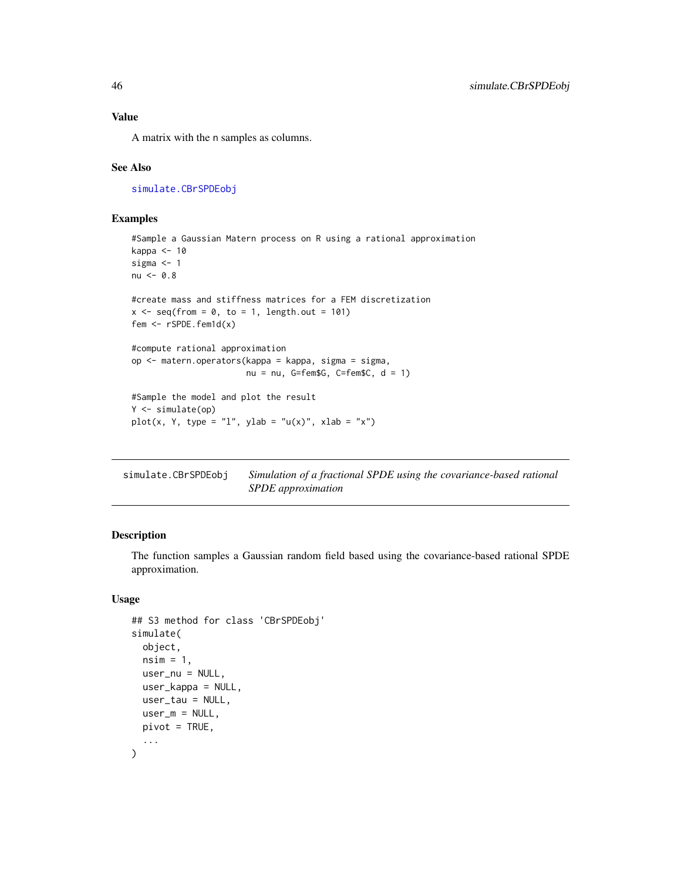## Value

A matrix with the n samples as columns.

## See Also

simulate.CBrSPDEobj

## Examples

```
#Sample a Gaussian Matern process on R using a rational approximation
kappa <- 10
sigma <- 1
nu <- 0.8

#create mass and stiffness matrices for a FEM discretization
x <- seq(from = 0, to = 1, length.out = 101)
fem <- rSPDE.fem1d(x)

#compute rational approximation
op <- matern.operators(kappa = kappa, sigma = sigma,
                       nu = nu, G=fem$G, C=fem$C, d = 1)

#Sample the model and plot the result
Y <- simulate(op)
plot(x, Y, type = "l", ylab = "u(x)", xlab = "x")
```

---

# simulate.CBrSPDEobj — *Simulation of a fractional SPDE using the covariance-based rational SPDE approximation*

---

## Description

The function samples a Gaussian random field based using the covariance-based rational SPDE approximation.

## Usage

```
## S3 method for class 'CBrSPDEobj'
simulate(
  object,
  nsim = 1,
  user_nu = NULL,
  user_kappa = NULL,
  user_tau = NULL,
  user_m = NULL,
  pivot = TRUE,
  ...
)
```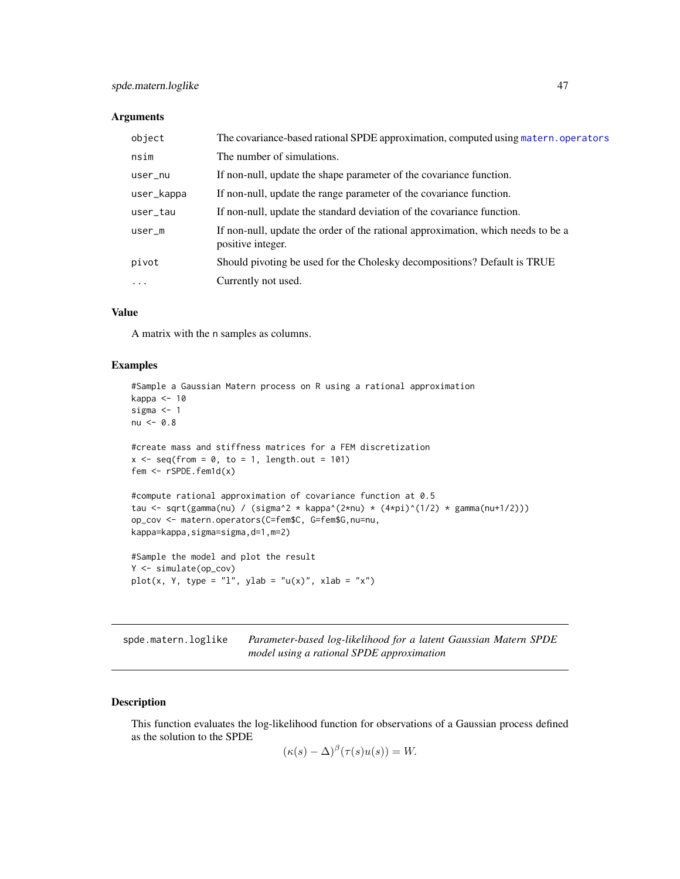### Arguments

| | |
|---|---|
| object | The covariance-based rational SPDE approximation, computed using matern.operators |
| nsim | The number of simulations. |
| user_nu | If non-null, update the shape parameter of the covariance function. |
| user_kappa | If non-null, update the range parameter of the covariance function. |
| user_tau | If non-null, update the standard deviation of the covariance function. |
| user_m | If non-null, update the order of the rational approximation, which needs to be a positive integer. |
| pivot | Should pivoting be used for the Cholesky decompositions? Default is TRUE |
| ... | Currently not used. |

### Value

A matrix with the n samples as columns.

### Examples

```
#Sample a Gaussian Matern process on R using a rational approximation
kappa <- 10
sigma <- 1
nu <- 0.8

#create mass and stiffness matrices for a FEM discretization
x <- seq(from = 0, to = 1, length.out = 101)
fem <- rSPDE.fem1d(x)

#compute rational approximation of covariance function at 0.5
tau <- sqrt(gamma(nu) / (sigma^2 * kappa^(2*nu) * (4*pi)^(1/2) * gamma(nu+1/2)))
op_cov <- matern.operators(C=fem$C, G=fem$G,nu=nu,
kappa=kappa,sigma=sigma,d=1,m=2)

#Sample the model and plot the result
Y <- simulate(op_cov)
plot(x, Y, type = "l", ylab = "u(x)", xlab = "x")
```

---

## spde.matern.loglike — *Parameter-based log-likelihood for a latent Gaussian Matern SPDE model using a rational SPDE approximation*

---

### Description

This function evaluates the log-likelihood function for observations of a Gaussian process defined as the solution to the SPDE

$$(\kappa(s) - \Delta)^{\beta}(\tau(s)u(s)) = W.$$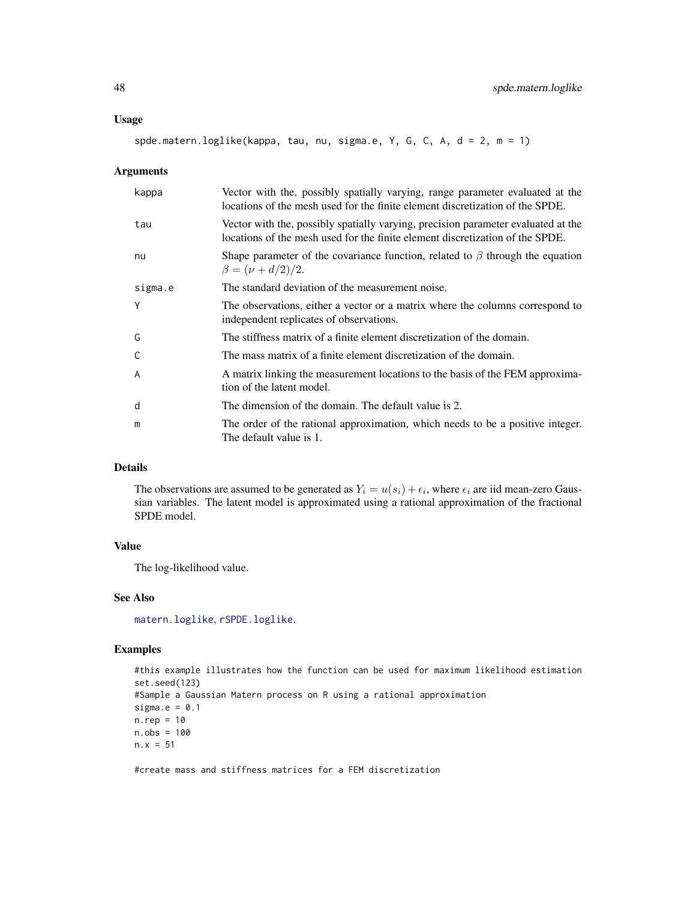### Usage

```
spde.matern.loglike(kappa, tau, nu, sigma.e, Y, G, C, A, d = 2, m = 1)
```

### Arguments

| | |
|---|---|
| kappa | Vector with the, possibly spatially varying, range parameter evaluated at the locations of the mesh used for the finite element discretization of the SPDE. |
| tau | Vector with the, possibly spatially varying, precision parameter evaluated at the locations of the mesh used for the finite element discretization of the SPDE. |
| nu | Shape parameter of the covariance function, related to $\beta$ through the equation $\beta = (\nu + d/2)/2$. |
| sigma.e | The standard deviation of the measurement noise. |
| Y | The observations, either a vector or a matrix where the columns correspond to independent replicates of observations. |
| G | The stiffness matrix of a finite element discretization of the domain. |
| C | The mass matrix of a finite element discretization of the domain. |
| A | A matrix linking the measurement locations to the basis of the FEM approximation of the latent model. |
| d | The dimension of the domain. The default value is 2. |
| m | The order of the rational approximation, which needs to be a positive integer. The default value is 1. |

### Details

The observations are assumed to be generated as $Y_i = u(s_i) + \epsilon_i$, where $\epsilon_i$ are iid mean-zero Gaussian variables. The latent model is approximated using a rational approximation of the fractional SPDE model.

### Value

The log-likelihood value.

### See Also

matern.loglike, rSPDE.loglike.

### Examples

```
#this example illustrates how the function can be used for maximum likelihood estimation
set.seed(123)
#Sample a Gaussian Matern process on R using a rational approximation
sigma.e = 0.1
n.rep = 10
n.obs = 100
n.x = 51

#create mass and stiffness matrices for a FEM discretization
```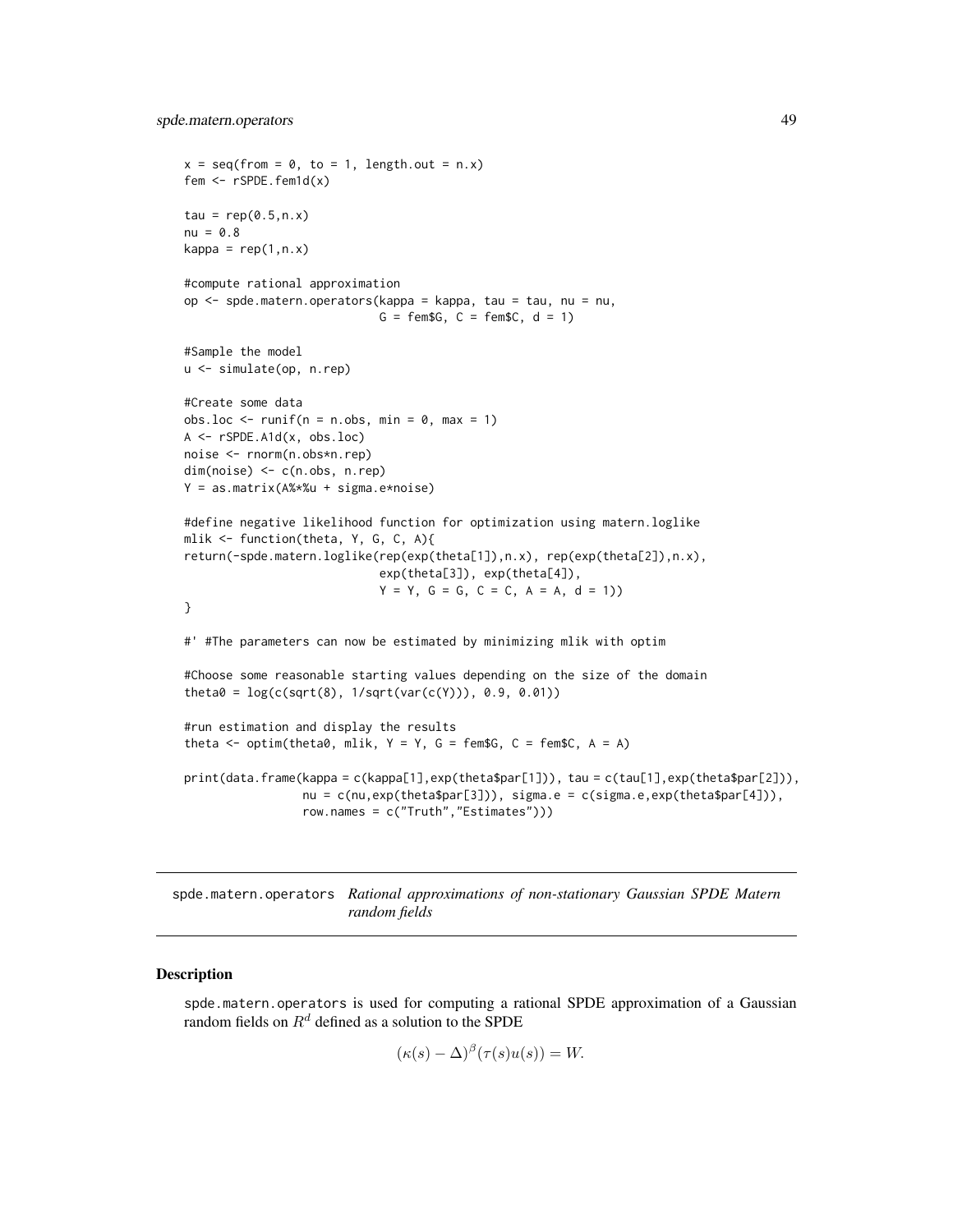```
x = seq(from = 0, to = 1, length.out = n.x)
fem <- rSPDE.fem1d(x)

tau = rep(0.5,n.x)
nu = 0.8
kappa = rep(1,n.x)

#compute rational approximation
op <- spde.matern.operators(kappa = kappa, tau = tau, nu = nu,
                            G = fem$G, C = fem$C, d = 1)

#Sample the model
u <- simulate(op, n.rep)

#Create some data
obs.loc <- runif(n = n.obs, min = 0, max = 1)
A <- rSPDE.A1d(x, obs.loc)
noise <- rnorm(n.obs*n.rep)
dim(noise) <- c(n.obs, n.rep)
Y = as.matrix(A%*%u + sigma.e*noise)

#define negative likelihood function for optimization using matern.loglike
mlik <- function(theta, Y, G, C, A){
return(-spde.matern.loglike(rep(exp(theta[1]),n.x), rep(exp(theta[2]),n.x),
                            exp(theta[3]), exp(theta[4]),
                            Y = Y, G = G, C = C, A = A, d = 1))
}

#' #The parameters can now be estimated by minimizing mlik with optim

#Choose some reasonable starting values depending on the size of the domain
theta0 = log(c(sqrt(8), 1/sqrt(var(c(Y))), 0.9, 0.01))

#run estimation and display the results
theta <- optim(theta0, mlik, Y = Y, G = fem$G, C = fem$C, A = A)

print(data.frame(kappa = c(kappa[1],exp(theta$par[1])), tau = c(tau[1],exp(theta$par[2])),
                 nu = c(nu,exp(theta$par[3])), sigma.e = c(sigma.e,exp(theta$par[4])),
                 row.names = c("Truth","Estimates")))
```

---

## spde.matern.operators — *Rational approximations of non-stationary Gaussian SPDE Matern random fields*

### Description

spde.matern.operators is used for computing a rational SPDE approximation of a Gaussian random fields on $R^d$ defined as a solution to the SPDE

$$(\kappa(s) - \Delta)^\beta (\tau(s)u(s)) = W.$$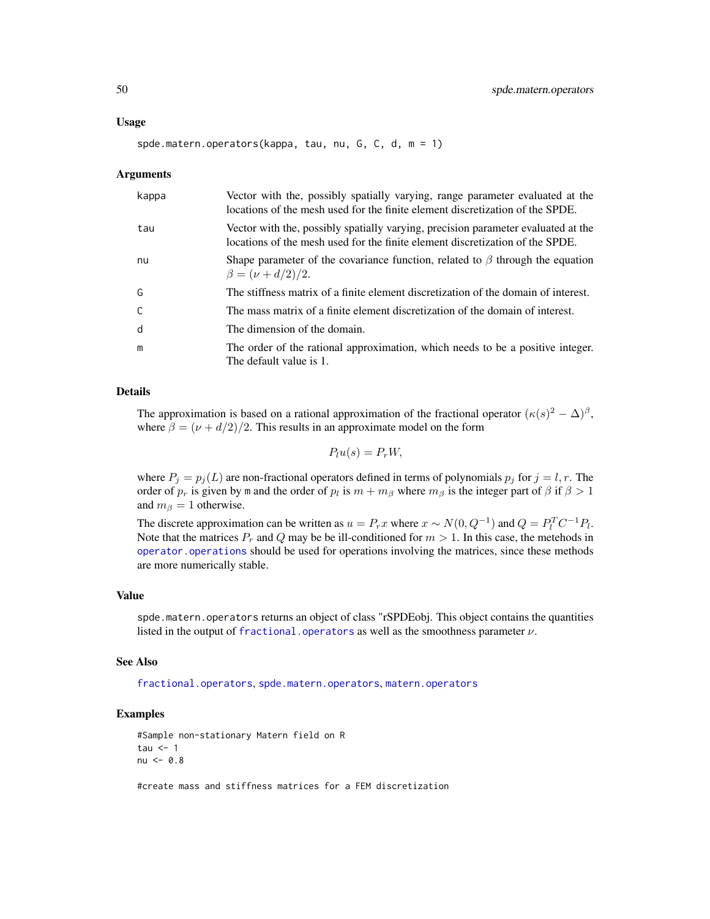### Usage

```
spde.matern.operators(kappa, tau, nu, G, C, d, m = 1)
```

### Arguments

| | |
|---|---|
| kappa | Vector with the, possibly spatially varying, range parameter evaluated at the locations of the mesh used for the finite element discretization of the SPDE. |
| tau | Vector with the, possibly spatially varying, precision parameter evaluated at the locations of the mesh used for the finite element discretization of the SPDE. |
| nu | Shape parameter of the covariance function, related to $\beta$ through the equation $\beta = (\nu + d/2)/2$. |
| G | The stiffness matrix of a finite element discretization of the domain of interest. |
| C | The mass matrix of a finite element discretization of the domain of interest. |
| d | The dimension of the domain. |
| m | The order of the rational approximation, which needs to be a positive integer. The default value is 1. |

### Details

The approximation is based on a rational approximation of the fractional operator $(\kappa(s)^2 - \Delta)^\beta$, where $\beta = (\nu + d/2)/2$. This results in an approximate model on the form

$$P_l u(s) = P_r W,$$

where $P_j = p_j(L)$ are non-fractional operators defined in terms of polynomials $p_j$ for $j = l, r$. The order of $p_r$ is given by m and the order of $p_l$ is $m + m_\beta$ where $m_\beta$ is the integer part of $\beta$ if $\beta > 1$ and $m_\beta = 1$ otherwise.

The discrete approximation can be written as $u = P_r x$ where $x \sim N(0, Q^{-1})$ and $Q = P_l^T C^{-1} P_l$. Note that the matrices $P_r$ and $Q$ may be be ill-conditioned for $m > 1$. In this case, the metehods in operator.operations should be used for operations involving the matrices, since these methods are more numerically stable.

### Value

spde.matern.operators returns an object of class "rSPDEobj. This object contains the quantities listed in the output of fractional.operators as well as the smoothness parameter $\nu$.

### See Also

fractional.operators, spde.matern.operators, matern.operators

### Examples

```
#Sample non-stationary Matern field on R
tau <- 1
nu <- 0.8

#create mass and stiffness matrices for a FEM discretization
```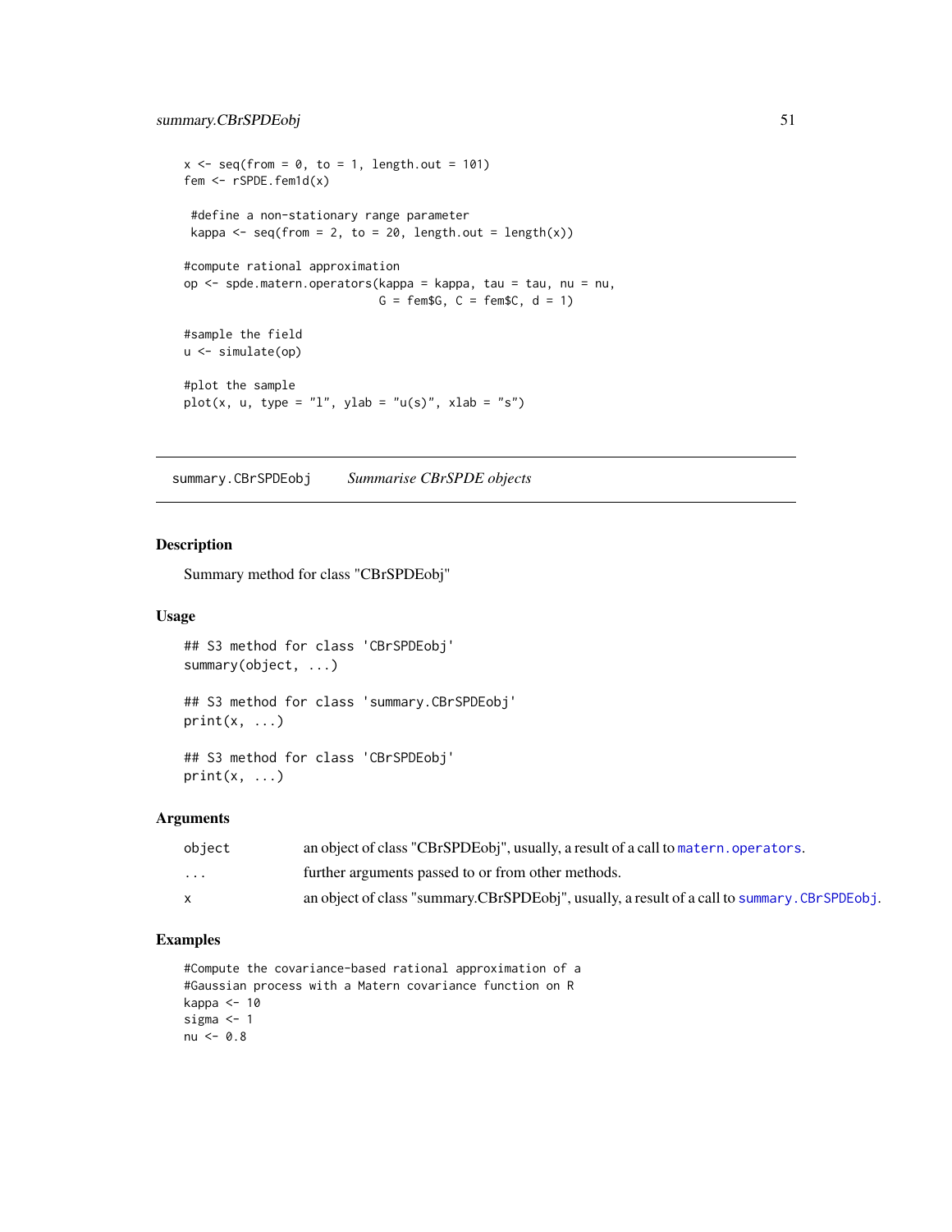```
x <- seq(from = 0, to = 1, length.out = 101)
fem <- rSPDE.fem1d(x)

 #define a non-stationary range parameter
 kappa <- seq(from = 2, to = 20, length.out = length(x))

#compute rational approximation
op <- spde.matern.operators(kappa = kappa, tau = tau, nu = nu,
                            G = fem$G, C = fem$C, d = 1)

#sample the field
u <- simulate(op)

#plot the sample
plot(x, u, type = "l", ylab = "u(s)", xlab = "s")
```

---

## summary.CBrSPDEobj    *Summarise CBrSPDE objects*

---

### Description

Summary method for class "CBrSPDEobj"

### Usage

```
## S3 method for class 'CBrSPDEobj'
summary(object, ...)

## S3 method for class 'summary.CBrSPDEobj'
print(x, ...)

## S3 method for class 'CBrSPDEobj'
print(x, ...)
```

### Arguments

| | |
|---|---|
| `object` | an object of class "CBrSPDEobj", usually, a result of a call to `matern.operators`. |
| `...` | further arguments passed to or from other methods. |
| `x` | an object of class "summary.CBrSPDEobj", usually, a result of a call to `summary.CBrSPDEobj`. |

### Examples

```
#Compute the covariance-based rational approximation of a
#Gaussian process with a Matern covariance function on R
kappa <- 10
sigma <- 1
nu <- 0.8
```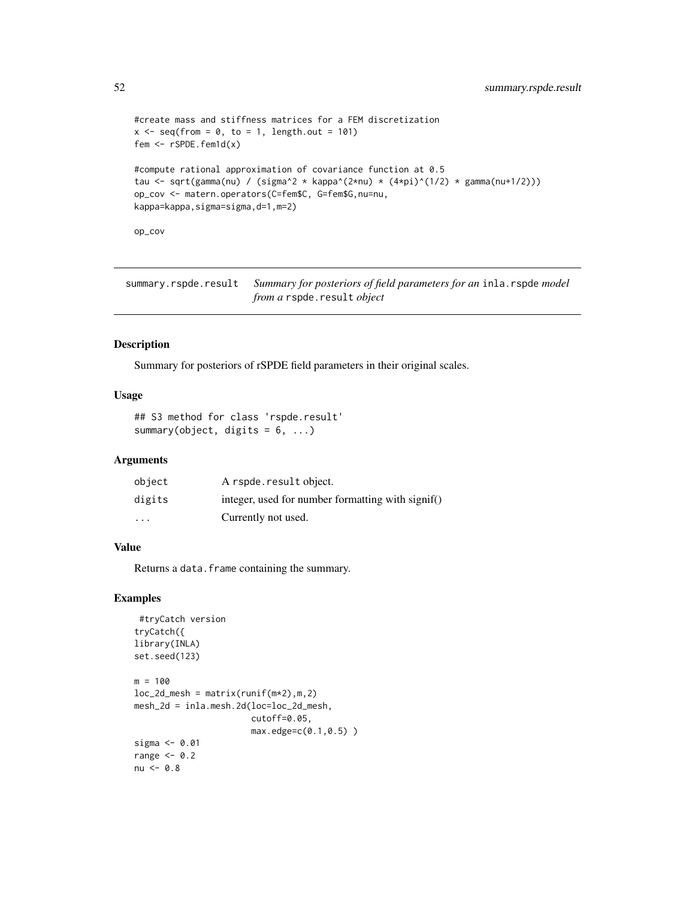```
#create mass and stiffness matrices for a FEM discretization
x <- seq(from = 0, to = 1, length.out = 101)
fem <- rSPDE.fem1d(x)

#compute rational approximation of covariance function at 0.5
tau <- sqrt(gamma(nu) / (sigma^2 * kappa^(2*nu) * (4*pi)^(1/2) * gamma(nu+1/2)))
op_cov <- matern.operators(C=fem$C, G=fem$G,nu=nu,
kappa=kappa,sigma=sigma,d=1,m=2)

op_cov
```

---

## summary.rspde.result — *Summary for posteriors of field parameters for an* `inla.rspde` *model from a* `rspde.result` *object*

---

### Description

Summary for posteriors of rSPDE field parameters in their original scales.

### Usage

```
## S3 method for class 'rspde.result'
summary(object, digits = 6, ...)
```

### Arguments

| | |
|---|---|
| `object` | A `rspde.result` object. |
| `digits` | integer, used for number formatting with signif() |
| `...` | Currently not used. |

### Value

Returns a `data.frame` containing the summary.

### Examples

```
 #tryCatch version
tryCatch({
library(INLA)
set.seed(123)

m = 100
loc_2d_mesh = matrix(runif(m*2),m,2)
mesh_2d = inla.mesh.2d(loc=loc_2d_mesh,
                       cutoff=0.05,
                       max.edge=c(0.1,0.5) )
sigma <- 0.01
range <- 0.2
nu <- 0.8
```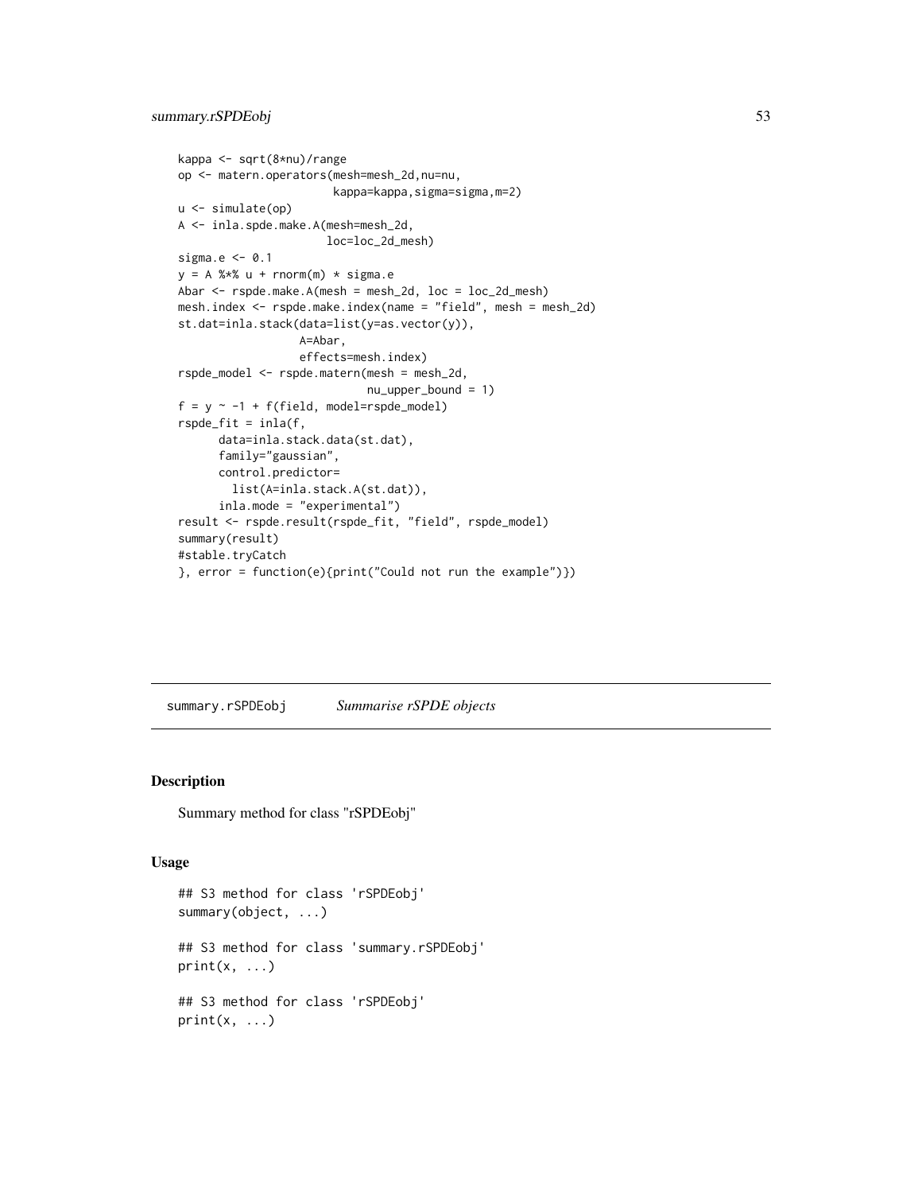```
kappa <- sqrt(8*nu)/range
op <- matern.operators(mesh=mesh_2d,nu=nu,
                       kappa=kappa,sigma=sigma,m=2)
u <- simulate(op)
A <- inla.spde.make.A(mesh=mesh_2d,
                      loc=loc_2d_mesh)
sigma.e <- 0.1
y = A %*% u + rnorm(m) * sigma.e
Abar <- rspde.make.A(mesh = mesh_2d, loc = loc_2d_mesh)
mesh.index <- rspde.make.index(name = "field", mesh = mesh_2d)
st.dat=inla.stack(data=list(y=as.vector(y)),
                  A=Abar,
                  effects=mesh.index)
rspde_model <- rspde.matern(mesh = mesh_2d,
                            nu_upper_bound = 1)
f = y ~ -1 + f(field, model=rspde_model)
rspde_fit = inla(f,
      data=inla.stack.data(st.dat),
      family="gaussian",
      control.predictor=
        list(A=inla.stack.A(st.dat)),
      inla.mode = "experimental")
result <- rspde.result(rspde_fit, "field", rspde_model)
summary(result)
#stable.tryCatch
}, error = function(e){print("Could not run the example")})
```

## summary.rSPDEobj *Summarise rSPDE objects*

### Description

Summary method for class "rSPDEobj"

### Usage

```
## S3 method for class 'rSPDEobj'
summary(object, ...)

## S3 method for class 'summary.rSPDEobj'
print(x, ...)

## S3 method for class 'rSPDEobj'
print(x, ...)
```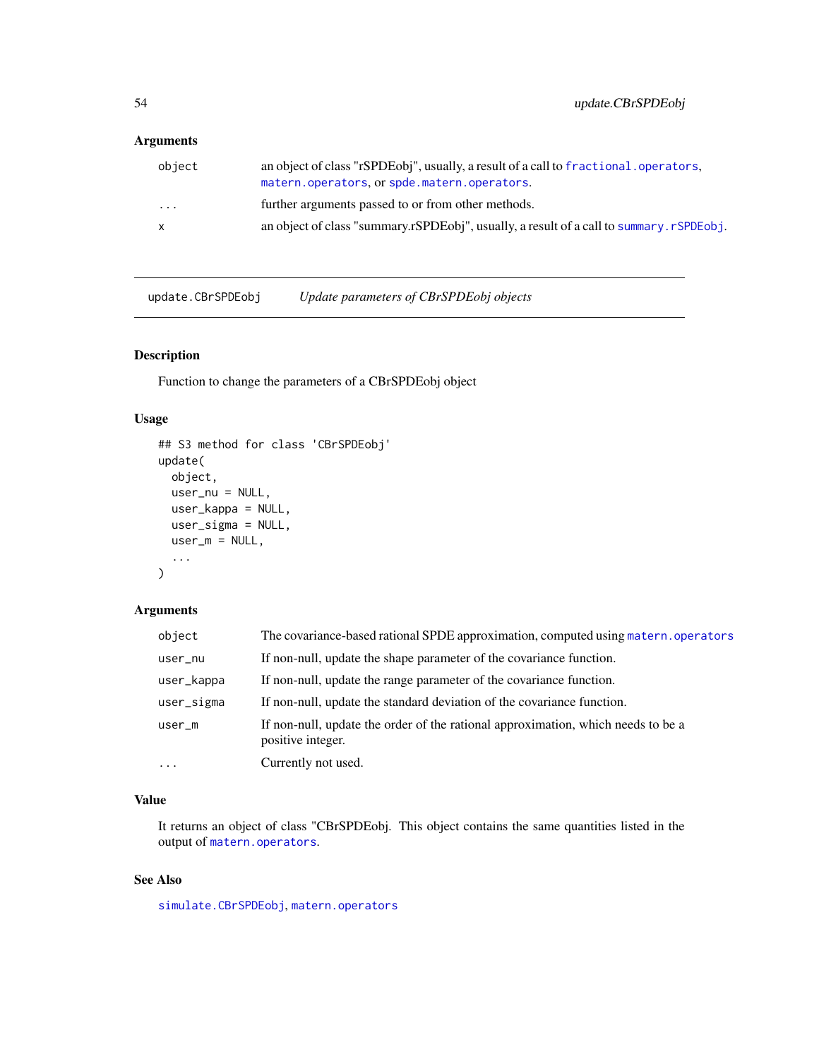### Arguments

| | |
|---|---|
| `object` | an object of class "rSPDEobj", usually, a result of a call to `fractional.operators`, `matern.operators`, or `spde.matern.operators`. |
| `...` | further arguments passed to or from other methods. |
| `x` | an object of class "summary.rSPDEobj", usually, a result of a call to `summary.rSPDEobj`. |

---

## update.CBrSPDEobj    *Update parameters of CBrSPDEobj objects*

### Description

Function to change the parameters of a CBrSPDEobj object

### Usage

```
## S3 method for class 'CBrSPDEobj'
update(
  object,
  user_nu = NULL,
  user_kappa = NULL,
  user_sigma = NULL,
  user_m = NULL,
  ...
)
```

### Arguments

| | |
|---|---|
| `object` | The covariance-based rational SPDE approximation, computed using `matern.operators` |
| `user_nu` | If non-null, update the shape parameter of the covariance function. |
| `user_kappa` | If non-null, update the range parameter of the covariance function. |
| `user_sigma` | If non-null, update the standard deviation of the covariance function. |
| `user_m` | If non-null, update the order of the rational approximation, which needs to be a positive integer. |
| `...` | Currently not used. |

### Value

It returns an object of class "CBrSPDEobj. This object contains the same quantities listed in the output of `matern.operators`.

### See Also

`simulate.CBrSPDEobj`, `matern.operators`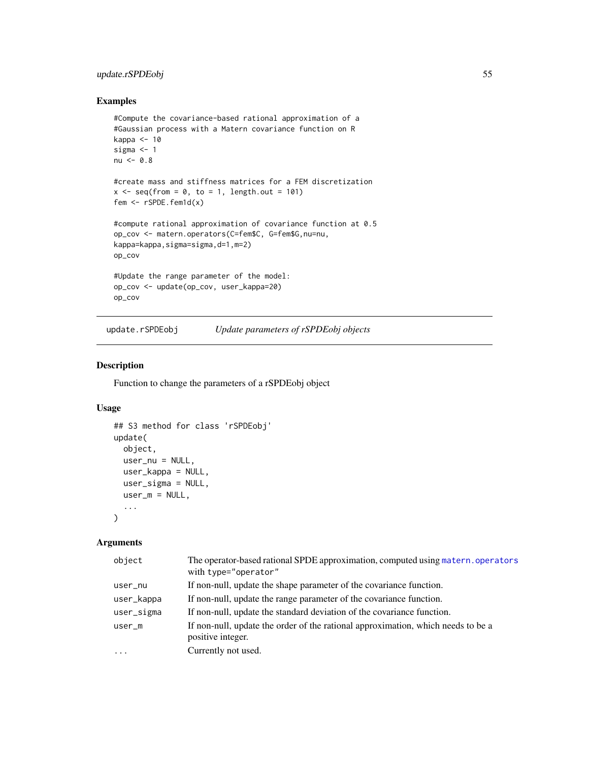## Examples

```
#Compute the covariance-based rational approximation of a
#Gaussian process with a Matern covariance function on R
kappa <- 10
sigma <- 1
nu <- 0.8

#create mass and stiffness matrices for a FEM discretization
x <- seq(from = 0, to = 1, length.out = 101)
fem <- rSPDE.fem1d(x)

#compute rational approximation of covariance function at 0.5
op_cov <- matern.operators(C=fem$C, G=fem$G,nu=nu,
kappa=kappa,sigma=sigma,d=1,m=2)
op_cov

#Update the range parameter of the model:
op_cov <- update(op_cov, user_kappa=20)
op_cov
```

---

# update.rSPDEobj *Update parameters of rSPDEobj objects*

---

## Description

Function to change the parameters of a rSPDEobj object

## Usage

```
## S3 method for class 'rSPDEobj'
update(
  object,
  user_nu = NULL,
  user_kappa = NULL,
  user_sigma = NULL,
  user_m = NULL,
  ...
)
```

## Arguments

| | |
|---|---|
| object | The operator-based rational SPDE approximation, computed using matern.operators with type="operator" |
| user_nu | If non-null, update the shape parameter of the covariance function. |
| user_kappa | If non-null, update the range parameter of the covariance function. |
| user_sigma | If non-null, update the standard deviation of the covariance function. |
| user_m | If non-null, update the order of the rational approximation, which needs to be a positive integer. |
| ... | Currently not used. |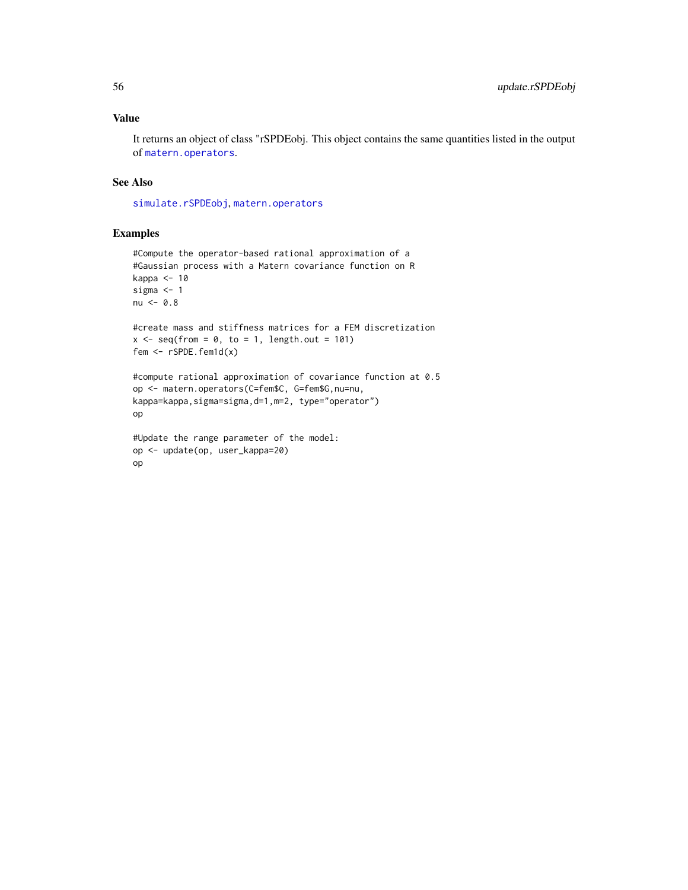## Value

It returns an object of class "rSPDEobj. This object contains the same quantities listed in the output of matern.operators.

## See Also

simulate.rSPDEobj, matern.operators

## Examples

```
#Compute the operator-based rational approximation of a
#Gaussian process with a Matern covariance function on R
kappa <- 10
sigma <- 1
nu <- 0.8

#create mass and stiffness matrices for a FEM discretization
x <- seq(from = 0, to = 1, length.out = 101)
fem <- rSPDE.fem1d(x)

#compute rational approximation of covariance function at 0.5
op <- matern.operators(C=fem$C, G=fem$G,nu=nu,
kappa=kappa,sigma=sigma,d=1,m=2, type="operator")
op

#Update the range parameter of the model:
op <- update(op, user_kappa=20)
op
```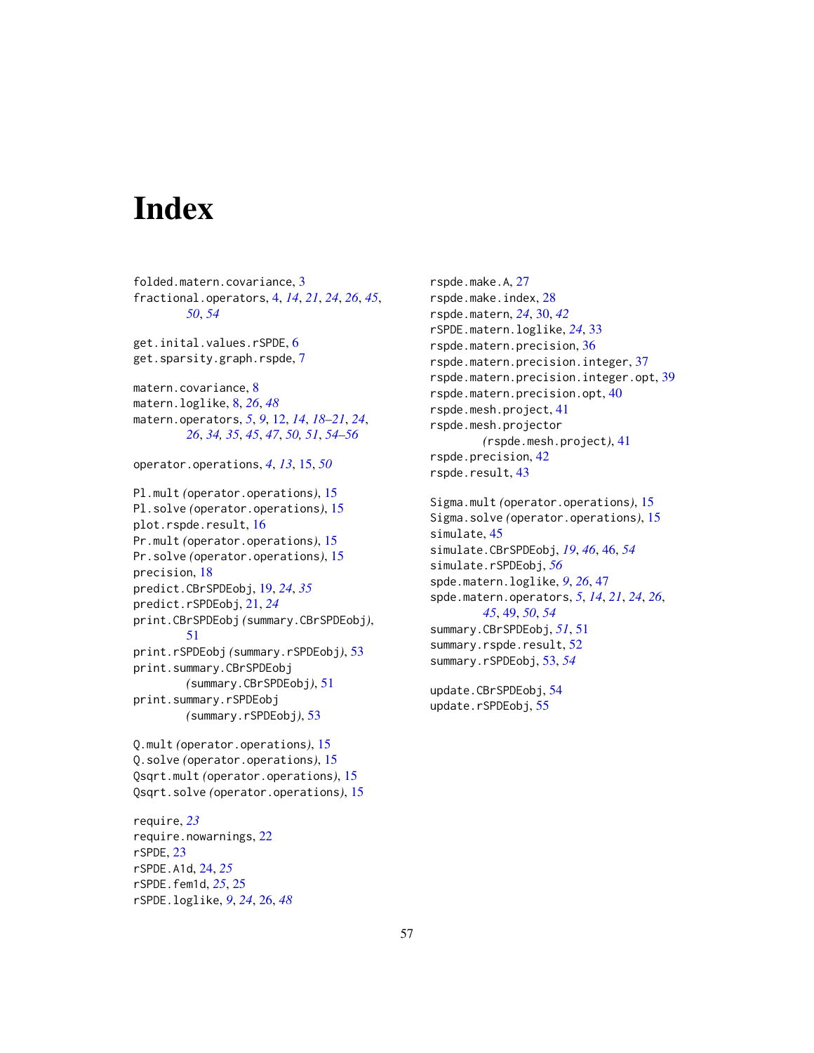# Index

folded.matern.covariance, 3
fractional.operators, 4, *14*, *21*, *24*, *26*, *45*, *50*, *54*

get.inital.values.rSPDE, 6
get.sparsity.graph.rspde, 7

matern.covariance, 8
matern.loglike, 8, *26*, *48*
matern.operators, *5*, *9*, 12, *14*, *18–21*, *24*, *26*, *34, 35*, *45*, *47*, *50, 51*, *54–56*

operator.operations, *4*, *13*, 15, *50*

Pl.mult *(*operator.operations*)*, 15
Pl.solve *(*operator.operations*)*, 15
plot.rspde.result, 16
Pr.mult *(*operator.operations*)*, 15
Pr.solve *(*operator.operations*)*, 15
precision, 18
predict.CBrSPDEobj, 19, *24*, *35*
predict.rSPDEobj, 21, *24*
print.CBrSPDEobj *(*summary.CBrSPDEobj*)*, 51
print.rSPDEobj *(*summary.rSPDEobj*)*, 53
print.summary.CBrSPDEobj *(*summary.CBrSPDEobj*)*, 51
print.summary.rSPDEobj *(*summary.rSPDEobj*)*, 53

Q.mult *(*operator.operations*)*, 15
Q.solve *(*operator.operations*)*, 15
Qsqrt.mult *(*operator.operations*)*, 15
Qsqrt.solve *(*operator.operations*)*, 15

require, *23*
require.nowarnings, 22
rSPDE, 23
rSPDE.A1d, 24, *25*
rSPDE.fem1d, *25*, 25
rSPDE.loglike, *9*, *24*, 26, *48*
rspde.make.A, 27
rspde.make.index, 28
rspde.matern, *24*, 30, *42*
rSPDE.matern.loglike, *24*, 33
rspde.matern.precision, 36
rspde.matern.precision.integer, 37
rspde.matern.precision.integer.opt, 39
rspde.matern.precision.opt, 40
rspde.mesh.project, 41
rspde.mesh.projector *(*rspde.mesh.project*)*, 41
rspde.precision, 42
rspde.result, 43

Sigma.mult *(*operator.operations*)*, 15
Sigma.solve *(*operator.operations*)*, 15
simulate, 45
simulate.CBrSPDEobj, *19*, *46*, 46, *54*
simulate.rSPDEobj, *56*
spde.matern.loglike, *9*, *26*, 47
spde.matern.operators, *5*, *14*, *21*, *24*, *26*, *45*, 49, *50*, *54*
summary.CBrSPDEobj, *51*, 51
summary.rspde.result, 52
summary.rSPDEobj, 53, *54*

update.CBrSPDEobj, 54
update.rSPDEobj, 55